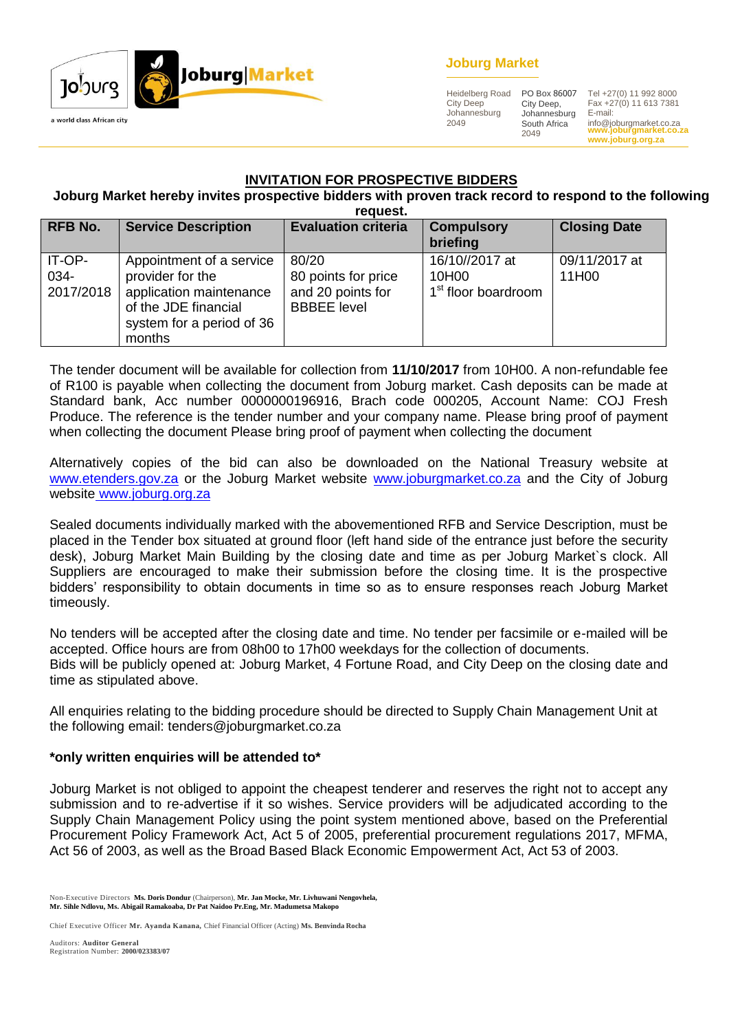**Joburg Market**

Heidelberg Road
City Deep
Johannesburg
2049

PO Box 86007
City Deep,
Johannesburg
South Africa
2049

Tel +27(0) 11 992 8000
Fax +27(0) 11 613 7381
E-mail:
info@joburgmarket.co.za
www.joburgmarket.co.za
www.joburg.org.za

## INVITATION FOR PROSPECTIVE BIDDERS

**Joburg Market hereby invites prospective bidders with proven track record to respond to the following request.**

| RFB No. | Service Description | Evaluation criteria | Compulsory briefing | Closing Date |
|---|---|---|---|---|
| IT-OP-034-2017/2018 | Appointment of a service provider for the application maintenance of the JDE financial system for a period of 36 months | 80/20 80 points for price and 20 points for BBBEE level | 16/10//2017 at 10H00 1st floor boardroom | 09/11/2017 at 11H00 |

The tender document will be available for collection from **11/10/2017** from 10H00. A non-refundable fee of R100 is payable when collecting the document from Joburg market. Cash deposits can be made at Standard bank, Acc number 0000000196916, Brach code 000205, Account Name: COJ Fresh Produce. The reference is the tender number and your company name. Please bring proof of payment when collecting the document Please bring proof of payment when collecting the document

Alternatively copies of the bid can also be downloaded on the National Treasury website at www.etenders.gov.za or the Joburg Market website www.joburgmarket.co.za and the City of Joburg website www.joburg.org.za

Sealed documents individually marked with the abovementioned RFB and Service Description, must be placed in the Tender box situated at ground floor (left hand side of the entrance just before the security desk), Joburg Market Main Building by the closing date and time as per Joburg Market`s clock. All Suppliers are encouraged to make their submission before the closing time. It is the prospective bidders' responsibility to obtain documents in time so as to ensure responses reach Joburg Market timeously.

No tenders will be accepted after the closing date and time. No tender per facsimile or e-mailed will be accepted. Office hours are from 08h00 to 17h00 weekdays for the collection of documents.
Bids will be publicly opened at: Joburg Market, 4 Fortune Road, and City Deep on the closing date and time as stipulated above.

All enquiries relating to the bidding procedure should be directed to Supply Chain Management Unit at the following email: tenders@joburgmarket.co.za

**\*only written enquiries will be attended to\***

Joburg Market is not obliged to appoint the cheapest tenderer and reserves the right not to accept any submission and to re-advertise if it so wishes. Service providers will be adjudicated according to the Supply Chain Management Policy using the point system mentioned above, based on the Preferential Procurement Policy Framework Act, Act 5 of 2005, preferential procurement regulations 2017, MFMA, Act 56 of 2003, as well as the Broad Based Black Economic Empowerment Act, Act 53 of 2003.

Non-Executive Directors **Ms. Doris Dondur** (Chairperson), **Mr. Jan Mocke, Mr. Livhuwani Nengovhela, Mr. Sihle Ndlovu, Ms. Abigail Ramakoaba, Dr Pat Naidoo Pr.Eng, Mr. Madumetsa Makopo**

Chief Executive Officer **Mr. Ayanda Kanana,** Chief Financial Officer (Acting) **Ms. Benvinda Rocha**

Auditors: **Auditor General**
Registration Number: **2000/023383/07**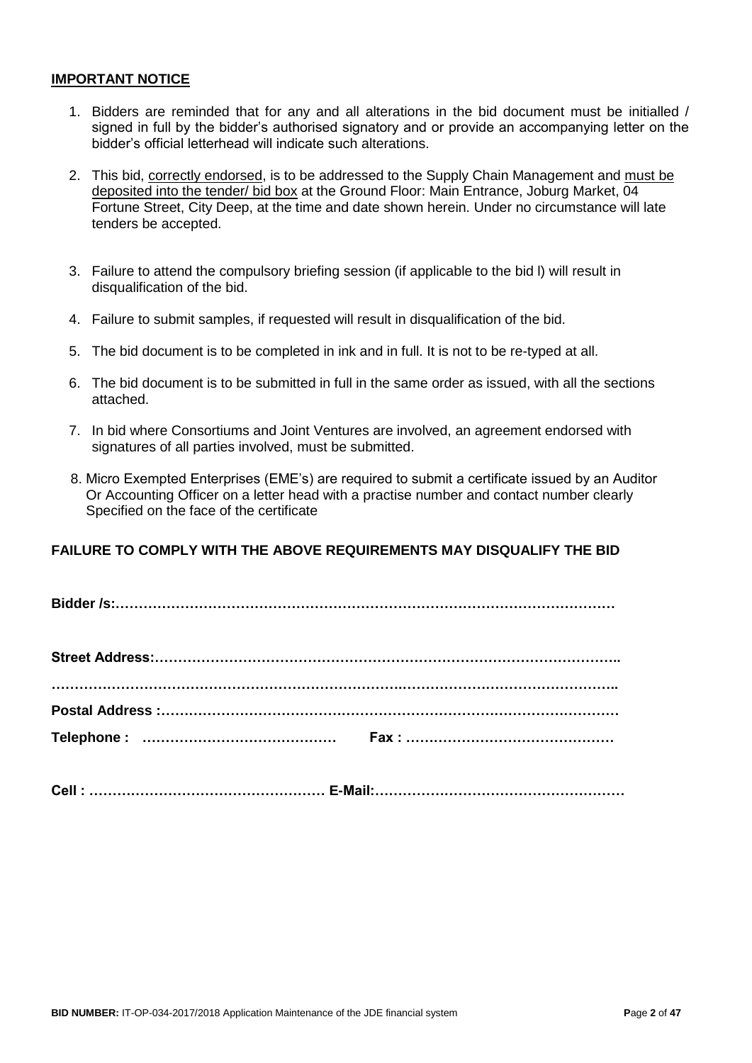**IMPORTANT NOTICE**

1. Bidders are reminded that for any and all alterations in the bid document must be initialled / signed in full by the bidder's authorised signatory and or provide an accompanying letter on the bidder's official letterhead will indicate such alterations.
2. This bid, correctly endorsed, is to be addressed to the Supply Chain Management and must be deposited into the tender/ bid box at the Ground Floor: Main Entrance, Joburg Market, 04 Fortune Street, City Deep, at the time and date shown herein. Under no circumstance will late tenders be accepted.
3. Failure to attend the compulsory briefing session (if applicable to the bid l) will result in disqualification of the bid.
4. Failure to submit samples, if requested will result in disqualification of the bid.
5. The bid document is to be completed in ink and in full. It is not to be re-typed at all.
6. The bid document is to be submitted in full in the same order as issued, with all the sections attached.
7. In bid where Consortiums and Joint Ventures are involved, an agreement endorsed with signatures of all parties involved, must be submitted.
8. Micro Exempted Enterprises (EME's) are required to submit a certificate issued by an Auditor Or Accounting Officer on a letter head with a practise number and contact number clearly Specified on the face of the certificate

**FAILURE TO COMPLY WITH THE ABOVE REQUIREMENTS MAY DISQUALIFY THE BID**

**Bidder /s:……………………………………………………………………………………………**

**Street Address:……………………………………………………………………………………..**

**……………………………………………………………………………………………………..**

**Postal Address :……………………………………………………………………………………**

**Telephone : ……………………………………  Fax : ………………………………………**

**Cell : …………………………………………… E-Mail:………………………………………………**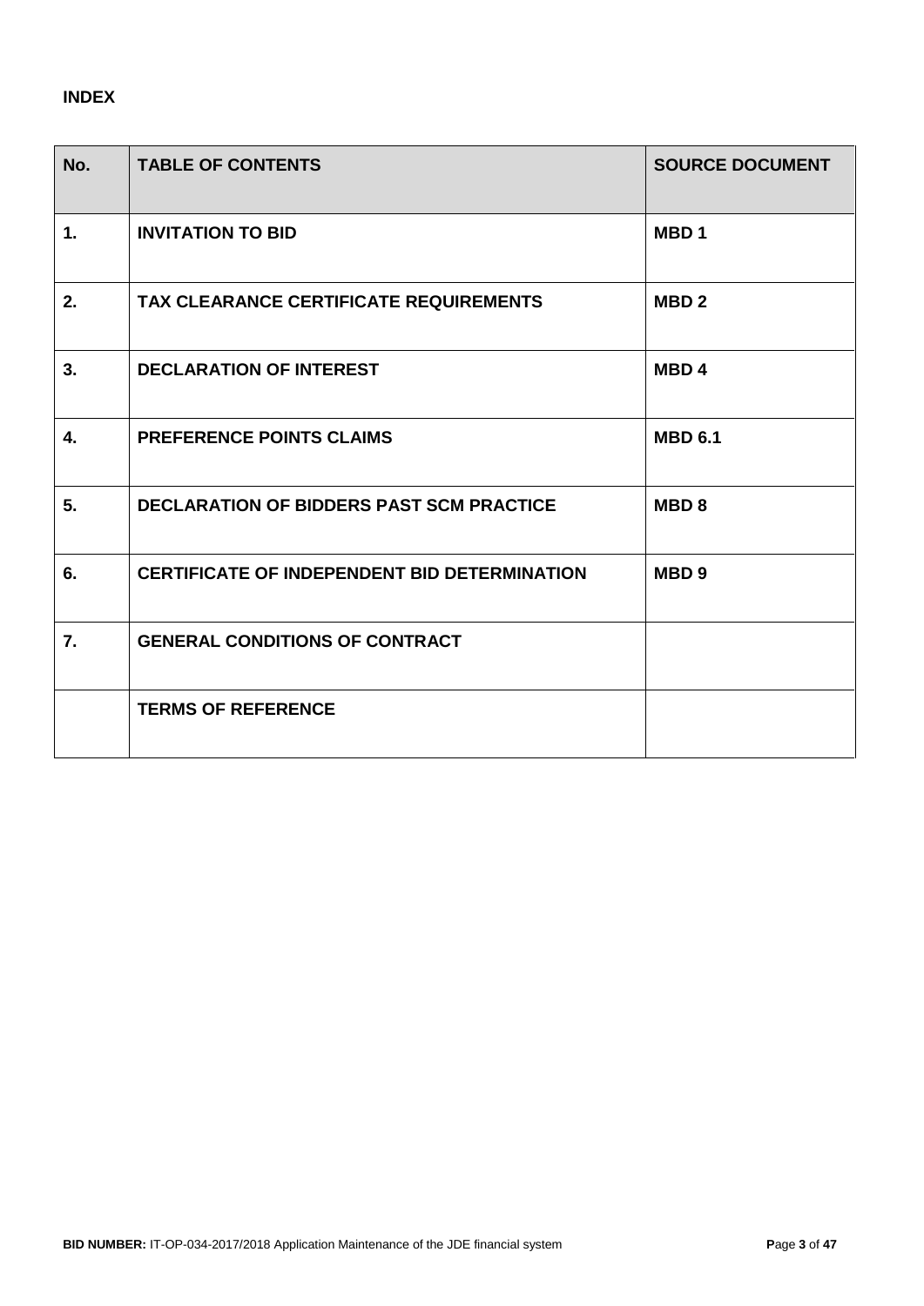**INDEX**

| No. | TABLE OF CONTENTS | SOURCE DOCUMENT |
|---|---|---|
| 1. | INVITATION TO BID | MBD 1 |
| 2. | TAX CLEARANCE CERTIFICATE REQUIREMENTS | MBD 2 |
| 3. | DECLARATION OF INTEREST | MBD 4 |
| 4. | PREFERENCE POINTS CLAIMS | MBD 6.1 |
| 5. | DECLARATION OF BIDDERS PAST SCM PRACTICE | MBD 8 |
| 6. | CERTIFICATE OF INDEPENDENT BID DETERMINATION | MBD 9 |
| 7. | GENERAL CONDITIONS OF CONTRACT | |
| | TERMS OF REFERENCE | |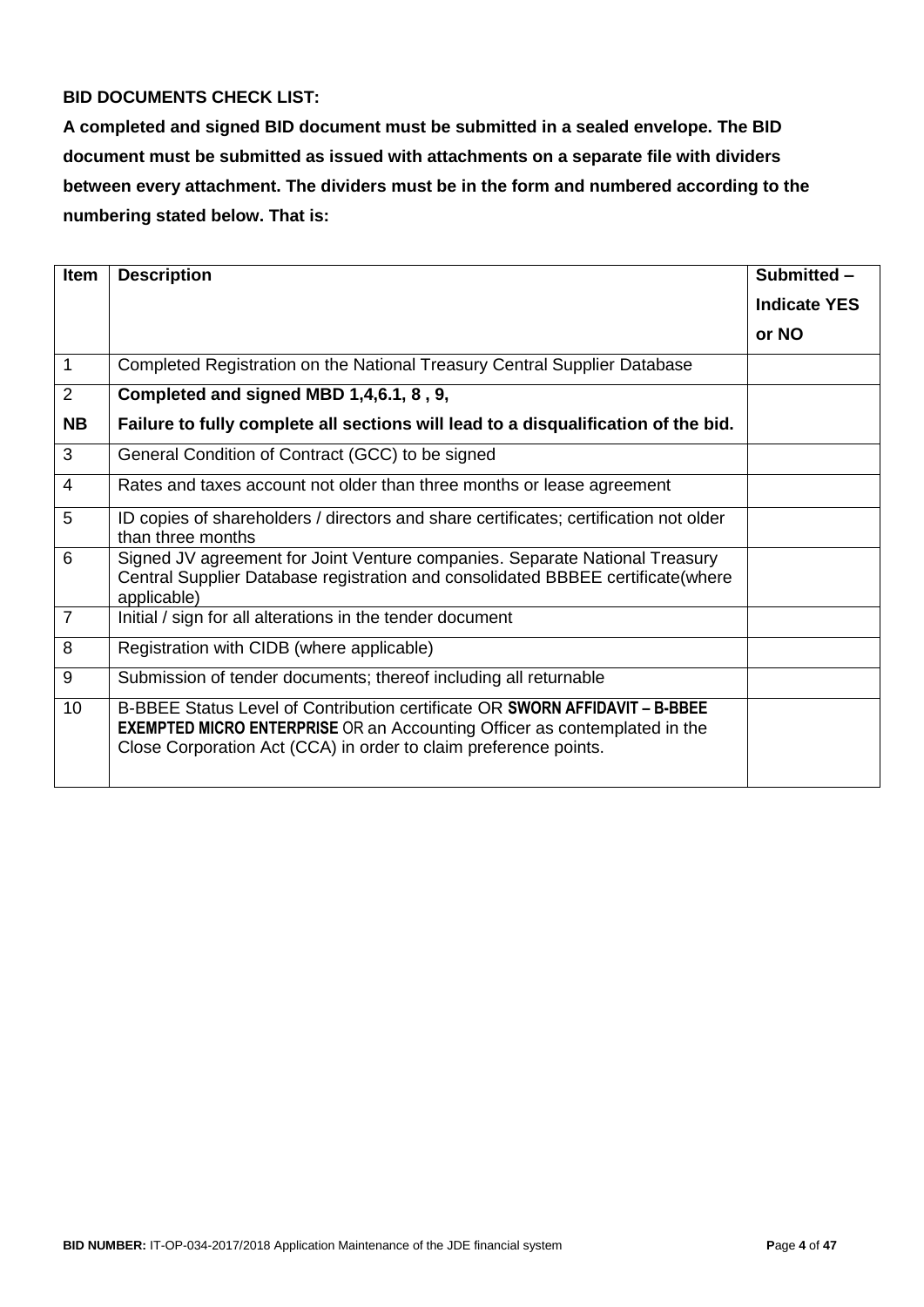**BID DOCUMENTS CHECK LIST:**

**A completed and signed BID document must be submitted in a sealed envelope. The BID document must be submitted as issued with attachments on a separate file with dividers between every attachment. The dividers must be in the form and numbered according to the numbering stated below. That is:**

| Item | Description | Submitted – Indicate YES or NO |
|---|---|---|
| 1 | Completed Registration on the National Treasury Central Supplier Database | |
| 2<br>**NB** | **Completed and signed MBD 1,4,6.1, 8 , 9,**<br>**Failure to fully complete all sections will lead to a disqualification of the bid.** | |
| 3 | General Condition of Contract (GCC) to be signed | |
| 4 | Rates and taxes account not older than three months or lease agreement | |
| 5 | ID copies of shareholders / directors and share certificates; certification not older than three months | |
| 6 | Signed JV agreement for Joint Venture companies. Separate National Treasury Central Supplier Database registration and consolidated BBBEE certificate(where applicable) | |
| 7 | Initial / sign for all alterations in the tender document | |
| 8 | Registration with CIDB (where applicable) | |
| 9 | Submission of tender documents; thereof including all returnable | |
| 10 | B-BBEE Status Level of Contribution certificate OR **SWORN AFFIDAVIT – B-BBEE EXEMPTED MICRO ENTERPRISE** OR an Accounting Officer as contemplated in the Close Corporation Act (CCA) in order to claim preference points. | |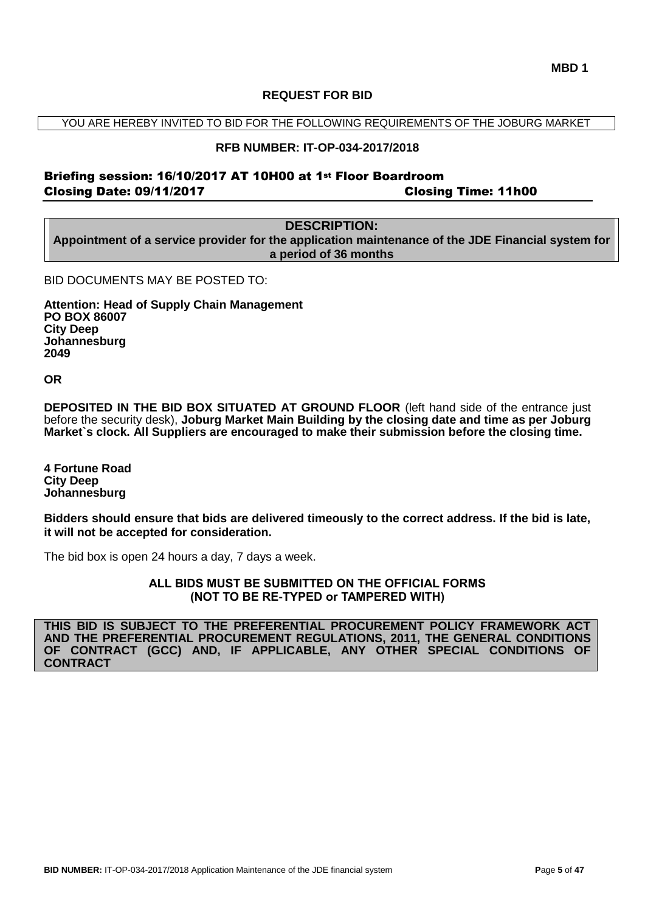**MBD 1**

## REQUEST FOR BID

YOU ARE HEREBY INVITED TO BID FOR THE FOLLOWING REQUIREMENTS OF THE JOBURG MARKET

**RFB NUMBER: IT-OP-034-2017/2018**

**Briefing session: 16/10/2017 AT 10H00 at 1st Floor Boardroom**
**Closing Date: 09/11/2017 Closing Time: 11h00**

**DESCRIPTION:**
**Appointment of a service provider for the application maintenance of the JDE Financial system for a period of 36 months**

BID DOCUMENTS MAY BE POSTED TO:

**Attention: Head of Supply Chain Management**
**PO BOX 86007**
**City Deep**
**Johannesburg**
**2049**

**OR**

**DEPOSITED IN THE BID BOX SITUATED AT GROUND FLOOR** (left hand side of the entrance just before the security desk), **Joburg Market Main Building by the closing date and time as per Joburg Market`s clock. All Suppliers are encouraged to make their submission before the closing time.**

**4 Fortune Road**
**City Deep**
**Johannesburg**

**Bidders should ensure that bids are delivered timeously to the correct address. If the bid is late, it will not be accepted for consideration.**

The bid box is open 24 hours a day, 7 days a week.

**ALL BIDS MUST BE SUBMITTED ON THE OFFICIAL FORMS (NOT TO BE RE-TYPED or TAMPERED WITH)**

**THIS BID IS SUBJECT TO THE PREFERENTIAL PROCUREMENT POLICY FRAMEWORK ACT AND THE PREFERENTIAL PROCUREMENT REGULATIONS, 2011, THE GENERAL CONDITIONS OF CONTRACT (GCC) AND, IF APPLICABLE, ANY OTHER SPECIAL CONDITIONS OF CONTRACT**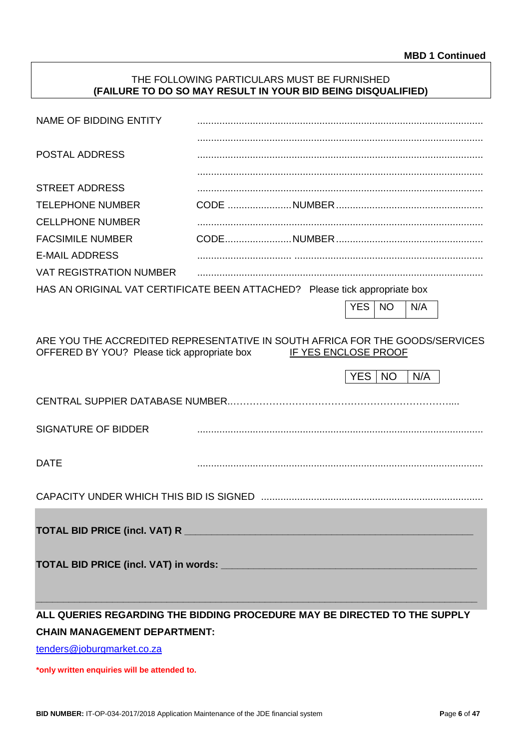**MBD 1 Continued**

THE FOLLOWING PARTICULARS MUST BE FURNISHED
**(FAILURE TO DO SO MAY RESULT IN YOUR BID BEING DISQUALIFIED)**

NAME OF BIDDING ENTITY ......................................................................................................

......................................................................................................

POSTAL ADDRESS ......................................................................................................

......................................................................................................

STREET ADDRESS ......................................................................................................

TELEPHONE NUMBER CODE .......................NUMBER.....................................................

CELLPHONE NUMBER ......................................................................................................

FACSIMILE NUMBER CODE........................NUMBER.....................................................

E-MAIL ADDRESS ................................. ...................................................................

VAT REGISTRATION NUMBER ......................................................................................................

HAS AN ORIGINAL VAT CERTIFICATE BEEN ATTACHED? Please tick appropriate box

| YES | NO | N/A |
|---|---|---|

ARE YOU THE ACCREDITED REPRESENTATIVE IN SOUTH AFRICA FOR THE GOODS/SERVICES OFFERED BY YOU? Please tick appropriate box IF YES ENCLOSE PROOF

| YES | NO | N/A |
|---|---|---|

CENTRAL SUPPIER DATABASE NUMBER..……………………………………………………………....

SIGNATURE OF BIDDER ......................................................................................................

DATE ......................................................................................................

CAPACITY UNDER WHICH THIS BID IS SIGNED ..............................................................................

**TOTAL BID PRICE (incl. VAT) R** ______________________________________________________

**TOTAL BID PRICE (incl. VAT) in words:** ________________________________________________

_______________________________________________________________________________

**ALL QUERIES REGARDING THE BIDDING PROCEDURE MAY BE DIRECTED TO THE SUPPLY CHAIN MANAGEMENT DEPARTMENT:**

tenders@joburgmarket.co.za

***only written enquiries will be attended to.**

**BID NUMBER:** IT-OP-034-2017/2018 Application Maintenance of the JDE financial system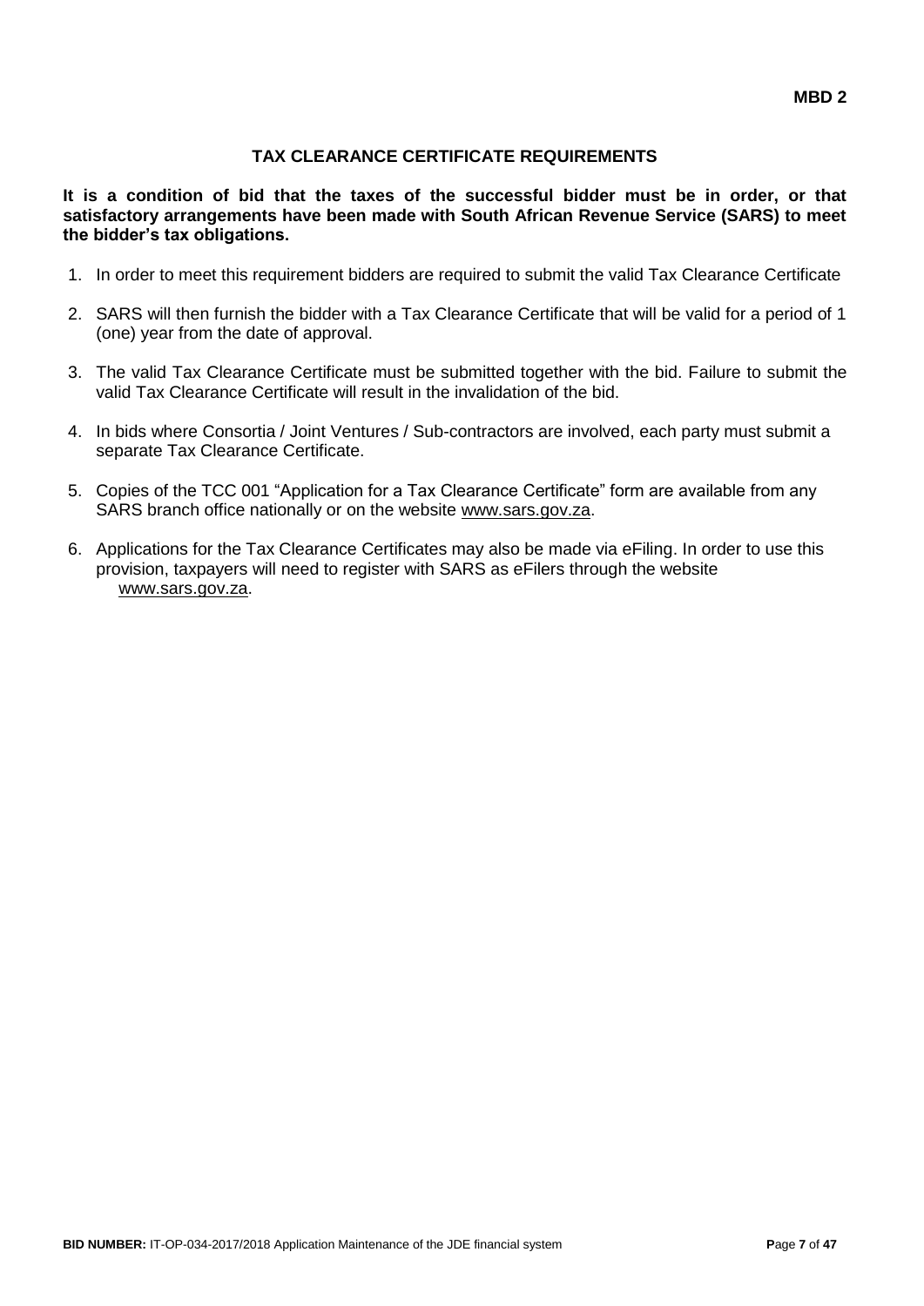**MBD 2**

# TAX CLEARANCE CERTIFICATE REQUIREMENTS

**It is a condition of bid that the taxes of the successful bidder must be in order, or that satisfactory arrangements have been made with South African Revenue Service (SARS) to meet the bidder's tax obligations.**

1. In order to meet this requirement bidders are required to submit the valid Tax Clearance Certificate
2. SARS will then furnish the bidder with a Tax Clearance Certificate that will be valid for a period of 1 (one) year from the date of approval.
3. The valid Tax Clearance Certificate must be submitted together with the bid. Failure to submit the valid Tax Clearance Certificate will result in the invalidation of the bid.
4. In bids where Consortia / Joint Ventures / Sub-contractors are involved, each party must submit a separate Tax Clearance Certificate.
5. Copies of the TCC 001 "Application for a Tax Clearance Certificate" form are available from any SARS branch office nationally or on the website www.sars.gov.za.
6. Applications for the Tax Clearance Certificates may also be made via eFiling. In order to use this provision, taxpayers will need to register with SARS as eFilers through the website www.sars.gov.za.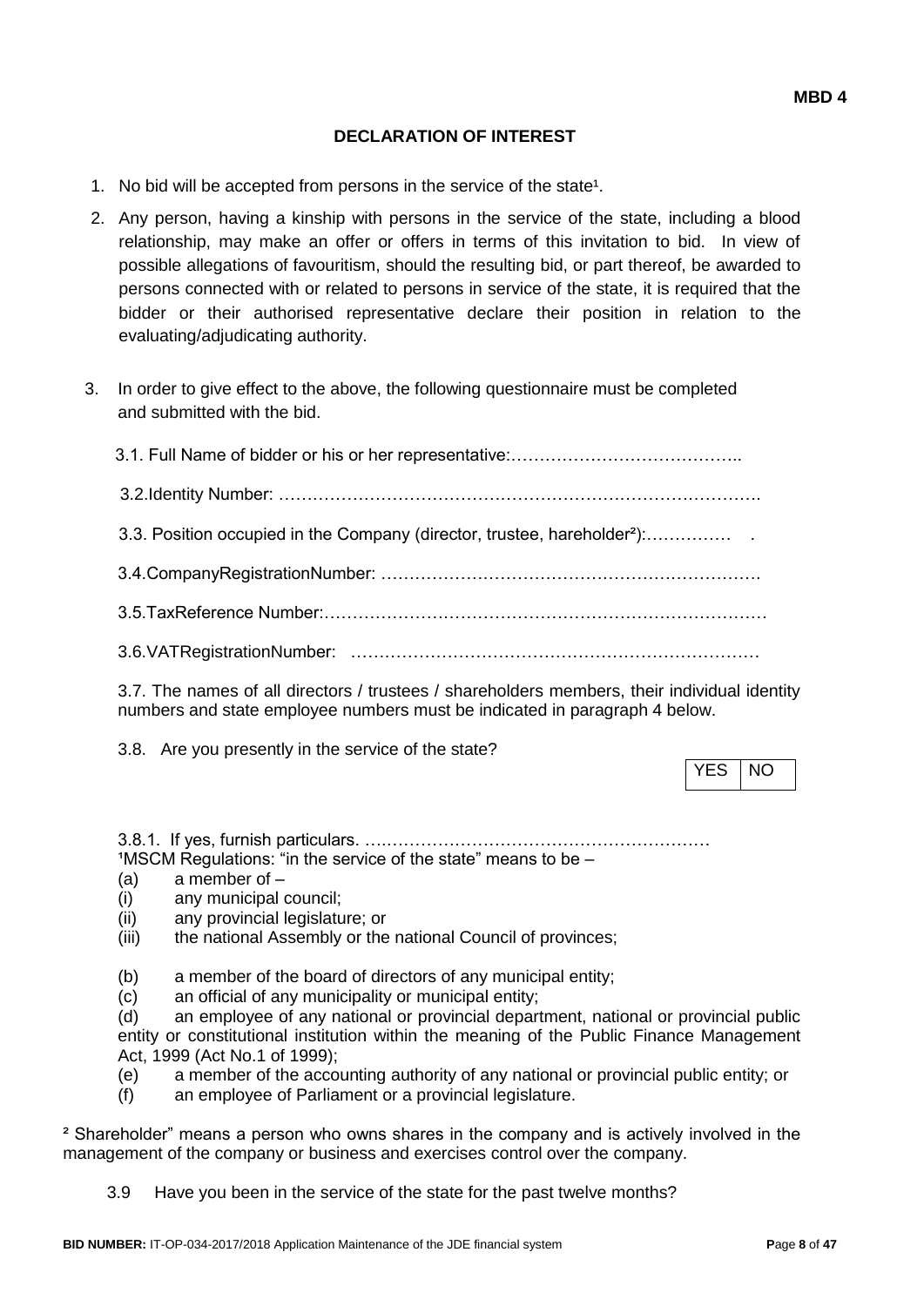**MBD 4**

**DECLARATION OF INTEREST**

1. No bid will be accepted from persons in the service of the state[1].
2. Any person, having a kinship with persons in the service of the state, including a blood relationship, may make an offer or offers in terms of this invitation to bid. In view of possible allegations of favouritism, should the resulting bid, or part thereof, be awarded to persons connected with or related to persons in service of the state, it is required that the bidder or their authorised representative declare their position in relation to the evaluating/adjudicating authority.
3. In order to give effect to the above, the following questionnaire must be completed and submitted with the bid.

3.1. Full Name of bidder or his or her representative:…………………………………..

3.2.Identity Number: ……………………………………………………………………….

3.3. Position occupied in the Company (director, trustee, hareholder[2]):…………… .

3.4.CompanyRegistrationNumber: ………………………………………………………….

3.5.TaxReference Number:……….………………………….…………….………….………

3.6.VATRegistrationNumber: ………………………………………………………………

3.7. The names of all directors / trustees / shareholders members, their individual identity numbers and state employee numbers must be indicated in paragraph 4 below.

3.8. Are you presently in the service of the state?

| YES | NO |
|---|---|

3.8.1. If yes, furnish particulars. ….……………………………………………………

[1]MSCM Regulations: "in the service of the state" means to be –

(a) a member of –
(i) any municipal council;
(ii) any provincial legislature; or
(iii) the national Assembly or the national Council of provinces;

(b) a member of the board of directors of any municipal entity;
(c) an official of any municipality or municipal entity;
(d) an employee of any national or provincial department, national or provincial public entity or constitutional institution within the meaning of the Public Finance Management Act, 1999 (Act No.1 of 1999);
(e) a member of the accounting authority of any national or provincial public entity; or
(f) an employee of Parliament or a provincial legislature.

[2] Shareholder" means a person who owns shares in the company and is actively involved in the management of the company or business and exercises control over the company.

3.9 Have you been in the service of the state for the past twelve months?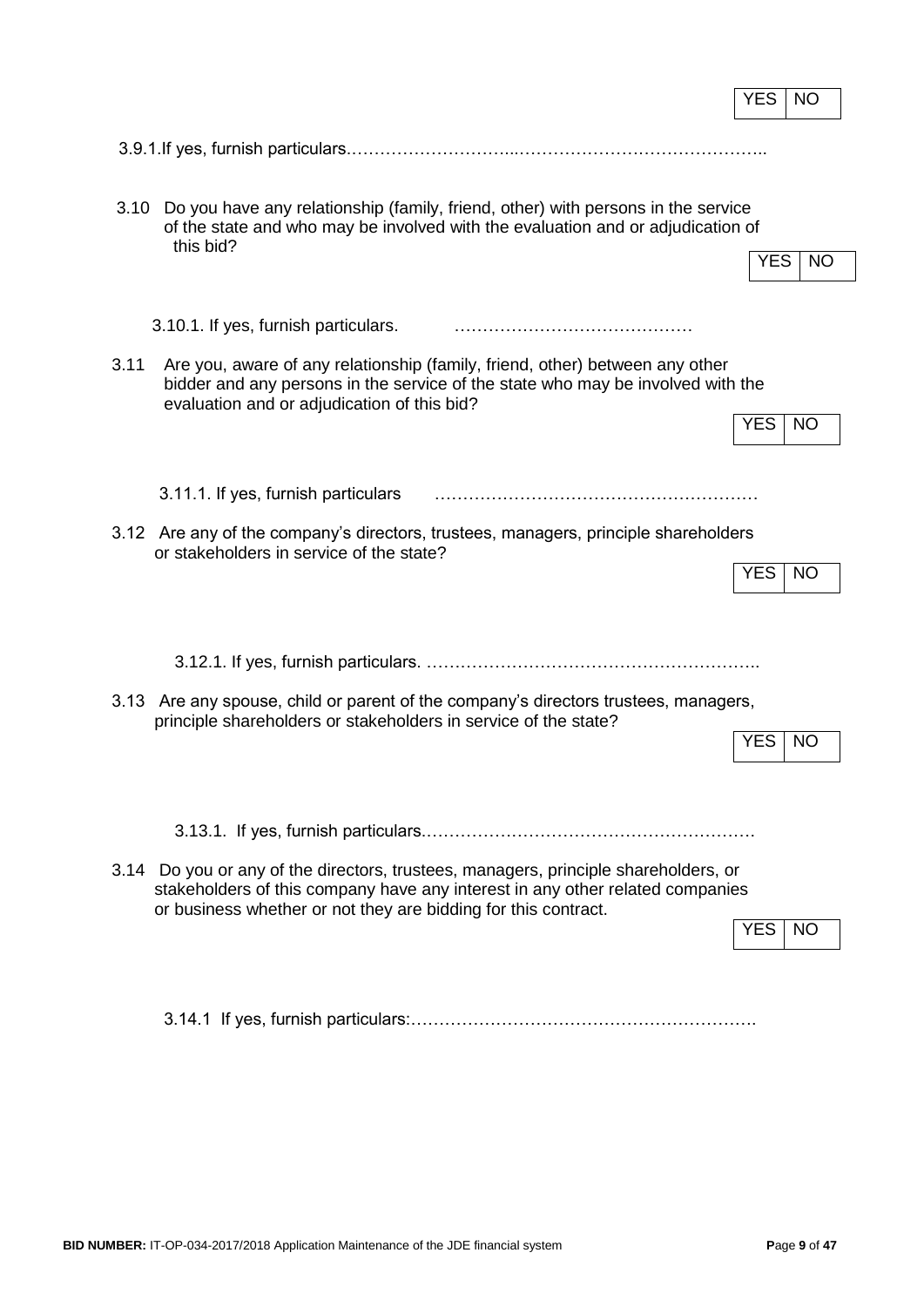| YES | NO |
|---|---|

3.9.1.If yes, furnish particulars.…………………………...……………………………………..

3.10 Do you have any relationship (family, friend, other) with persons in the service of the state and who may be involved with the evaluation and or adjudication of this bid?

| YES | NO |
|---|---|

3.10.1. If yes, furnish particulars. ……………………………………

3.11 Are you, aware of any relationship (family, friend, other) between any other bidder and any persons in the service of the state who may be involved with the evaluation and or adjudication of this bid?

| YES | NO |
|---|---|

3.11.1. If yes, furnish particulars …………………………………………………

3.12 Are any of the company's directors, trustees, managers, principle shareholders or stakeholders in service of the state?

| YES | NO |
|---|---|

3.12.1. If yes, furnish particulars. …….……………….……………………….…….

3.13 Are any spouse, child or parent of the company's directors trustees, managers, principle shareholders or stakeholders in service of the state?

| YES | NO |
|---|---|

3.13.1. If yes, furnish particulars.………………………………………………….

3.14 Do you or any of the directors, trustees, managers, principle shareholders, or stakeholders of this company have any interest in any other related companies or business whether or not they are bidding for this contract.

| YES | NO |
|---|---|

3.14.1 If yes, furnish particulars:…………………………………………………….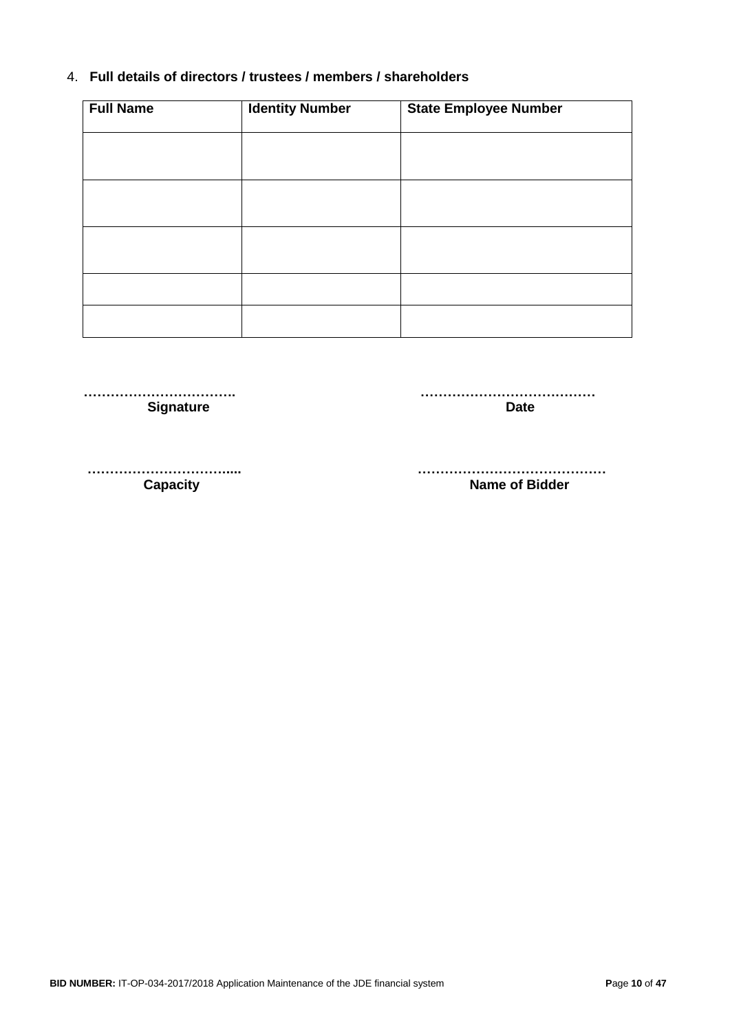4. **Full details of directors / trustees / members / shareholders**

| Full Name | Identity Number | State Employee Number |
|---|---|---|
| | | |
| | | |
| | | |
| | | |
| | | |

……………………………. **Signature**

………………………………… **Date**

…………………………..... **Capacity**

…………………………………… **Name of Bidder**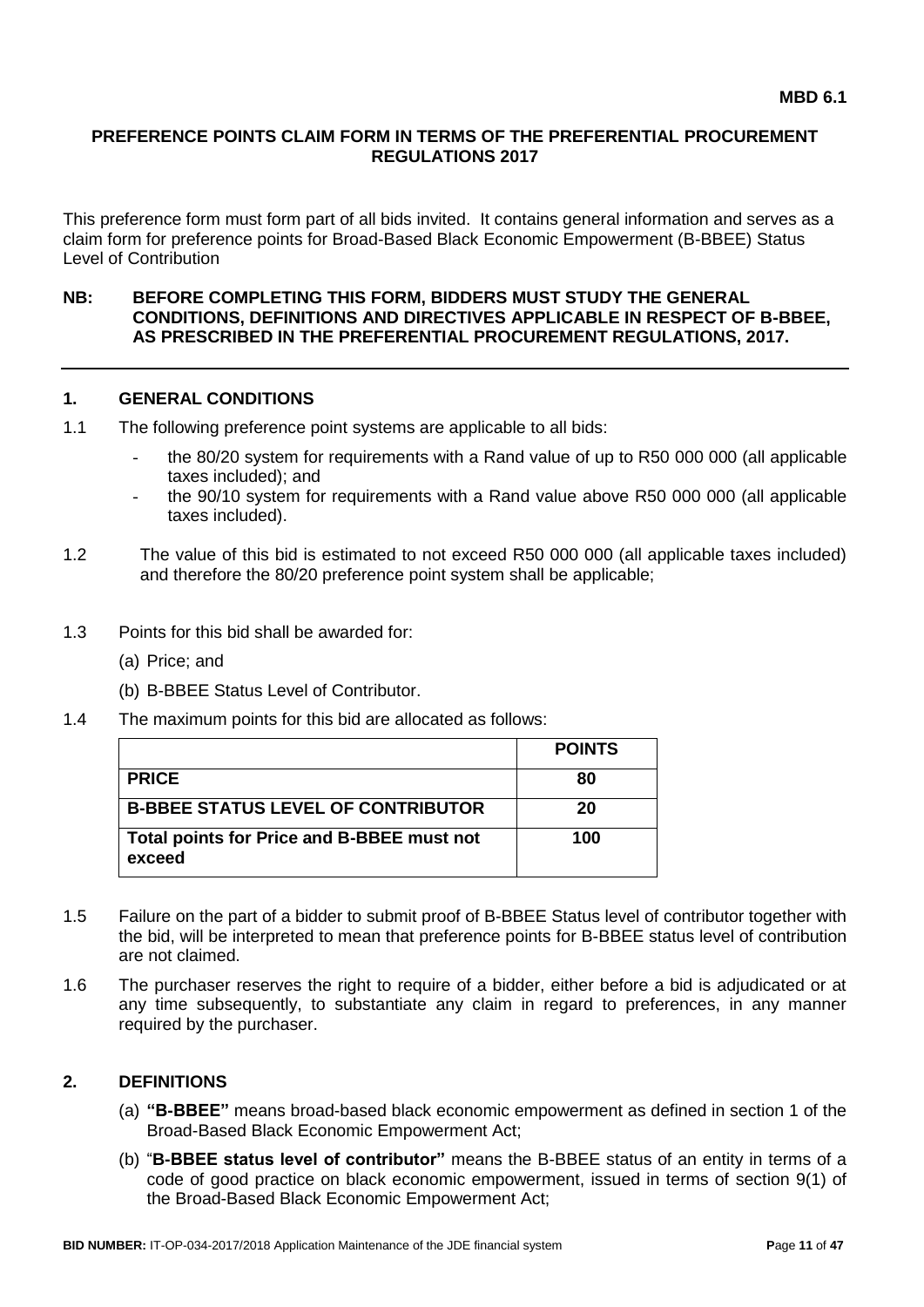**MBD 6.1**

## PREFERENCE POINTS CLAIM FORM IN TERMS OF THE PREFERENTIAL PROCUREMENT REGULATIONS 2017

This preference form must form part of all bids invited. It contains general information and serves as a claim form for preference points for Broad-Based Black Economic Empowerment (B-BBEE) Status Level of Contribution

**NB: BEFORE COMPLETING THIS FORM, BIDDERS MUST STUDY THE GENERAL CONDITIONS, DEFINITIONS AND DIRECTIVES APPLICABLE IN RESPECT OF B-BBEE, AS PRESCRIBED IN THE PREFERENTIAL PROCUREMENT REGULATIONS, 2017.**

---

### 1. GENERAL CONDITIONS

1.1 The following preference point systems are applicable to all bids:

- the 80/20 system for requirements with a Rand value of up to R50 000 000 (all applicable taxes included); and
- the 90/10 system for requirements with a Rand value above R50 000 000 (all applicable taxes included).

1.2 The value of this bid is estimated to not exceed R50 000 000 (all applicable taxes included) and therefore the 80/20 preference point system shall be applicable;

1.3 Points for this bid shall be awarded for:

(a) Price; and

(b) B-BBEE Status Level of Contributor.

1.4 The maximum points for this bid are allocated as follows:

| | **POINTS** |
|---|---|
| **PRICE** | **80** |
| **B-BBEE STATUS LEVEL OF CONTRIBUTOR** | **20** |
| **Total points for Price and B-BBEE must not exceed** | **100** |

1.5 Failure on the part of a bidder to submit proof of B-BBEE Status level of contributor together with the bid, will be interpreted to mean that preference points for B-BBEE status level of contribution are not claimed.

1.6 The purchaser reserves the right to require of a bidder, either before a bid is adjudicated or at any time subsequently, to substantiate any claim in regard to preferences, in any manner required by the purchaser.

### 2. DEFINITIONS

(a) **"B-BBEE"** means broad-based black economic empowerment as defined in section 1 of the Broad-Based Black Economic Empowerment Act;

(b) "**B-BBEE status level of contributor"** means the B-BBEE status of an entity in terms of a code of good practice on black economic empowerment, issued in terms of section 9(1) of the Broad-Based Black Economic Empowerment Act;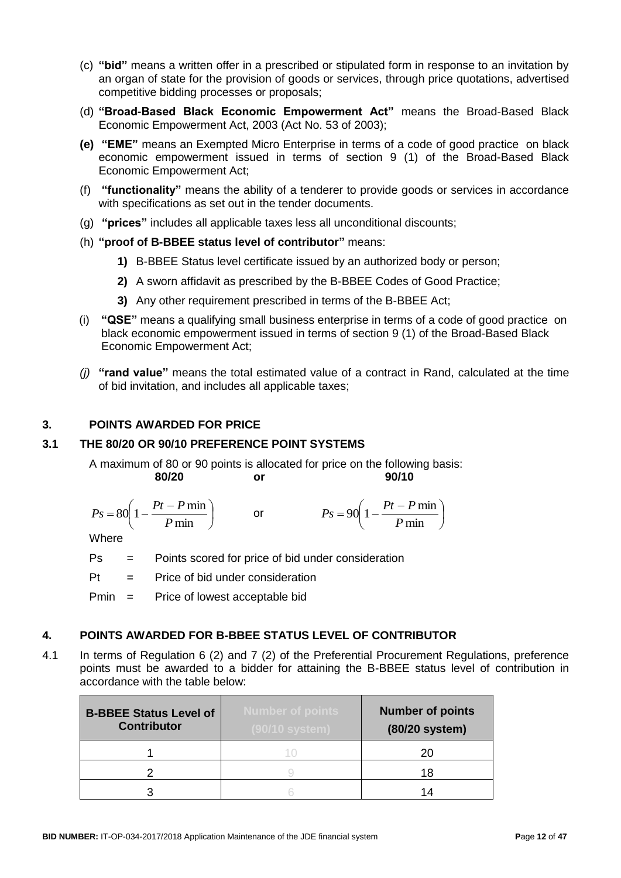(c) **"bid"** means a written offer in a prescribed or stipulated form in response to an invitation by an organ of state for the provision of goods or services, through price quotations, advertised competitive bidding processes or proposals;

(d) **"Broad-Based Black Economic Empowerment Act"** means the Broad-Based Black Economic Empowerment Act, 2003 (Act No. 53 of 2003);

**(e) "EME"** means an Exempted Micro Enterprise in terms of a code of good practice on black economic empowerment issued in terms of section 9 (1) of the Broad-Based Black Economic Empowerment Act;

(f) **"functionality"** means the ability of a tenderer to provide goods or services in accordance with specifications as set out in the tender documents.

(g) **"prices"** includes all applicable taxes less all unconditional discounts;

(h) **"proof of B-BBEE status level of contributor"** means:

**1)** B-BBEE Status level certificate issued by an authorized body or person;

**2)** A sworn affidavit as prescribed by the B-BBEE Codes of Good Practice;

**3)** Any other requirement prescribed in terms of the B-BBEE Act;

(i) **"QSE"** means a qualifying small business enterprise in terms of a code of good practice on black economic empowerment issued in terms of section 9 (1) of the Broad-Based Black Economic Empowerment Act;

*(j)* **"rand value"** means the total estimated value of a contract in Rand, calculated at the time of bid invitation, and includes all applicable taxes;

## 3. POINTS AWARDED FOR PRICE

### 3.1 THE 80/20 OR 90/10 PREFERENCE POINT SYSTEMS

A maximum of 80 or 90 points is allocated for price on the following basis:

**80/20** **or** **90/10**

$$Ps = 80\left(1 - \frac{Pt - P\min}{P\min}\right) \quad \text{or} \quad Ps = 90\left(1 - \frac{Pt - P\min}{P\min}\right)$$

Where

Ps = Points scored for price of bid under consideration

Pt = Price of bid under consideration

Pmin = Price of lowest acceptable bid

## 4. POINTS AWARDED FOR B-BBEE STATUS LEVEL OF CONTRIBUTOR

4.1 In terms of Regulation 6 (2) and 7 (2) of the Preferential Procurement Regulations, preference points must be awarded to a bidder for attaining the B-BBEE status level of contribution in accordance with the table below:

| B-BBEE Status Level of Contributor | Number of points (90/10 system) | Number of points (80/20 system) |
|---|---|---|
| 1 | 10 | 20 |
| 2 | 9 | 18 |
| 3 | 6 | 14 |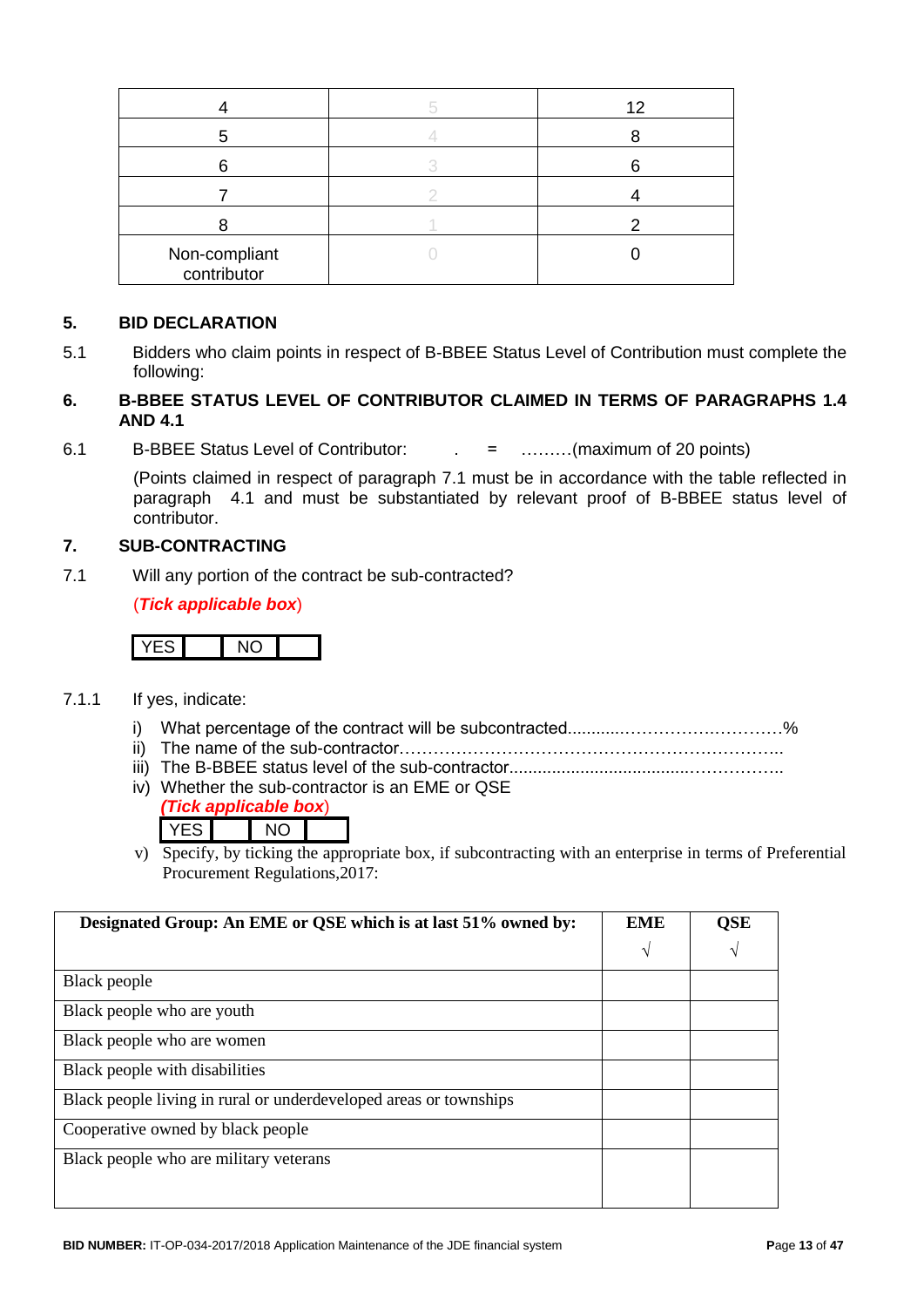| 4 | 5 | 12 |
|---|---|---|
| 5 | 4 | 8 |
| 6 | 3 | 6 |
| 7 | 2 | 4 |
| 8 | 1 | 2 |
| Non-compliant contributor | 0 | 0 |

## 5. BID DECLARATION

5.1 Bidders who claim points in respect of B-BBEE Status Level of Contribution must complete the following:

## 6. B-BBEE STATUS LEVEL OF CONTRIBUTOR CLAIMED IN TERMS OF PARAGRAPHS 1.4 AND 4.1

6.1 B-BBEE Status Level of Contributor: . = ………(maximum of 20 points)

(Points claimed in respect of paragraph 7.1 must be in accordance with the table reflected in paragraph 4.1 and must be substantiated by relevant proof of B-BBEE status level of contributor.

## 7. SUB-CONTRACTING

7.1 Will any portion of the contract be sub-contracted?

(***Tick applicable box***)

| YES | | NO | |
|---|---|---|---|

7.1.1 If yes, indicate:

i) What percentage of the contract will be subcontracted............…………….…………%
ii) The name of the sub-contractor…………………………………………………………..
iii) The B-BBEE status level of the sub-contractor......................................……………..
iv) Whether the sub-contractor is an EME or QSE
*(**Tick applicable box**)*

| YES | | NO | |
|---|---|---|---|

v) Specify, by ticking the appropriate box, if subcontracting with an enterprise in terms of Preferential Procurement Regulations,2017:

| Designated Group: An EME or QSE which is at last 51% owned by: | EME √ | QSE √ |
|---|---|---|
| Black people | | |
| Black people who are youth | | |
| Black people who are women | | |
| Black people with disabilities | | |
| Black people living in rural or underdeveloped areas or townships | | |
| Cooperative owned by black people | | |
| Black people who are military veterans | | |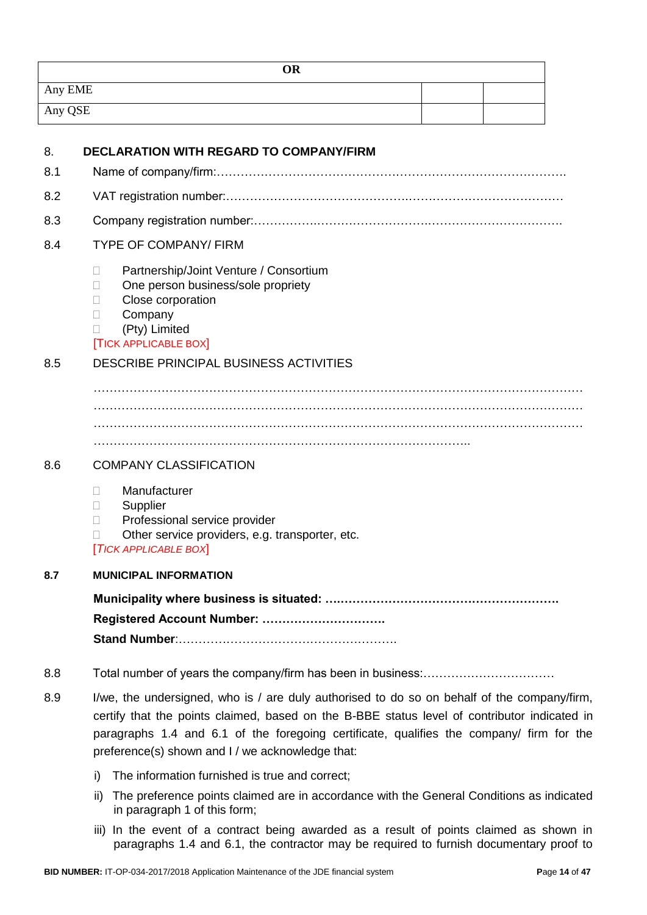| OR | | |
|---|---|---|
| Any EME | | |
| Any QSE | | |

## 8. DECLARATION WITH REGARD TO COMPANY/FIRM

8.1 Name of company/firm:…………………………………………………………………………….

8.2 VAT registration number:……………………………………….…………………………………

8.3 Company registration number:…………….……………………….…………………………….

8.4 TYPE OF COMPANY/ FIRM

- ☐ Partnership/Joint Venture / Consortium
- ☐ One person business/sole propriety
- ☐ Close corporation
- ☐ Company
- ☐ (Pty) Limited

[TICK APPLICABLE BOX]

8.5 DESCRIBE PRINCIPAL BUSINESS ACTIVITIES

…………………………………………………………………………………………………………
…………………………………………………………………………………………………………
…………………………………………………………………………………………………………
………………………………………………………………………………………..

8.6 COMPANY CLASSIFICATION

- ☐ Manufacturer
- ☐ Supplier
- ☐ Professional service provider
- ☐ Other service providers, e.g. transporter, etc.

[*TICK APPLICABLE BOX*]

**8.7 MUNICIPAL INFORMATION**

**Municipality where business is situated: ….………………………………………………….**

**Registered Account Number: ………………………….**

**Stand Number**:……………………………………………….

8.8 Total number of years the company/firm has been in business:……………………………

8.9 I/we, the undersigned, who is / are duly authorised to do so on behalf of the company/firm, certify that the points claimed, based on the B-BBE status level of contributor indicated in paragraphs 1.4 and 6.1 of the foregoing certificate, qualifies the company/ firm for the preference(s) shown and I / we acknowledge that:

i) The information furnished is true and correct;

ii) The preference points claimed are in accordance with the General Conditions as indicated in paragraph 1 of this form;

iii) In the event of a contract being awarded as a result of points claimed as shown in paragraphs 1.4 and 6.1, the contractor may be required to furnish documentary proof to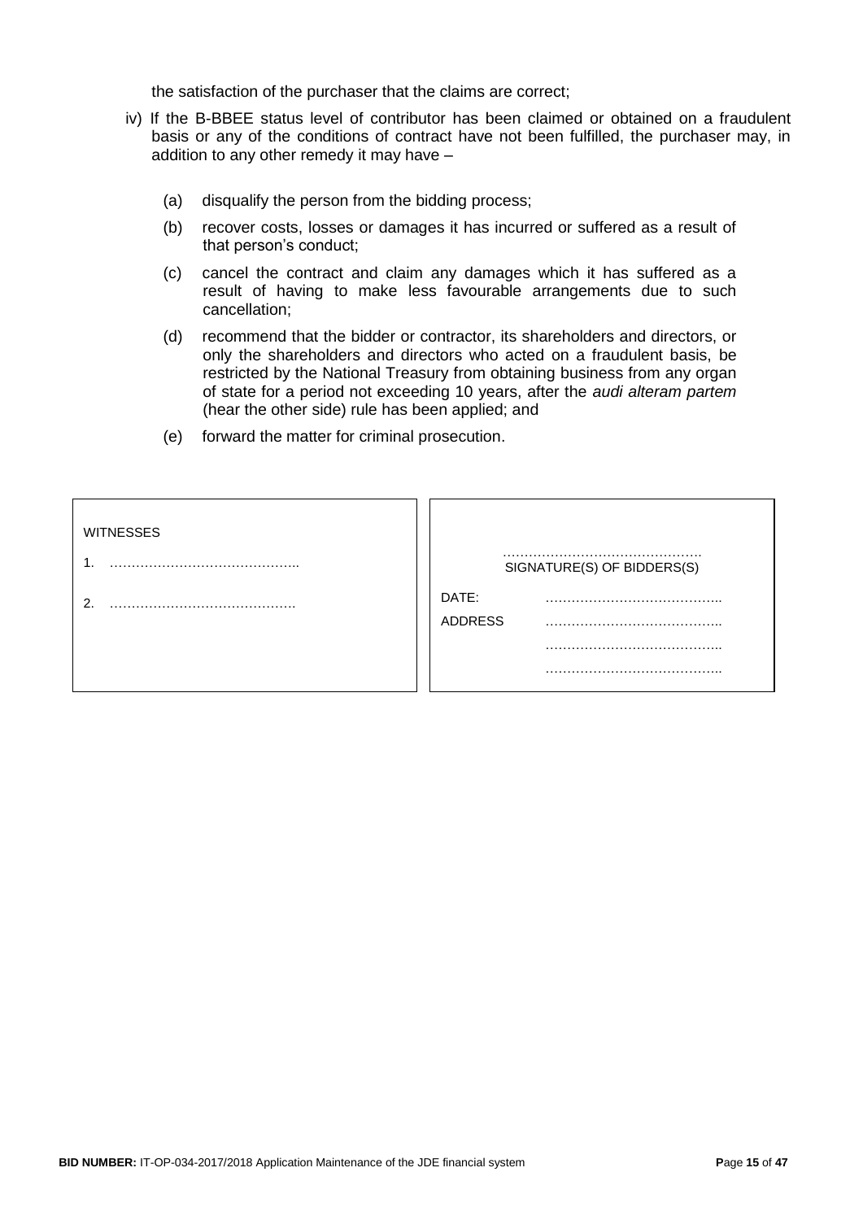the satisfaction of the purchaser that the claims are correct;

iv) If the B-BBEE status level of contributor has been claimed or obtained on a fraudulent basis or any of the conditions of contract have not been fulfilled, the purchaser may, in addition to any other remedy it may have –

   (a) disqualify the person from the bidding process;

   (b) recover costs, losses or damages it has incurred or suffered as a result of that person's conduct;

   (c) cancel the contract and claim any damages which it has suffered as a result of having to make less favourable arrangements due to such cancellation;

   (d) recommend that the bidder or contractor, its shareholders and directors, or only the shareholders and directors who acted on a fraudulent basis, be restricted by the National Treasury from obtaining business from any organ of state for a period not exceeding 10 years, after the *audi alteram partem* (hear the other side) rule has been applied; and

   (e) forward the matter for criminal prosecution.

| WITNESSES | |
|---|---|
| 1. …………………………………….. | ………………………………………. SIGNATURE(S) OF BIDDERS(S) |
| 2. ……………………………………. | DATE: ………………………………….. |
| | ADDRESS ………………………………….. |
| | ………………………………….. |
| | ………………………………….. |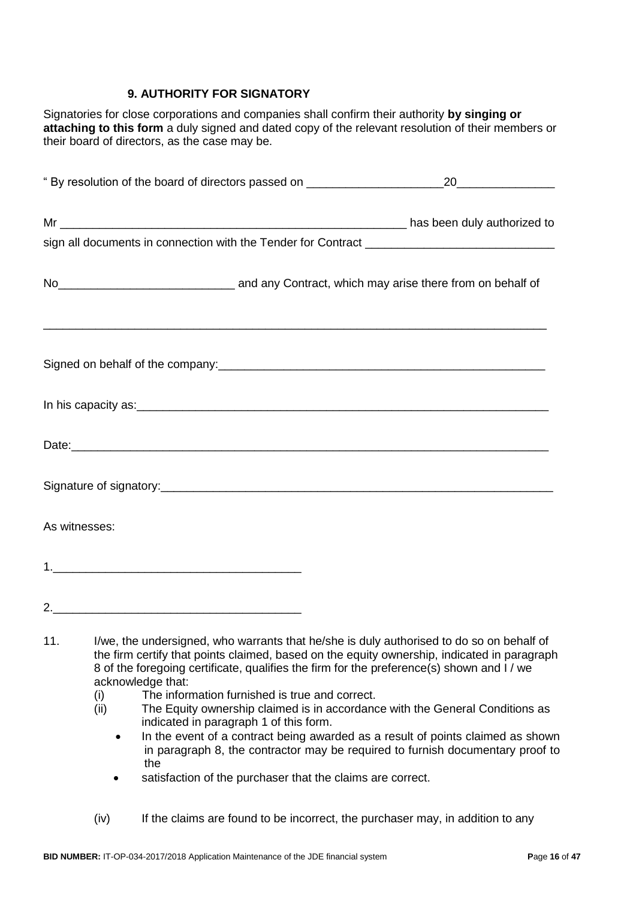### 9. AUTHORITY FOR SIGNATORY

Signatories for close corporations and companies shall confirm their authority **by singing or attaching to this form** a duly signed and dated copy of the relevant resolution of their members or their board of directors, as the case may be.

" By resolution of the board of directors passed on _____________________20_______________

Mr _______________________________________________________ has been duly authorized to sign all documents in connection with the Tender for Contract _____________________________

No___________________________ and any Contract, which may arise there from on behalf of

_________________________________________________________________________________

Signed on behalf of the company:_____________________________________________________

In his capacity as:__________________________________________________________________

Date:____________________________________________________________________________

Signature of signatory:_______________________________________________________________

As witnesses:

1._______________________________________

2._______________________________________

11. I/we, the undersigned, who warrants that he/she is duly authorised to do so on behalf of the firm certify that points claimed, based on the equity ownership, indicated in paragraph 8 of the foregoing certificate, qualifies the firm for the preference(s) shown and I / we acknowledge that:
    - (i) The information furnished is true and correct.
    - (ii) The Equity ownership claimed is in accordance with the General Conditions as indicated in paragraph 1 of this form.
        - In the event of a contract being awarded as a result of points claimed as shown in paragraph 8, the contractor may be required to furnish documentary proof to the
        - satisfaction of the purchaser that the claims are correct.
    - (iv) If the claims are found to be incorrect, the purchaser may, in addition to any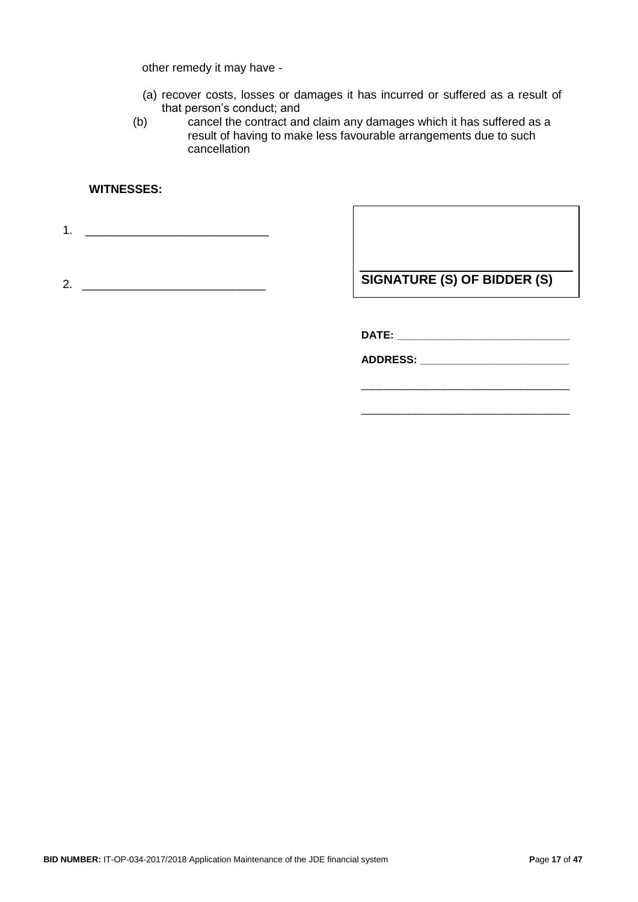other remedy it may have -

(a) recover costs, losses or damages it has incurred or suffered as a result of that person's conduct; and

(b) cancel the contract and claim any damages which it has suffered as a result of having to make less favourable arrangements due to such cancellation

**WITNESSES:**

1. ___________________________

2. ___________________________

___________________________

**SIGNATURE (S) OF BIDDER (S)**

**DATE:** ___________________________

**ADDRESS:** ___________________________

___________________________

___________________________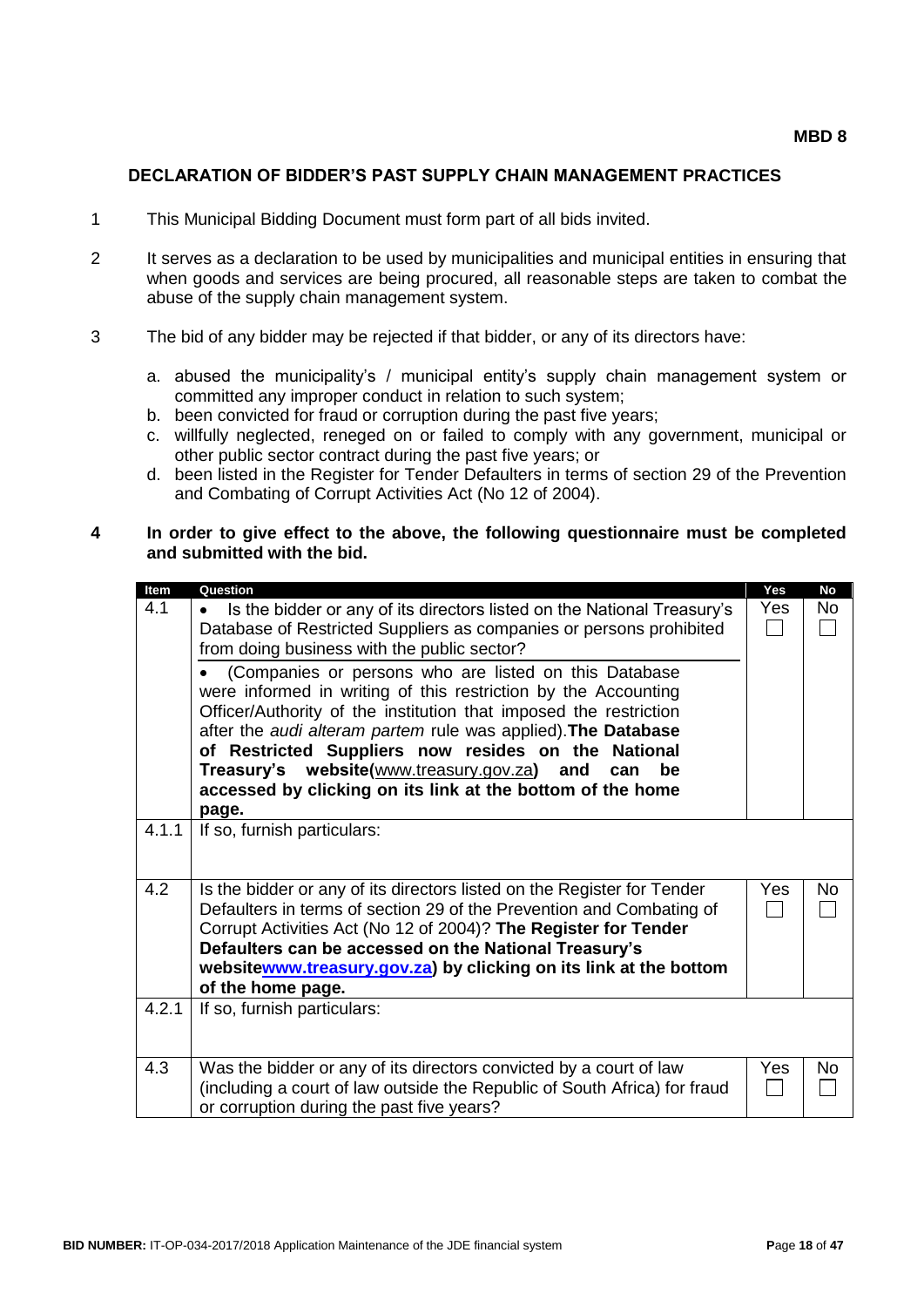**MBD 8**

## DECLARATION OF BIDDER'S PAST SUPPLY CHAIN MANAGEMENT PRACTICES

1. This Municipal Bidding Document must form part of all bids invited.

2. It serves as a declaration to be used by municipalities and municipal entities in ensuring that when goods and services are being procured, all reasonable steps are taken to combat the abuse of the supply chain management system.

3. The bid of any bidder may be rejected if that bidder, or any of its directors have:

   a. abused the municipality's / municipal entity's supply chain management system or committed any improper conduct in relation to such system;
   b. been convicted for fraud or corruption during the past five years;
   c. willfully neglected, reneged on or failed to comply with any government, municipal or other public sector contract during the past five years; or
   d. been listed in the Register for Tender Defaulters in terms of section 29 of the Prevention and Combating of Corrupt Activities Act (No 12 of 2004).

4. **In order to give effect to the above, the following questionnaire must be completed and submitted with the bid.**

| Item | Question | Yes | No |
|---|---|---|---|
| 4.1 | • Is the bidder or any of its directors listed on the National Treasury's Database of Restricted Suppliers as companies or persons prohibited from doing business with the public sector?<br>• (Companies or persons who are listed on this Database were informed in writing of this restriction by the Accounting Officer/Authority of the institution that imposed the restriction after the *audi alteram partem* rule was applied). **The Database of Restricted Suppliers now resides on the National Treasury's website(**www.treasury.gov.za**) and can be accessed by clicking on its link at the bottom of the home page.** | Yes ☐ | No ☐ |
| 4.1.1 | If so, furnish particulars: | | |
| 4.2 | Is the bidder or any of its directors listed on the Register for Tender Defaulters in terms of section 29 of the Prevention and Combating of Corrupt Activities Act (No 12 of 2004)? **The Register for Tender Defaulters can be accessed on the National Treasury's websitewww.treasury.gov.za) by clicking on its link at the bottom of the home page.** | Yes ☐ | No ☐ |
| 4.2.1 | If so, furnish particulars: | | |
| 4.3 | Was the bidder or any of its directors convicted by a court of law (including a court of law outside the Republic of South Africa) for fraud or corruption during the past five years? | Yes ☐ | No ☐ |

**BID NUMBER:** IT-OP-034-2017/2018 Application Maintenance of the JDE financial system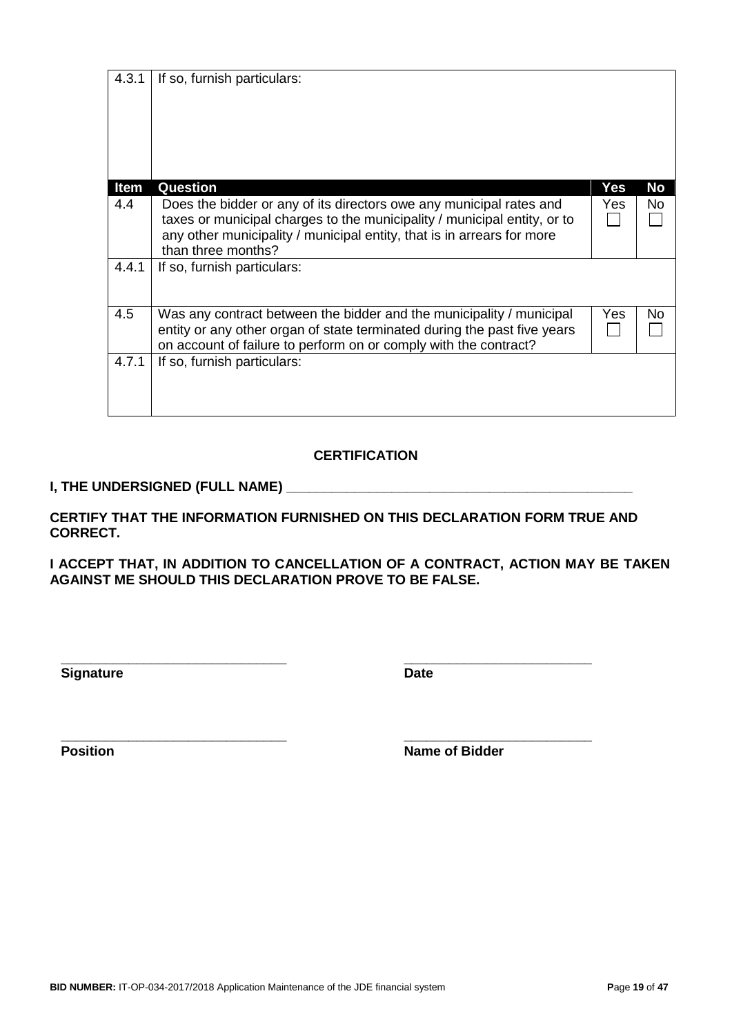| | | | |
|---|---|---|---|
| 4.3.1 | If so, furnish particulars: | | |
| **Item** | **Question** | **Yes** | **No** |
| 4.4 | Does the bidder or any of its directors owe any municipal rates and taxes or municipal charges to the municipality / municipal entity, or to any other municipality / municipal entity, that is in arrears for more than three months? | Yes ☐ | No ☐ |
| 4.4.1 | If so, furnish particulars: | | |
| 4.5 | Was any contract between the bidder and the municipality / municipal entity or any other organ of state terminated during the past five years on account of failure to perform on or comply with the contract? | Yes ☐ | No ☐ |
| 4.7.1 | If so, furnish particulars: | | |

**CERTIFICATION**

**I, THE UNDERSIGNED (FULL NAME) \_\_\_\_\_\_\_\_\_\_\_\_\_\_\_\_\_\_\_\_\_\_\_\_\_\_\_\_\_\_\_\_\_\_\_\_\_\_\_\_\_\_\_\_\_\_**

**CERTIFY THAT THE INFORMATION FURNISHED ON THIS DECLARATION FORM TRUE AND CORRECT.**

**I ACCEPT THAT, IN ADDITION TO CANCELLATION OF A CONTRACT, ACTION MAY BE TAKEN AGAINST ME SHOULD THIS DECLARATION PROVE TO BE FALSE.**

\_\_\_\_\_\_\_\_\_\_\_\_\_\_\_\_\_\_\_\_\_\_\_\_\_\_\_\_\_\_ &nbsp;&nbsp;&nbsp;&nbsp; \_\_\_\_\_\_\_\_\_\_\_\_\_\_\_\_\_\_\_\_\_\_\_\_\_\_
**Signature** &nbsp;&nbsp;&nbsp;&nbsp; **Date**

\_\_\_\_\_\_\_\_\_\_\_\_\_\_\_\_\_\_\_\_\_\_\_\_\_\_\_\_\_\_ &nbsp;&nbsp;&nbsp;&nbsp; \_\_\_\_\_\_\_\_\_\_\_\_\_\_\_\_\_\_\_\_\_\_\_\_\_\_
**Position** &nbsp;&nbsp;&nbsp;&nbsp; **Name of Bidder**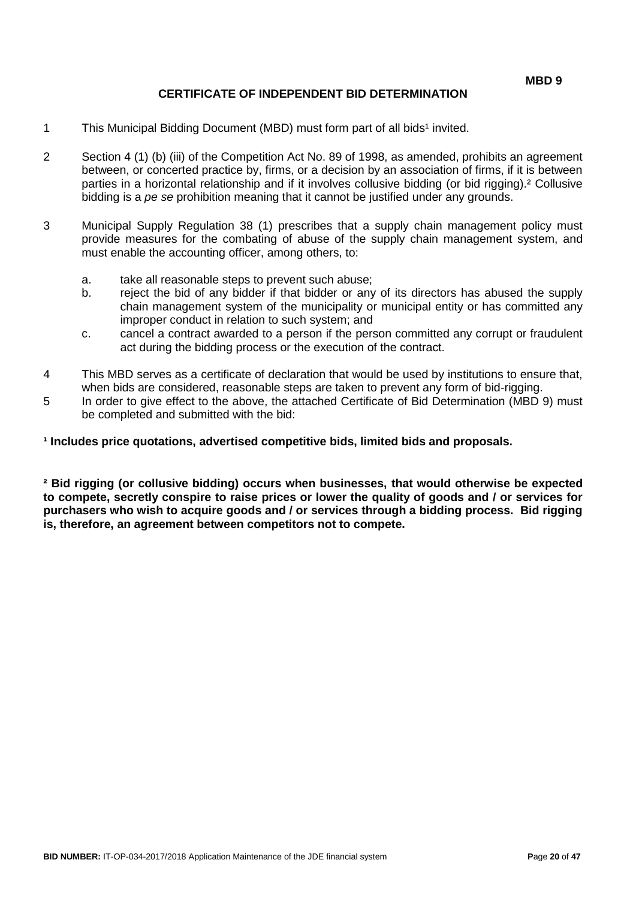**MBD 9**

## CERTIFICATE OF INDEPENDENT BID DETERMINATION

1. This Municipal Bidding Document (MBD) must form part of all bids[1] invited.

2. Section 4 (1) (b) (iii) of the Competition Act No. 89 of 1998, as amended, prohibits an agreement between, or concerted practice by, firms, or a decision by an association of firms, if it is between parties in a horizontal relationship and if it involves collusive bidding (or bid rigging).[2] Collusive bidding is a *pe se* prohibition meaning that it cannot be justified under any grounds.

3. Municipal Supply Regulation 38 (1) prescribes that a supply chain management policy must provide measures for the combating of abuse of the supply chain management system, and must enable the accounting officer, among others, to:

   a. take all reasonable steps to prevent such abuse;
   b. reject the bid of any bidder if that bidder or any of its directors has abused the supply chain management system of the municipality or municipal entity or has committed any improper conduct in relation to such system; and
   c. cancel a contract awarded to a person if the person committed any corrupt or fraudulent act during the bidding process or the execution of the contract.

4. This MBD serves as a certificate of declaration that would be used by institutions to ensure that, when bids are considered, reasonable steps are taken to prevent any form of bid-rigging.

5. In order to give effect to the above, the attached Certificate of Bid Determination (MBD 9) must be completed and submitted with the bid:

**[1] Includes price quotations, advertised competitive bids, limited bids and proposals.**

**[2] Bid rigging (or collusive bidding) occurs when businesses, that would otherwise be expected to compete, secretly conspire to raise prices or lower the quality of goods and / or services for purchasers who wish to acquire goods and / or services through a bidding process. Bid rigging is, therefore, an agreement between competitors not to compete.**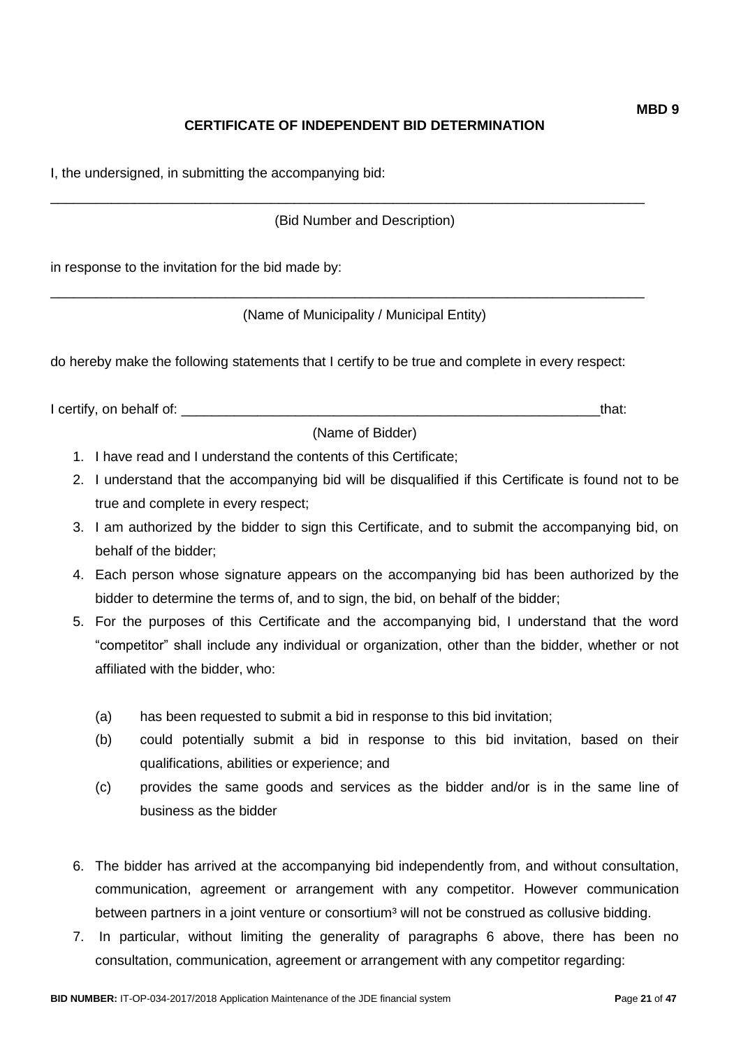**MBD 9**

## CERTIFICATE OF INDEPENDENT BID DETERMINATION

I, the undersigned, in submitting the accompanying bid:

\_\_\_\_\_\_\_\_\_\_\_\_\_\_\_\_\_\_\_\_\_\_\_\_\_\_\_\_\_\_\_\_\_\_\_\_\_\_\_\_\_\_\_\_\_\_\_\_\_\_\_\_\_\_\_\_\_\_\_\_\_\_\_\_\_\_\_\_\_\_\_\_\_\_

(Bid Number and Description)

in response to the invitation for the bid made by:

\_\_\_\_\_\_\_\_\_\_\_\_\_\_\_\_\_\_\_\_\_\_\_\_\_\_\_\_\_\_\_\_\_\_\_\_\_\_\_\_\_\_\_\_\_\_\_\_\_\_\_\_\_\_\_\_\_\_\_\_\_\_\_\_\_\_\_\_\_\_\_\_\_\_

(Name of Municipality / Municipal Entity)

do hereby make the following statements that I certify to be true and complete in every respect:

I certify, on behalf of: \_\_\_\_\_\_\_\_\_\_\_\_\_\_\_\_\_\_\_\_\_\_\_\_\_\_\_\_\_\_\_\_\_\_\_\_\_\_\_\_\_\_\_\_\_\_\_\_\_\_that:

(Name of Bidder)

1. I have read and I understand the contents of this Certificate;
2. I understand that the accompanying bid will be disqualified if this Certificate is found not to be true and complete in every respect;
3. I am authorized by the bidder to sign this Certificate, and to submit the accompanying bid, on behalf of the bidder;
4. Each person whose signature appears on the accompanying bid has been authorized by the bidder to determine the terms of, and to sign, the bid, on behalf of the bidder;
5. For the purposes of this Certificate and the accompanying bid, I understand that the word "competitor" shall include any individual or organization, other than the bidder, whether or not affiliated with the bidder, who:

   (a) has been requested to submit a bid in response to this bid invitation;

   (b) could potentially submit a bid in response to this bid invitation, based on their qualifications, abilities or experience; and

   (c) provides the same goods and services as the bidder and/or is in the same line of business as the bidder

6. The bidder has arrived at the accompanying bid independently from, and without consultation, communication, agreement or arrangement with any competitor. However communication between partners in a joint venture or consortium[3] will not be construed as collusive bidding.
7. In particular, without limiting the generality of paragraphs 6 above, there has been no consultation, communication, agreement or arrangement with any competitor regarding: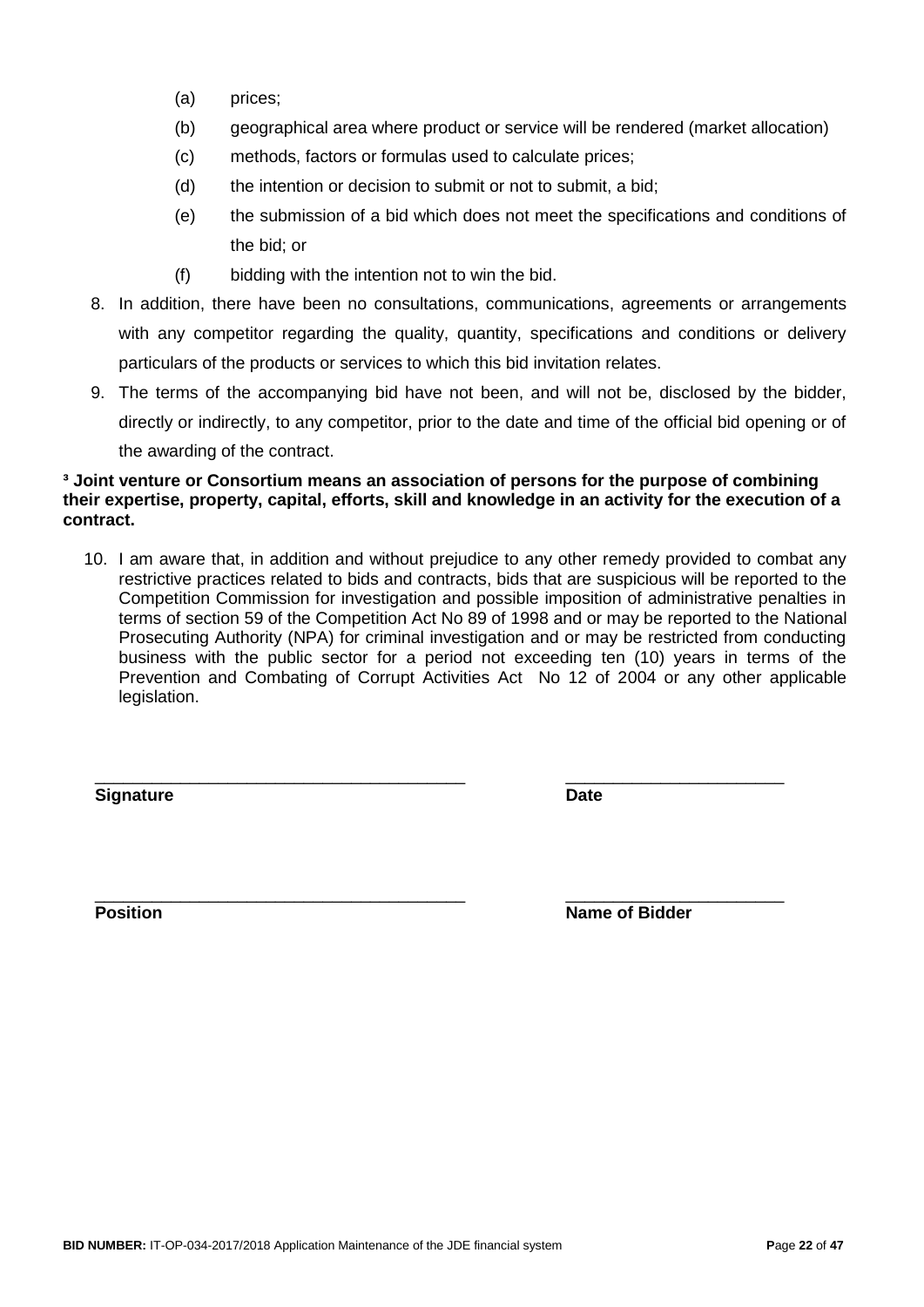(a) prices;

(b) geographical area where product or service will be rendered (market allocation)

(c) methods, factors or formulas used to calculate prices;

(d) the intention or decision to submit or not to submit, a bid;

(e) the submission of a bid which does not meet the specifications and conditions of the bid; or

(f) bidding with the intention not to win the bid.

8. In addition, there have been no consultations, communications, agreements or arrangements with any competitor regarding the quality, quantity, specifications and conditions or delivery particulars of the products or services to which this bid invitation relates.
9. The terms of the accompanying bid have not been, and will not be, disclosed by the bidder, directly or indirectly, to any competitor, prior to the date and time of the official bid opening or of the awarding of the contract.

**[3] Joint venture or Consortium means an association of persons for the purpose of combining their expertise, property, capital, efforts, skill and knowledge in an activity for the execution of a contract.**

10. I am aware that, in addition and without prejudice to any other remedy provided to combat any restrictive practices related to bids and contracts, bids that are suspicious will be reported to the Competition Commission for investigation and possible imposition of administrative penalties in terms of section 59 of the Competition Act No 89 of 1998 and or may be reported to the National Prosecuting Authority (NPA) for criminal investigation and or may be restricted from conducting business with the public sector for a period not exceeding ten (10) years in terms of the Prevention and Combating of Corrupt Activities Act No 12 of 2004 or any other applicable legislation.

\_\_\_\_\_\_\_\_\_\_\_\_\_\_\_\_\_\_\_\_\_\_\_\_\_\_\_\_\_\_\_\_\_\_\_\_\_\_ &nbsp;&nbsp;&nbsp;&nbsp; \_\_\_\_\_\_\_\_\_\_\_\_\_\_\_\_\_\_\_\_\_\_

**Signature** &nbsp;&nbsp;&nbsp;&nbsp; **Date**

\_\_\_\_\_\_\_\_\_\_\_\_\_\_\_\_\_\_\_\_\_\_\_\_\_\_\_\_\_\_\_\_\_\_\_\_\_\_ &nbsp;&nbsp;&nbsp;&nbsp; \_\_\_\_\_\_\_\_\_\_\_\_\_\_\_\_\_\_\_\_\_\_

**Position** &nbsp;&nbsp;&nbsp;&nbsp; **Name of Bidder**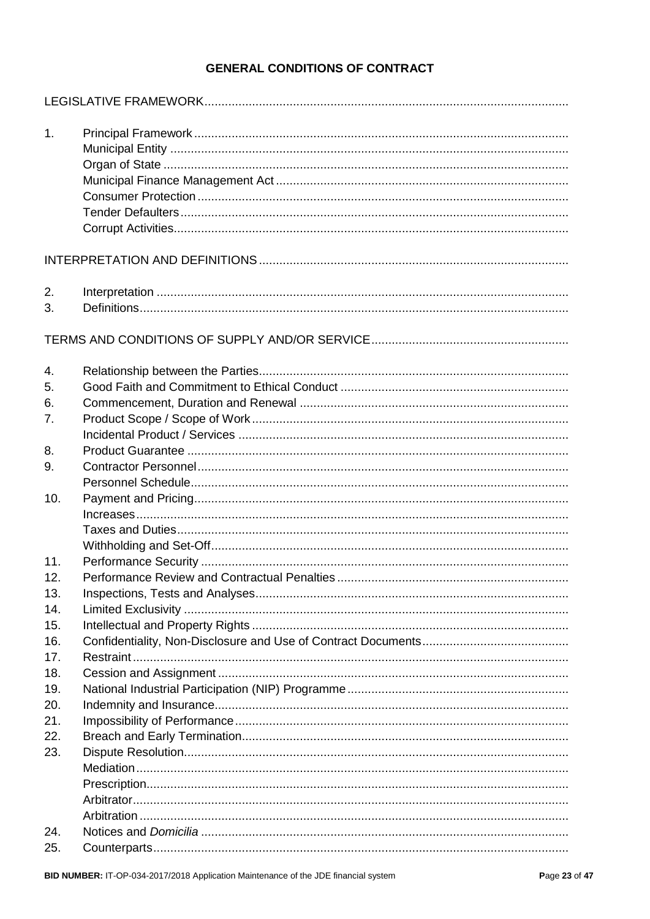# GENERAL CONDITIONS OF CONTRACT

LEGISLATIVE FRAMEWORK

1. Principal Framework
   - Municipal Entity
   - Organ of State
   - Municipal Finance Management Act
   - Consumer Protection
   - Tender Defaulters
   - Corrupt Activities

INTERPRETATION AND DEFINITIONS

2. Interpretation
3. Definitions

TERMS AND CONDITIONS OF SUPPLY AND/OR SERVICE

4. Relationship between the Parties
5. Good Faith and Commitment to Ethical Conduct
6. Commencement, Duration and Renewal
7. Product Scope / Scope of Work
   - Incidental Product / Services
8. Product Guarantee
9. Contractor Personnel
   - Personnel Schedule
10. Payment and Pricing
    - Increases
    - Taxes and Duties
    - Withholding and Set-Off
11. Performance Security
12. Performance Review and Contractual Penalties
13. Inspections, Tests and Analyses
14. Limited Exclusivity
15. Intellectual and Property Rights
16. Confidentiality, Non-Disclosure and Use of Contract Documents
17. Restraint
18. Cession and Assignment
19. National Industrial Participation (NIP) Programme
20. Indemnity and Insurance
21. Impossibility of Performance
22. Breach and Early Termination
23. Dispute Resolution
    - Mediation
    - Prescription
    - Arbitrator
    - Arbitration
24. Notices and *Domicilia*
25. Counterparts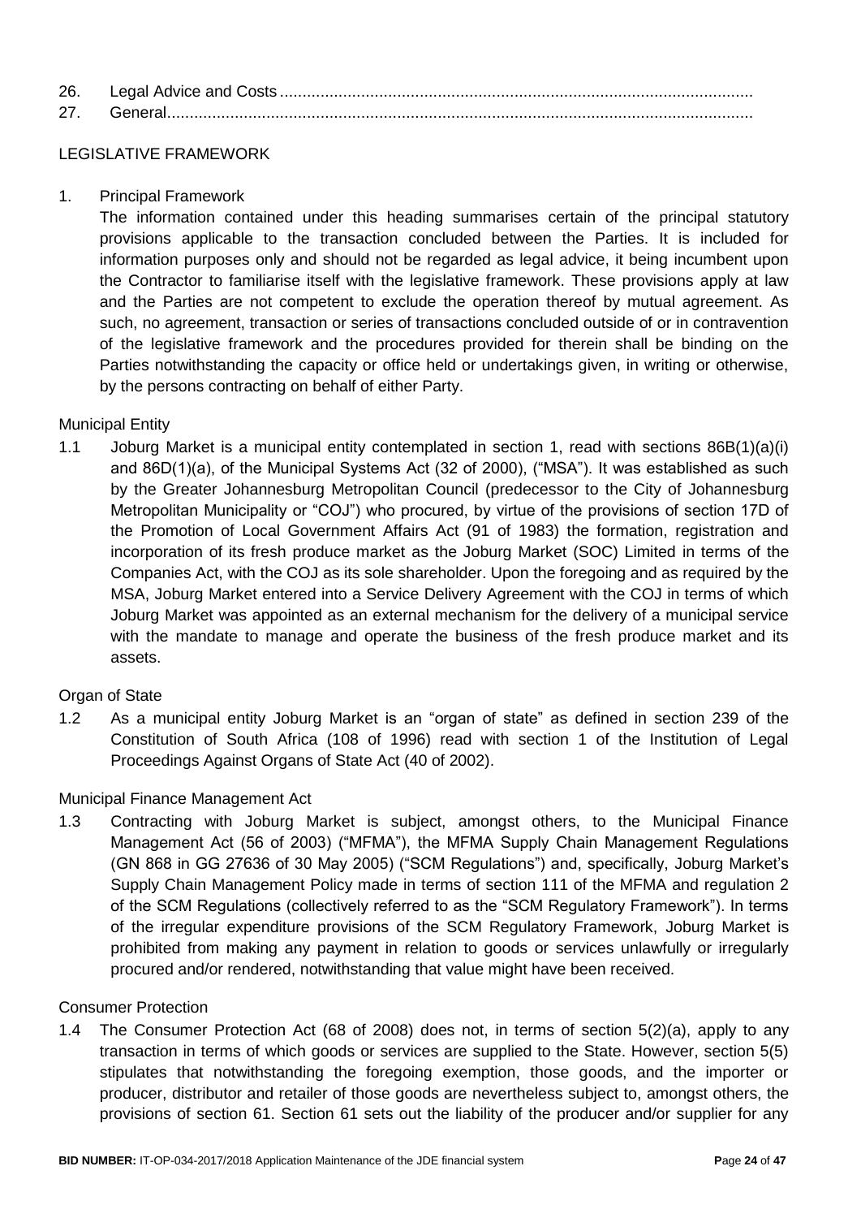26. Legal Advice and Costs .........................................................................................................
27. General.................................................................................................................................

LEGISLATIVE FRAMEWORK

1. Principal Framework

   The information contained under this heading summarises certain of the principal statutory provisions applicable to the transaction concluded between the Parties. It is included for information purposes only and should not be regarded as legal advice, it being incumbent upon the Contractor to familiarise itself with the legislative framework. These provisions apply at law and the Parties are not competent to exclude the operation thereof by mutual agreement. As such, no agreement, transaction or series of transactions concluded outside of or in contravention of the legislative framework and the procedures provided for therein shall be binding on the Parties notwithstanding the capacity or office held or undertakings given, in writing or otherwise, by the persons contracting on behalf of either Party.

Municipal Entity

1.1 Joburg Market is a municipal entity contemplated in section 1, read with sections 86B(1)(a)(i) and 86D(1)(a), of the Municipal Systems Act (32 of 2000), ("MSA"). It was established as such by the Greater Johannesburg Metropolitan Council (predecessor to the City of Johannesburg Metropolitan Municipality or "COJ") who procured, by virtue of the provisions of section 17D of the Promotion of Local Government Affairs Act (91 of 1983) the formation, registration and incorporation of its fresh produce market as the Joburg Market (SOC) Limited in terms of the Companies Act, with the COJ as its sole shareholder. Upon the foregoing and as required by the MSA, Joburg Market entered into a Service Delivery Agreement with the COJ in terms of which Joburg Market was appointed as an external mechanism for the delivery of a municipal service with the mandate to manage and operate the business of the fresh produce market and its assets.

Organ of State

1.2 As a municipal entity Joburg Market is an "organ of state" as defined in section 239 of the Constitution of South Africa (108 of 1996) read with section 1 of the Institution of Legal Proceedings Against Organs of State Act (40 of 2002).

Municipal Finance Management Act

1.3 Contracting with Joburg Market is subject, amongst others, to the Municipal Finance Management Act (56 of 2003) ("MFMA"), the MFMA Supply Chain Management Regulations (GN 868 in GG 27636 of 30 May 2005) ("SCM Regulations") and, specifically, Joburg Market's Supply Chain Management Policy made in terms of section 111 of the MFMA and regulation 2 of the SCM Regulations (collectively referred to as the "SCM Regulatory Framework"). In terms of the irregular expenditure provisions of the SCM Regulatory Framework, Joburg Market is prohibited from making any payment in relation to goods or services unlawfully or irregularly procured and/or rendered, notwithstanding that value might have been received.

Consumer Protection

1.4 The Consumer Protection Act (68 of 2008) does not, in terms of section 5(2)(a), apply to any transaction in terms of which goods or services are supplied to the State. However, section 5(5) stipulates that notwithstanding the foregoing exemption, those goods, and the importer or producer, distributor and retailer of those goods are nevertheless subject to, amongst others, the provisions of section 61. Section 61 sets out the liability of the producer and/or supplier for any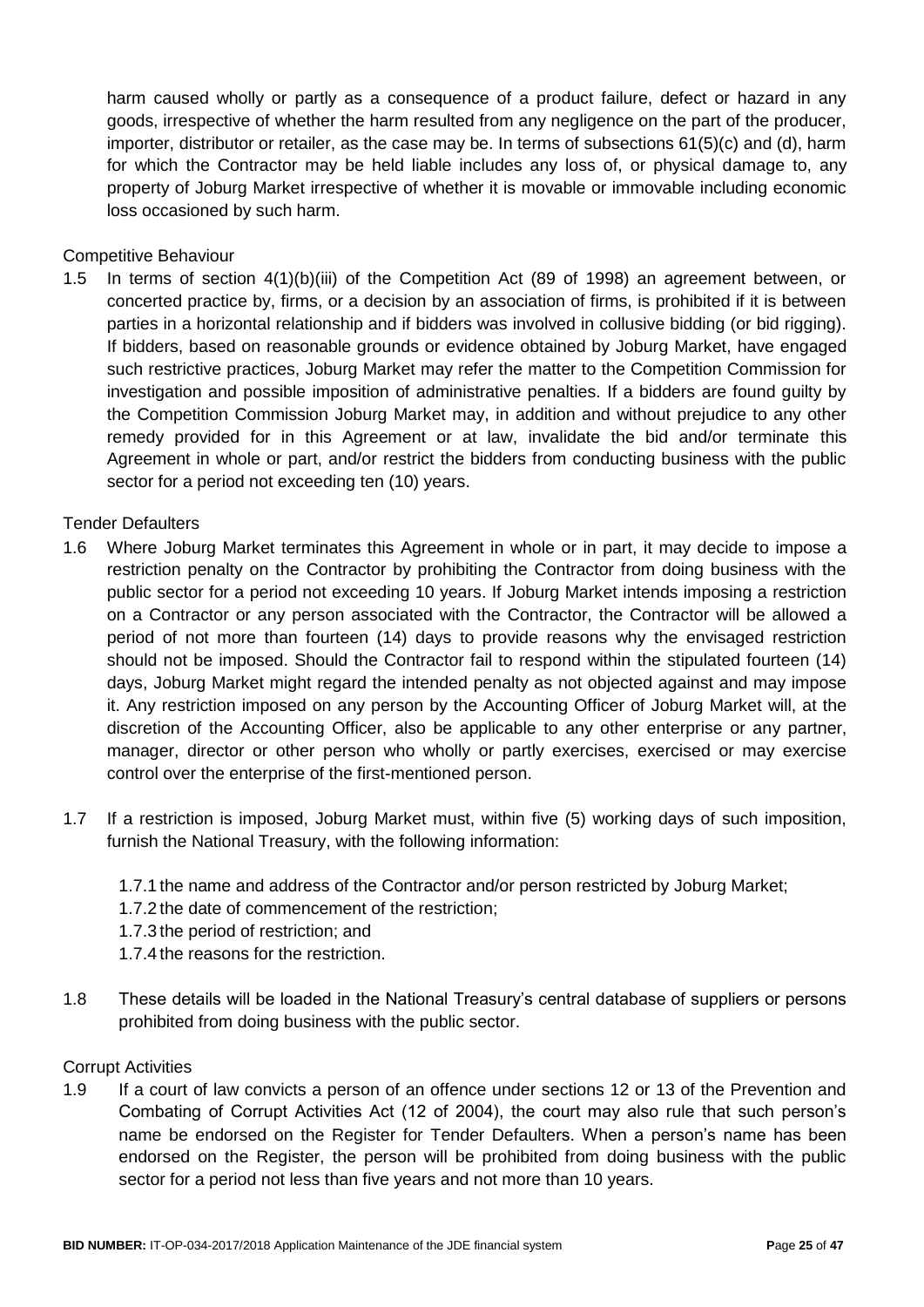harm caused wholly or partly as a consequence of a product failure, defect or hazard in any goods, irrespective of whether the harm resulted from any negligence on the part of the producer, importer, distributor or retailer, as the case may be. In terms of subsections 61(5)(c) and (d), harm for which the Contractor may be held liable includes any loss of, or physical damage to, any property of Joburg Market irrespective of whether it is movable or immovable including economic loss occasioned by such harm.

Competitive Behaviour

1.5 In terms of section 4(1)(b)(iii) of the Competition Act (89 of 1998) an agreement between, or concerted practice by, firms, or a decision by an association of firms, is prohibited if it is between parties in a horizontal relationship and if bidders was involved in collusive bidding (or bid rigging). If bidders, based on reasonable grounds or evidence obtained by Joburg Market, have engaged such restrictive practices, Joburg Market may refer the matter to the Competition Commission for investigation and possible imposition of administrative penalties. If a bidders are found guilty by the Competition Commission Joburg Market may, in addition and without prejudice to any other remedy provided for in this Agreement or at law, invalidate the bid and/or terminate this Agreement in whole or part, and/or restrict the bidders from conducting business with the public sector for a period not exceeding ten (10) years.

Tender Defaulters

1.6 Where Joburg Market terminates this Agreement in whole or in part, it may decide to impose a restriction penalty on the Contractor by prohibiting the Contractor from doing business with the public sector for a period not exceeding 10 years. If Joburg Market intends imposing a restriction on a Contractor or any person associated with the Contractor, the Contractor will be allowed a period of not more than fourteen (14) days to provide reasons why the envisaged restriction should not be imposed. Should the Contractor fail to respond within the stipulated fourteen (14) days, Joburg Market might regard the intended penalty as not objected against and may impose it. Any restriction imposed on any person by the Accounting Officer of Joburg Market will, at the discretion of the Accounting Officer, also be applicable to any other enterprise or any partner, manager, director or other person who wholly or partly exercises, exercised or may exercise control over the enterprise of the first-mentioned person.

1.7 If a restriction is imposed, Joburg Market must, within five (5) working days of such imposition, furnish the National Treasury, with the following information:

    1.7.1 the name and address of the Contractor and/or person restricted by Joburg Market;
    1.7.2 the date of commencement of the restriction;
    1.7.3 the period of restriction; and
    1.7.4 the reasons for the restriction.

1.8 These details will be loaded in the National Treasury's central database of suppliers or persons prohibited from doing business with the public sector.

Corrupt Activities

1.9 If a court of law convicts a person of an offence under sections 12 or 13 of the Prevention and Combating of Corrupt Activities Act (12 of 2004), the court may also rule that such person's name be endorsed on the Register for Tender Defaulters. When a person's name has been endorsed on the Register, the person will be prohibited from doing business with the public sector for a period not less than five years and not more than 10 years.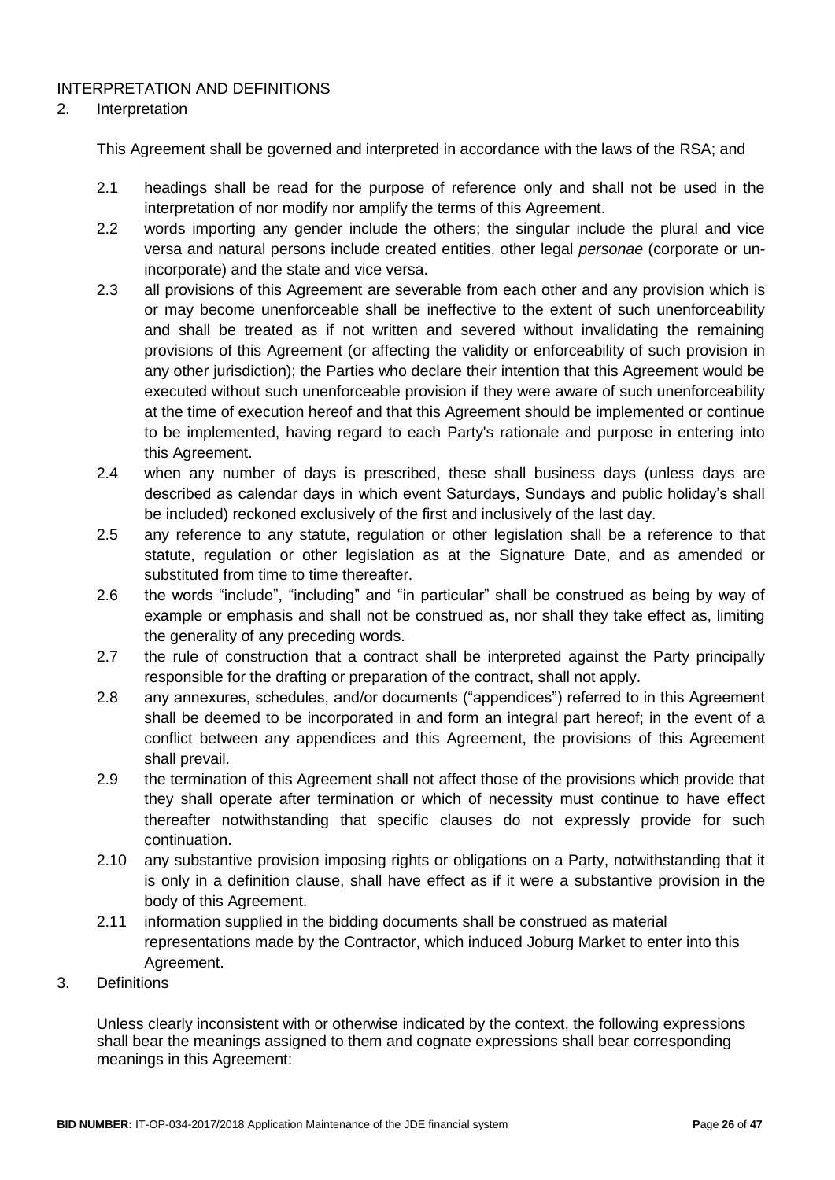## INTERPRETATION AND DEFINITIONS

### 2. Interpretation

This Agreement shall be governed and interpreted in accordance with the laws of the RSA; and

2.1 headings shall be read for the purpose of reference only and shall not be used in the interpretation of nor modify nor amplify the terms of this Agreement.

2.2 words importing any gender include the others; the singular include the plural and vice versa and natural persons include created entities, other legal *personae* (corporate or un-incorporate) and the state and vice versa.

2.3 all provisions of this Agreement are severable from each other and any provision which is or may become unenforceable shall be ineffective to the extent of such unenforceability and shall be treated as if not written and severed without invalidating the remaining provisions of this Agreement (or affecting the validity or enforceability of such provision in any other jurisdiction); the Parties who declare their intention that this Agreement would be executed without such unenforceable provision if they were aware of such unenforceability at the time of execution hereof and that this Agreement should be implemented or continue to be implemented, having regard to each Party's rationale and purpose in entering into this Agreement.

2.4 when any number of days is prescribed, these shall business days (unless days are described as calendar days in which event Saturdays, Sundays and public holiday's shall be included) reckoned exclusively of the first and inclusively of the last day.

2.5 any reference to any statute, regulation or other legislation shall be a reference to that statute, regulation or other legislation as at the Signature Date, and as amended or substituted from time to time thereafter.

2.6 the words "include", "including" and "in particular" shall be construed as being by way of example or emphasis and shall not be construed as, nor shall they take effect as, limiting the generality of any preceding words.

2.7 the rule of construction that a contract shall be interpreted against the Party principally responsible for the drafting or preparation of the contract, shall not apply.

2.8 any annexures, schedules, and/or documents ("appendices") referred to in this Agreement shall be deemed to be incorporated in and form an integral part hereof; in the event of a conflict between any appendices and this Agreement, the provisions of this Agreement shall prevail.

2.9 the termination of this Agreement shall not affect those of the provisions which provide that they shall operate after termination or which of necessity must continue to have effect thereafter notwithstanding that specific clauses do not expressly provide for such continuation.

2.10 any substantive provision imposing rights or obligations on a Party, notwithstanding that it is only in a definition clause, shall have effect as if it were a substantive provision in the body of this Agreement.

2.11 information supplied in the bidding documents shall be construed as material representations made by the Contractor, which induced Joburg Market to enter into this Agreement.

### 3. Definitions

Unless clearly inconsistent with or otherwise indicated by the context, the following expressions shall bear the meanings assigned to them and cognate expressions shall bear corresponding meanings in this Agreement: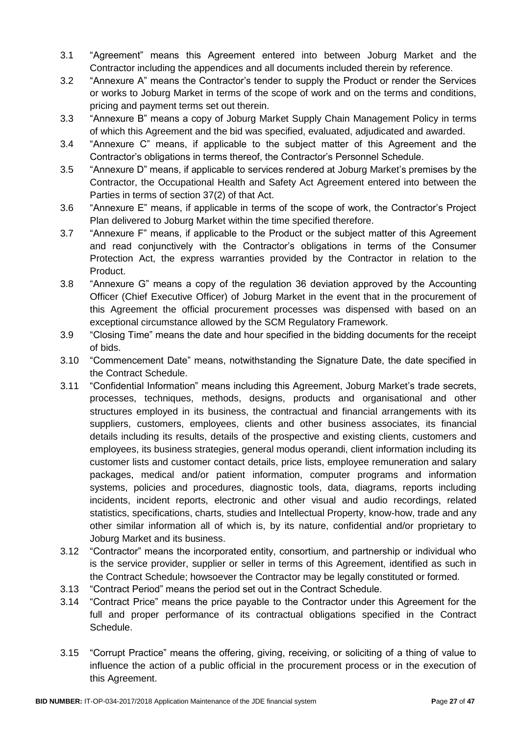3.1 "Agreement" means this Agreement entered into between Joburg Market and the Contractor including the appendices and all documents included therein by reference.

3.2 "Annexure A" means the Contractor's tender to supply the Product or render the Services or works to Joburg Market in terms of the scope of work and on the terms and conditions, pricing and payment terms set out therein.

3.3 "Annexure B" means a copy of Joburg Market Supply Chain Management Policy in terms of which this Agreement and the bid was specified, evaluated, adjudicated and awarded.

3.4 "Annexure C" means, if applicable to the subject matter of this Agreement and the Contractor's obligations in terms thereof, the Contractor's Personnel Schedule.

3.5 "Annexure D" means, if applicable to services rendered at Joburg Market's premises by the Contractor, the Occupational Health and Safety Act Agreement entered into between the Parties in terms of section 37(2) of that Act.

3.6 "Annexure E" means, if applicable in terms of the scope of work, the Contractor's Project Plan delivered to Joburg Market within the time specified therefore.

3.7 "Annexure F" means, if applicable to the Product or the subject matter of this Agreement and read conjunctively with the Contractor's obligations in terms of the Consumer Protection Act, the express warranties provided by the Contractor in relation to the Product.

3.8 "Annexure G" means a copy of the regulation 36 deviation approved by the Accounting Officer (Chief Executive Officer) of Joburg Market in the event that in the procurement of this Agreement the official procurement processes was dispensed with based on an exceptional circumstance allowed by the SCM Regulatory Framework.

3.9 "Closing Time" means the date and hour specified in the bidding documents for the receipt of bids.

3.10 "Commencement Date" means, notwithstanding the Signature Date, the date specified in the Contract Schedule.

3.11 "Confidential Information" means including this Agreement, Joburg Market's trade secrets, processes, techniques, methods, designs, products and organisational and other structures employed in its business, the contractual and financial arrangements with its suppliers, customers, employees, clients and other business associates, its financial details including its results, details of the prospective and existing clients, customers and employees, its business strategies, general modus operandi, client information including its customer lists and customer contact details, price lists, employee remuneration and salary packages, medical and/or patient information, computer programs and information systems, policies and procedures, diagnostic tools, data, diagrams, reports including incidents, incident reports, electronic and other visual and audio recordings, related statistics, specifications, charts, studies and Intellectual Property, know-how, trade and any other similar information all of which is, by its nature, confidential and/or proprietary to Joburg Market and its business.

3.12 "Contractor" means the incorporated entity, consortium, and partnership or individual who is the service provider, supplier or seller in terms of this Agreement, identified as such in the Contract Schedule; howsoever the Contractor may be legally constituted or formed.

3.13 "Contract Period" means the period set out in the Contract Schedule.

3.14 "Contract Price" means the price payable to the Contractor under this Agreement for the full and proper performance of its contractual obligations specified in the Contract Schedule.

3.15 "Corrupt Practice" means the offering, giving, receiving, or soliciting of a thing of value to influence the action of a public official in the procurement process or in the execution of this Agreement.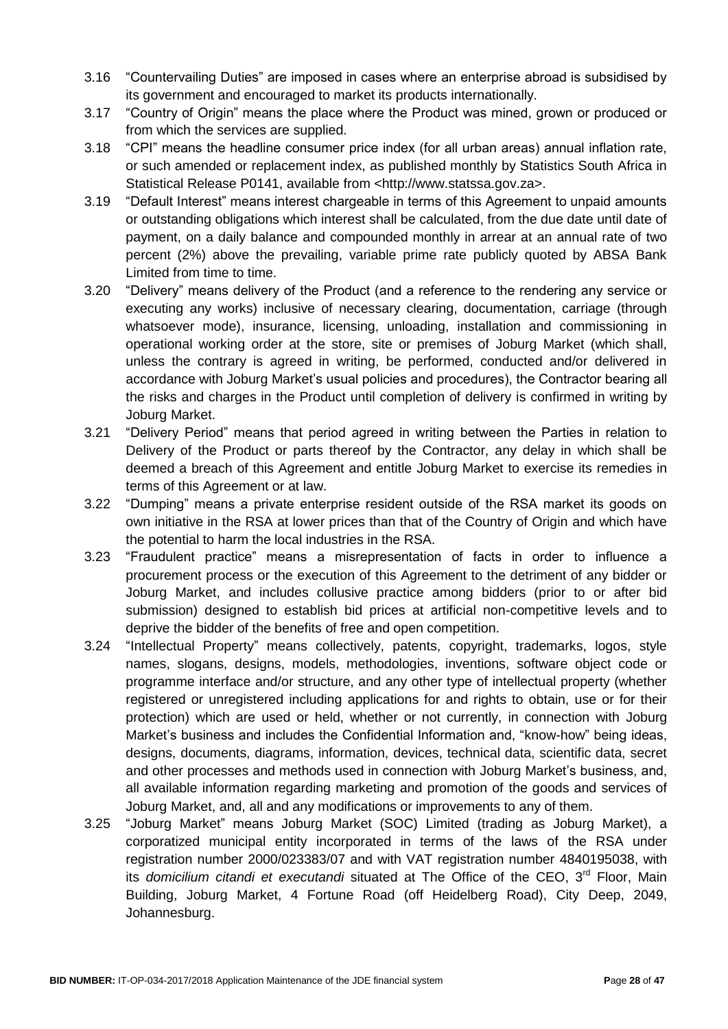3.16 "Countervailing Duties" are imposed in cases where an enterprise abroad is subsidised by its government and encouraged to market its products internationally.

3.17 "Country of Origin" means the place where the Product was mined, grown or produced or from which the services are supplied.

3.18 "CPI" means the headline consumer price index (for all urban areas) annual inflation rate, or such amended or replacement index, as published monthly by Statistics South Africa in Statistical Release P0141, available from <http://www.statssa.gov.za>.

3.19 "Default Interest" means interest chargeable in terms of this Agreement to unpaid amounts or outstanding obligations which interest shall be calculated, from the due date until date of payment, on a daily balance and compounded monthly in arrear at an annual rate of two percent (2%) above the prevailing, variable prime rate publicly quoted by ABSA Bank Limited from time to time.

3.20 "Delivery" means delivery of the Product (and a reference to the rendering any service or executing any works) inclusive of necessary clearing, documentation, carriage (through whatsoever mode), insurance, licensing, unloading, installation and commissioning in operational working order at the store, site or premises of Joburg Market (which shall, unless the contrary is agreed in writing, be performed, conducted and/or delivered in accordance with Joburg Market's usual policies and procedures), the Contractor bearing all the risks and charges in the Product until completion of delivery is confirmed in writing by Joburg Market.

3.21 "Delivery Period" means that period agreed in writing between the Parties in relation to Delivery of the Product or parts thereof by the Contractor, any delay in which shall be deemed a breach of this Agreement and entitle Joburg Market to exercise its remedies in terms of this Agreement or at law.

3.22 "Dumping" means a private enterprise resident outside of the RSA market its goods on own initiative in the RSA at lower prices than that of the Country of Origin and which have the potential to harm the local industries in the RSA.

3.23 "Fraudulent practice" means a misrepresentation of facts in order to influence a procurement process or the execution of this Agreement to the detriment of any bidder or Joburg Market, and includes collusive practice among bidders (prior to or after bid submission) designed to establish bid prices at artificial non-competitive levels and to deprive the bidder of the benefits of free and open competition.

3.24 "Intellectual Property" means collectively, patents, copyright, trademarks, logos, style names, slogans, designs, models, methodologies, inventions, software object code or programme interface and/or structure, and any other type of intellectual property (whether registered or unregistered including applications for and rights to obtain, use or for their protection) which are used or held, whether or not currently, in connection with Joburg Market's business and includes the Confidential Information and, "know-how" being ideas, designs, documents, diagrams, information, devices, technical data, scientific data, secret and other processes and methods used in connection with Joburg Market's business, and, all available information regarding marketing and promotion of the goods and services of Joburg Market, and, all and any modifications or improvements to any of them.

3.25 "Joburg Market" means Joburg Market (SOC) Limited (trading as Joburg Market), a corporatized municipal entity incorporated in terms of the laws of the RSA under registration number 2000/023383/07 and with VAT registration number 4840195038, with its *domicilium citandi et executandi* situated at The Office of the CEO, 3rd Floor, Main Building, Joburg Market, 4 Fortune Road (off Heidelberg Road), City Deep, 2049, Johannesburg.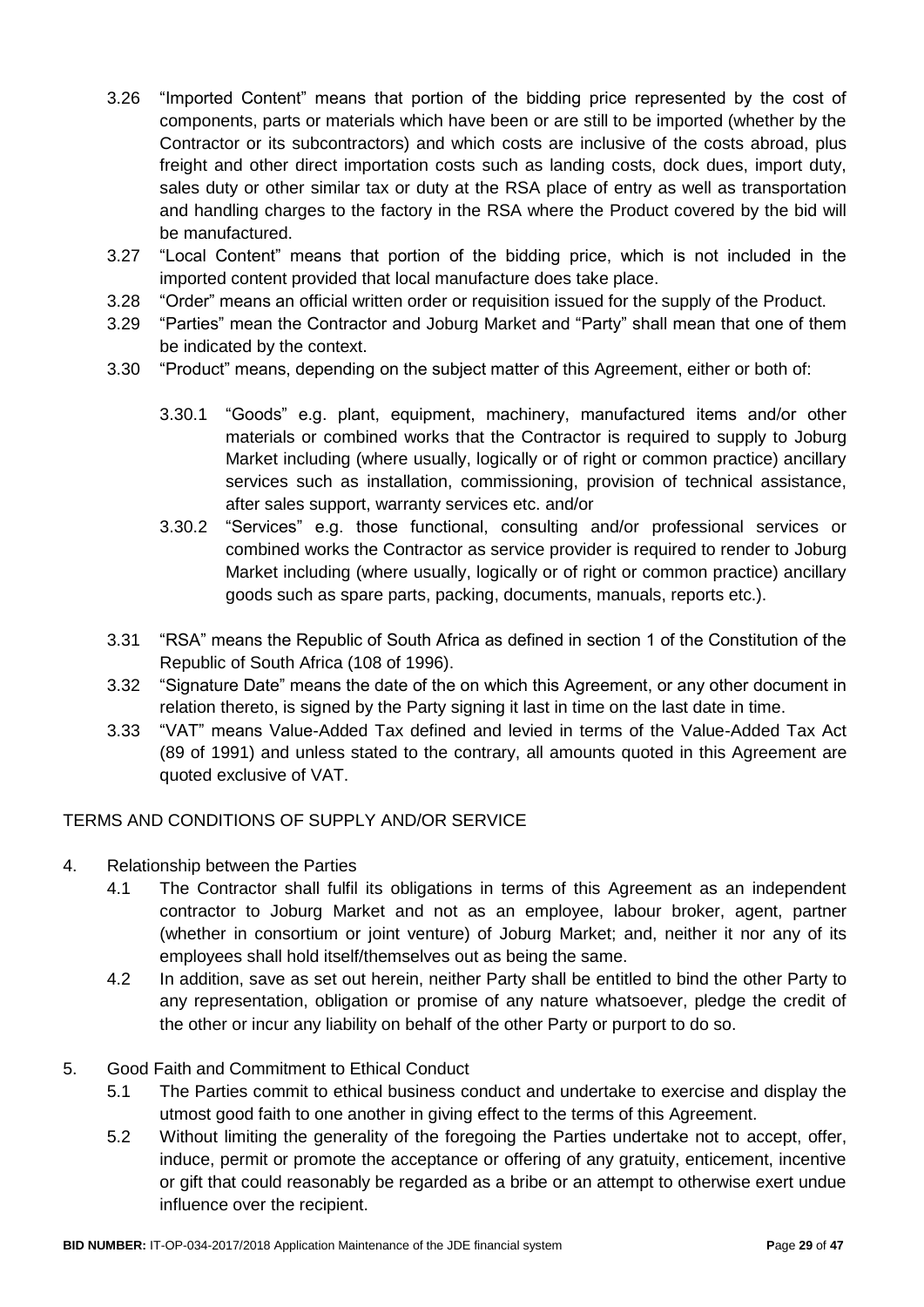3.26 "Imported Content" means that portion of the bidding price represented by the cost of components, parts or materials which have been or are still to be imported (whether by the Contractor or its subcontractors) and which costs are inclusive of the costs abroad, plus freight and other direct importation costs such as landing costs, dock dues, import duty, sales duty or other similar tax or duty at the RSA place of entry as well as transportation and handling charges to the factory in the RSA where the Product covered by the bid will be manufactured.

3.27 "Local Content" means that portion of the bidding price, which is not included in the imported content provided that local manufacture does take place.

3.28 "Order" means an official written order or requisition issued for the supply of the Product.

3.29 "Parties" mean the Contractor and Joburg Market and "Party" shall mean that one of them be indicated by the context.

3.30 "Product" means, depending on the subject matter of this Agreement, either or both of:

3.30.1 "Goods" e.g. plant, equipment, machinery, manufactured items and/or other materials or combined works that the Contractor is required to supply to Joburg Market including (where usually, logically or of right or common practice) ancillary services such as installation, commissioning, provision of technical assistance, after sales support, warranty services etc. and/or

3.30.2 "Services" e.g. those functional, consulting and/or professional services or combined works the Contractor as service provider is required to render to Joburg Market including (where usually, logically or of right or common practice) ancillary goods such as spare parts, packing, documents, manuals, reports etc.).

3.31 "RSA" means the Republic of South Africa as defined in section 1 of the Constitution of the Republic of South Africa (108 of 1996).

3.32 "Signature Date" means the date of the on which this Agreement, or any other document in relation thereto, is signed by the Party signing it last in time on the last date in time.

3.33 "VAT" means Value-Added Tax defined and levied in terms of the Value-Added Tax Act (89 of 1991) and unless stated to the contrary, all amounts quoted in this Agreement are quoted exclusive of VAT.

## TERMS AND CONDITIONS OF SUPPLY AND/OR SERVICE

4. Relationship between the Parties

4.1 The Contractor shall fulfil its obligations in terms of this Agreement as an independent contractor to Joburg Market and not as an employee, labour broker, agent, partner (whether in consortium or joint venture) of Joburg Market; and, neither it nor any of its employees shall hold itself/themselves out as being the same.

4.2 In addition, save as set out herein, neither Party shall be entitled to bind the other Party to any representation, obligation or promise of any nature whatsoever, pledge the credit of the other or incur any liability on behalf of the other Party or purport to do so.

5. Good Faith and Commitment to Ethical Conduct

5.1 The Parties commit to ethical business conduct and undertake to exercise and display the utmost good faith to one another in giving effect to the terms of this Agreement.

5.2 Without limiting the generality of the foregoing the Parties undertake not to accept, offer, induce, permit or promote the acceptance or offering of any gratuity, enticement, incentive or gift that could reasonably be regarded as a bribe or an attempt to otherwise exert undue influence over the recipient.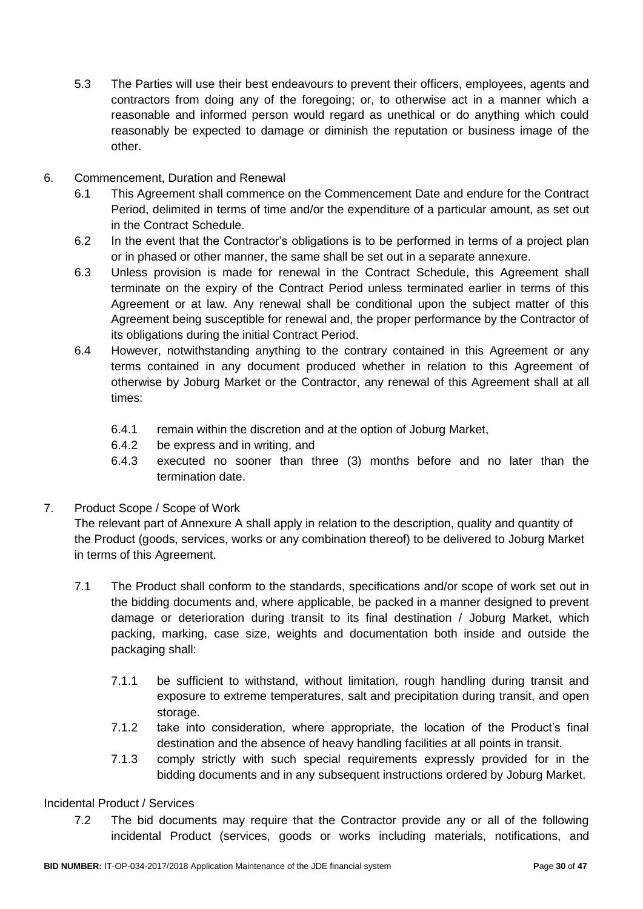5.3 The Parties will use their best endeavours to prevent their officers, employees, agents and contractors from doing any of the foregoing; or, to otherwise act in a manner which a reasonable and informed person would regard as unethical or do anything which could reasonably be expected to damage or diminish the reputation or business image of the other.

6. Commencement, Duration and Renewal

6.1 This Agreement shall commence on the Commencement Date and endure for the Contract Period, delimited in terms of time and/or the expenditure of a particular amount, as set out in the Contract Schedule.

6.2 In the event that the Contractor's obligations is to be performed in terms of a project plan or in phased or other manner, the same shall be set out in a separate annexure.

6.3 Unless provision is made for renewal in the Contract Schedule, this Agreement shall terminate on the expiry of the Contract Period unless terminated earlier in terms of this Agreement or at law. Any renewal shall be conditional upon the subject matter of this Agreement being susceptible for renewal and, the proper performance by the Contractor of its obligations during the initial Contract Period.

6.4 However, notwithstanding anything to the contrary contained in this Agreement or any terms contained in any document produced whether in relation to this Agreement of otherwise by Joburg Market or the Contractor, any renewal of this Agreement shall at all times:

6.4.1 remain within the discretion and at the option of Joburg Market,

6.4.2 be express and in writing, and

6.4.3 executed no sooner than three (3) months before and no later than the termination date.

7. Product Scope / Scope of Work

The relevant part of Annexure A shall apply in relation to the description, quality and quantity of the Product (goods, services, works or any combination thereof) to be delivered to Joburg Market in terms of this Agreement.

7.1 The Product shall conform to the standards, specifications and/or scope of work set out in the bidding documents and, where applicable, be packed in a manner designed to prevent damage or deterioration during transit to its final destination / Joburg Market, which packing, marking, case size, weights and documentation both inside and outside the packaging shall:

7.1.1 be sufficient to withstand, without limitation, rough handling during transit and exposure to extreme temperatures, salt and precipitation during transit, and open storage.

7.1.2 take into consideration, where appropriate, the location of the Product's final destination and the absence of heavy handling facilities at all points in transit.

7.1.3 comply strictly with such special requirements expressly provided for in the bidding documents and in any subsequent instructions ordered by Joburg Market.

Incidental Product / Services

7.2 The bid documents may require that the Contractor provide any or all of the following incidental Product (services, goods or works including materials, notifications, and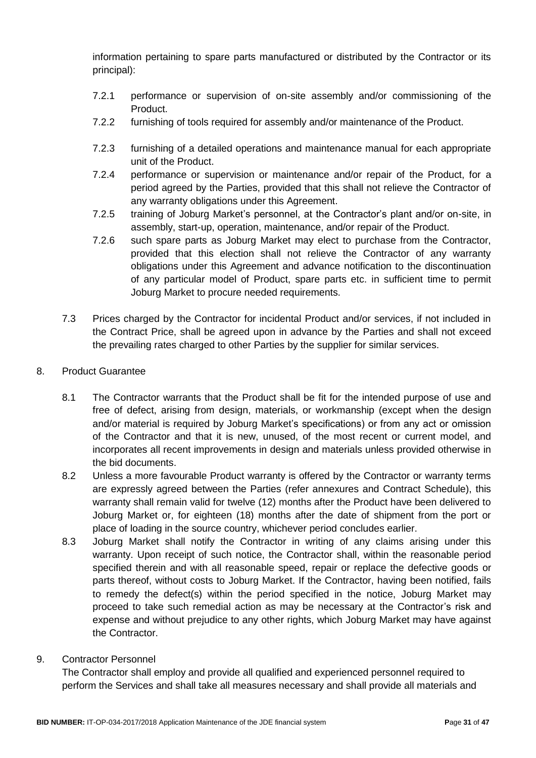information pertaining to spare parts manufactured or distributed by the Contractor or its principal):

7.2.1 performance or supervision of on-site assembly and/or commissioning of the Product.

7.2.2 furnishing of tools required for assembly and/or maintenance of the Product.

7.2.3 furnishing of a detailed operations and maintenance manual for each appropriate unit of the Product.

7.2.4 performance or supervision or maintenance and/or repair of the Product, for a period agreed by the Parties, provided that this shall not relieve the Contractor of any warranty obligations under this Agreement.

7.2.5 training of Joburg Market's personnel, at the Contractor's plant and/or on-site, in assembly, start-up, operation, maintenance, and/or repair of the Product.

7.2.6 such spare parts as Joburg Market may elect to purchase from the Contractor, provided that this election shall not relieve the Contractor of any warranty obligations under this Agreement and advance notification to the discontinuation of any particular model of Product, spare parts etc. in sufficient time to permit Joburg Market to procure needed requirements.

7.3 Prices charged by the Contractor for incidental Product and/or services, if not included in the Contract Price, shall be agreed upon in advance by the Parties and shall not exceed the prevailing rates charged to other Parties by the supplier for similar services.

8. Product Guarantee

8.1 The Contractor warrants that the Product shall be fit for the intended purpose of use and free of defect, arising from design, materials, or workmanship (except when the design and/or material is required by Joburg Market's specifications) or from any act or omission of the Contractor and that it is new, unused, of the most recent or current model, and incorporates all recent improvements in design and materials unless provided otherwise in the bid documents.

8.2 Unless a more favourable Product warranty is offered by the Contractor or warranty terms are expressly agreed between the Parties (refer annexures and Contract Schedule), this warranty shall remain valid for twelve (12) months after the Product have been delivered to Joburg Market or, for eighteen (18) months after the date of shipment from the port or place of loading in the source country, whichever period concludes earlier.

8.3 Joburg Market shall notify the Contractor in writing of any claims arising under this warranty. Upon receipt of such notice, the Contractor shall, within the reasonable period specified therein and with all reasonable speed, repair or replace the defective goods or parts thereof, without costs to Joburg Market. If the Contractor, having been notified, fails to remedy the defect(s) within the period specified in the notice, Joburg Market may proceed to take such remedial action as may be necessary at the Contractor's risk and expense and without prejudice to any other rights, which Joburg Market may have against the Contractor.

9. Contractor Personnel

The Contractor shall employ and provide all qualified and experienced personnel required to perform the Services and shall take all measures necessary and shall provide all materials and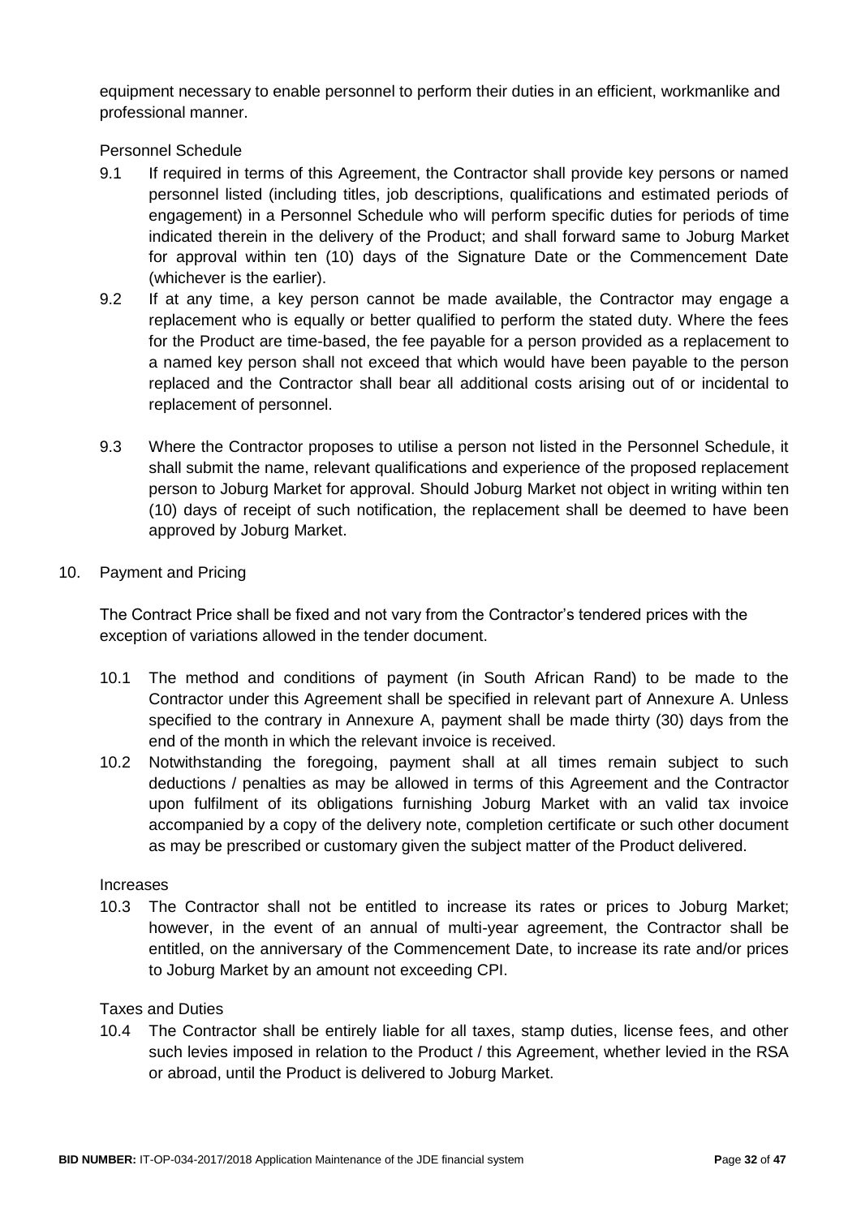equipment necessary to enable personnel to perform their duties in an efficient, workmanlike and professional manner.

Personnel Schedule

9.1 If required in terms of this Agreement, the Contractor shall provide key persons or named personnel listed (including titles, job descriptions, qualifications and estimated periods of engagement) in a Personnel Schedule who will perform specific duties for periods of time indicated therein in the delivery of the Product; and shall forward same to Joburg Market for approval within ten (10) days of the Signature Date or the Commencement Date (whichever is the earlier).

9.2 If at any time, a key person cannot be made available, the Contractor may engage a replacement who is equally or better qualified to perform the stated duty. Where the fees for the Product are time-based, the fee payable for a person provided as a replacement to a named key person shall not exceed that which would have been payable to the person replaced and the Contractor shall bear all additional costs arising out of or incidental to replacement of personnel.

9.3 Where the Contractor proposes to utilise a person not listed in the Personnel Schedule, it shall submit the name, relevant qualifications and experience of the proposed replacement person to Joburg Market for approval. Should Joburg Market not object in writing within ten (10) days of receipt of such notification, the replacement shall be deemed to have been approved by Joburg Market.

10. Payment and Pricing

The Contract Price shall be fixed and not vary from the Contractor's tendered prices with the exception of variations allowed in the tender document.

10.1 The method and conditions of payment (in South African Rand) to be made to the Contractor under this Agreement shall be specified in relevant part of Annexure A. Unless specified to the contrary in Annexure A, payment shall be made thirty (30) days from the end of the month in which the relevant invoice is received.

10.2 Notwithstanding the foregoing, payment shall at all times remain subject to such deductions / penalties as may be allowed in terms of this Agreement and the Contractor upon fulfilment of its obligations furnishing Joburg Market with an valid tax invoice accompanied by a copy of the delivery note, completion certificate or such other document as may be prescribed or customary given the subject matter of the Product delivered.

Increases

10.3 The Contractor shall not be entitled to increase its rates or prices to Joburg Market; however, in the event of an annual of multi-year agreement, the Contractor shall be entitled, on the anniversary of the Commencement Date, to increase its rate and/or prices to Joburg Market by an amount not exceeding CPI.

Taxes and Duties

10.4 The Contractor shall be entirely liable for all taxes, stamp duties, license fees, and other such levies imposed in relation to the Product / this Agreement, whether levied in the RSA or abroad, until the Product is delivered to Joburg Market.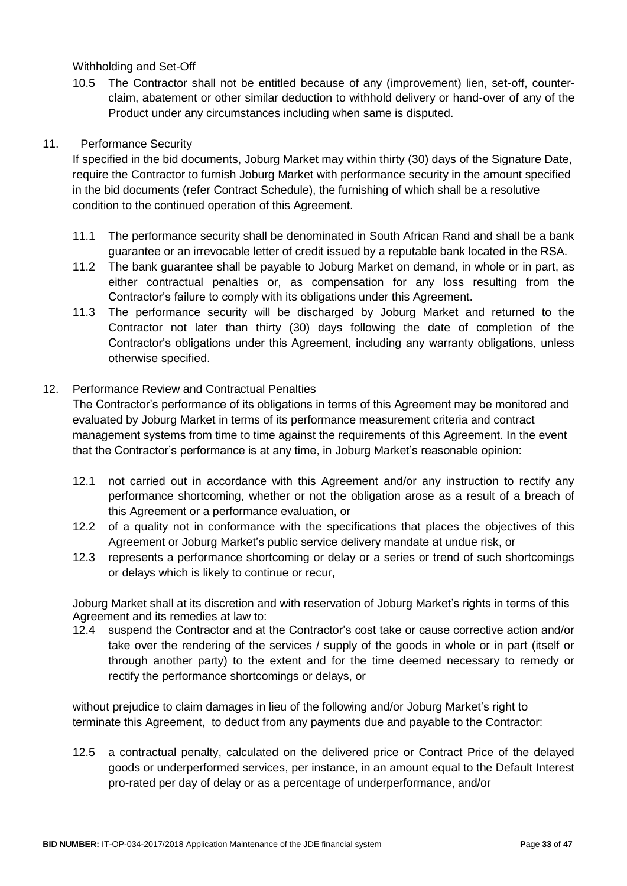Withholding and Set-Off

10.5 The Contractor shall not be entitled because of any (improvement) lien, set-off, counter-claim, abatement or other similar deduction to withhold delivery or hand-over of any of the Product under any circumstances including when same is disputed.

## 11. Performance Security

If specified in the bid documents, Joburg Market may within thirty (30) days of the Signature Date, require the Contractor to furnish Joburg Market with performance security in the amount specified in the bid documents (refer Contract Schedule), the furnishing of which shall be a resolutive condition to the continued operation of this Agreement.

11.1 The performance security shall be denominated in South African Rand and shall be a bank guarantee or an irrevocable letter of credit issued by a reputable bank located in the RSA.

11.2 The bank guarantee shall be payable to Joburg Market on demand, in whole or in part, as either contractual penalties or, as compensation for any loss resulting from the Contractor's failure to comply with its obligations under this Agreement.

11.3 The performance security will be discharged by Joburg Market and returned to the Contractor not later than thirty (30) days following the date of completion of the Contractor's obligations under this Agreement, including any warranty obligations, unless otherwise specified.

## 12. Performance Review and Contractual Penalties

The Contractor's performance of its obligations in terms of this Agreement may be monitored and evaluated by Joburg Market in terms of its performance measurement criteria and contract management systems from time to time against the requirements of this Agreement. In the event that the Contractor's performance is at any time, in Joburg Market's reasonable opinion:

12.1 not carried out in accordance with this Agreement and/or any instruction to rectify any performance shortcoming, whether or not the obligation arose as a result of a breach of this Agreement or a performance evaluation, or

12.2 of a quality not in conformance with the specifications that places the objectives of this Agreement or Joburg Market's public service delivery mandate at undue risk, or

12.3 represents a performance shortcoming or delay or a series or trend of such shortcomings or delays which is likely to continue or recur,

Joburg Market shall at its discretion and with reservation of Joburg Market's rights in terms of this Agreement and its remedies at law to:

12.4 suspend the Contractor and at the Contractor's cost take or cause corrective action and/or take over the rendering of the services / supply of the goods in whole or in part (itself or through another party) to the extent and for the time deemed necessary to remedy or rectify the performance shortcomings or delays, or

without prejudice to claim damages in lieu of the following and/or Joburg Market's right to terminate this Agreement, to deduct from any payments due and payable to the Contractor:

12.5 a contractual penalty, calculated on the delivered price or Contract Price of the delayed goods or underperformed services, per instance, in an amount equal to the Default Interest pro-rated per day of delay or as a percentage of underperformance, and/or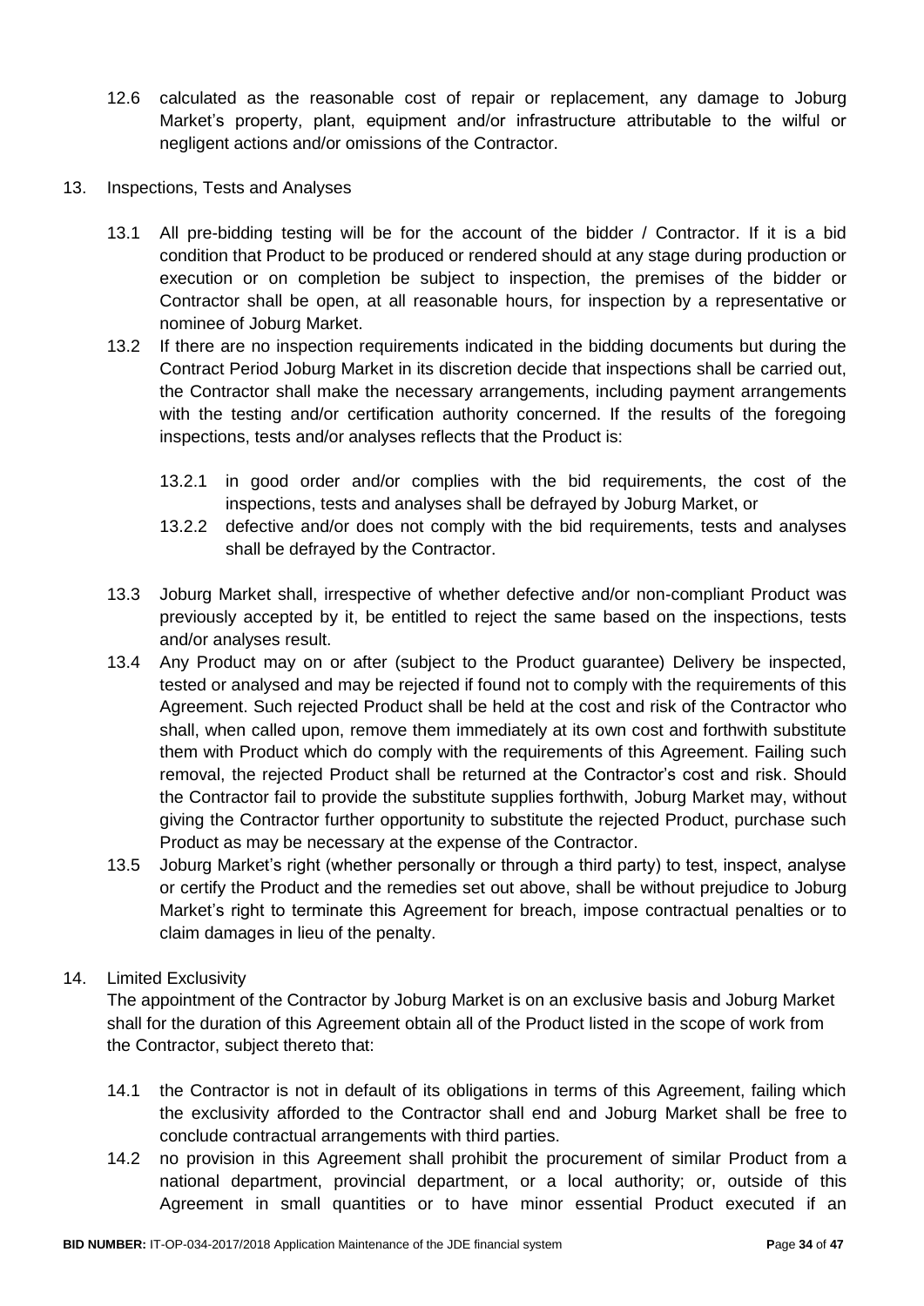12.6 calculated as the reasonable cost of repair or replacement, any damage to Joburg Market's property, plant, equipment and/or infrastructure attributable to the wilful or negligent actions and/or omissions of the Contractor.

13. Inspections, Tests and Analyses

13.1 All pre-bidding testing will be for the account of the bidder / Contractor. If it is a bid condition that Product to be produced or rendered should at any stage during production or execution or on completion be subject to inspection, the premises of the bidder or Contractor shall be open, at all reasonable hours, for inspection by a representative or nominee of Joburg Market.

13.2 If there are no inspection requirements indicated in the bidding documents but during the Contract Period Joburg Market in its discretion decide that inspections shall be carried out, the Contractor shall make the necessary arrangements, including payment arrangements with the testing and/or certification authority concerned. If the results of the foregoing inspections, tests and/or analyses reflects that the Product is:

13.2.1 in good order and/or complies with the bid requirements, the cost of the inspections, tests and analyses shall be defrayed by Joburg Market, or

13.2.2 defective and/or does not comply with the bid requirements, tests and analyses shall be defrayed by the Contractor.

13.3 Joburg Market shall, irrespective of whether defective and/or non-compliant Product was previously accepted by it, be entitled to reject the same based on the inspections, tests and/or analyses result.

13.4 Any Product may on or after (subject to the Product guarantee) Delivery be inspected, tested or analysed and may be rejected if found not to comply with the requirements of this Agreement. Such rejected Product shall be held at the cost and risk of the Contractor who shall, when called upon, remove them immediately at its own cost and forthwith substitute them with Product which do comply with the requirements of this Agreement. Failing such removal, the rejected Product shall be returned at the Contractor's cost and risk. Should the Contractor fail to provide the substitute supplies forthwith, Joburg Market may, without giving the Contractor further opportunity to substitute the rejected Product, purchase such Product as may be necessary at the expense of the Contractor.

13.5 Joburg Market's right (whether personally or through a third party) to test, inspect, analyse or certify the Product and the remedies set out above, shall be without prejudice to Joburg Market's right to terminate this Agreement for breach, impose contractual penalties or to claim damages in lieu of the penalty.

14. Limited Exclusivity

The appointment of the Contractor by Joburg Market is on an exclusive basis and Joburg Market shall for the duration of this Agreement obtain all of the Product listed in the scope of work from the Contractor, subject thereto that:

14.1 the Contractor is not in default of its obligations in terms of this Agreement, failing which the exclusivity afforded to the Contractor shall end and Joburg Market shall be free to conclude contractual arrangements with third parties.

14.2 no provision in this Agreement shall prohibit the procurement of similar Product from a national department, provincial department, or a local authority; or, outside of this Agreement in small quantities or to have minor essential Product executed if an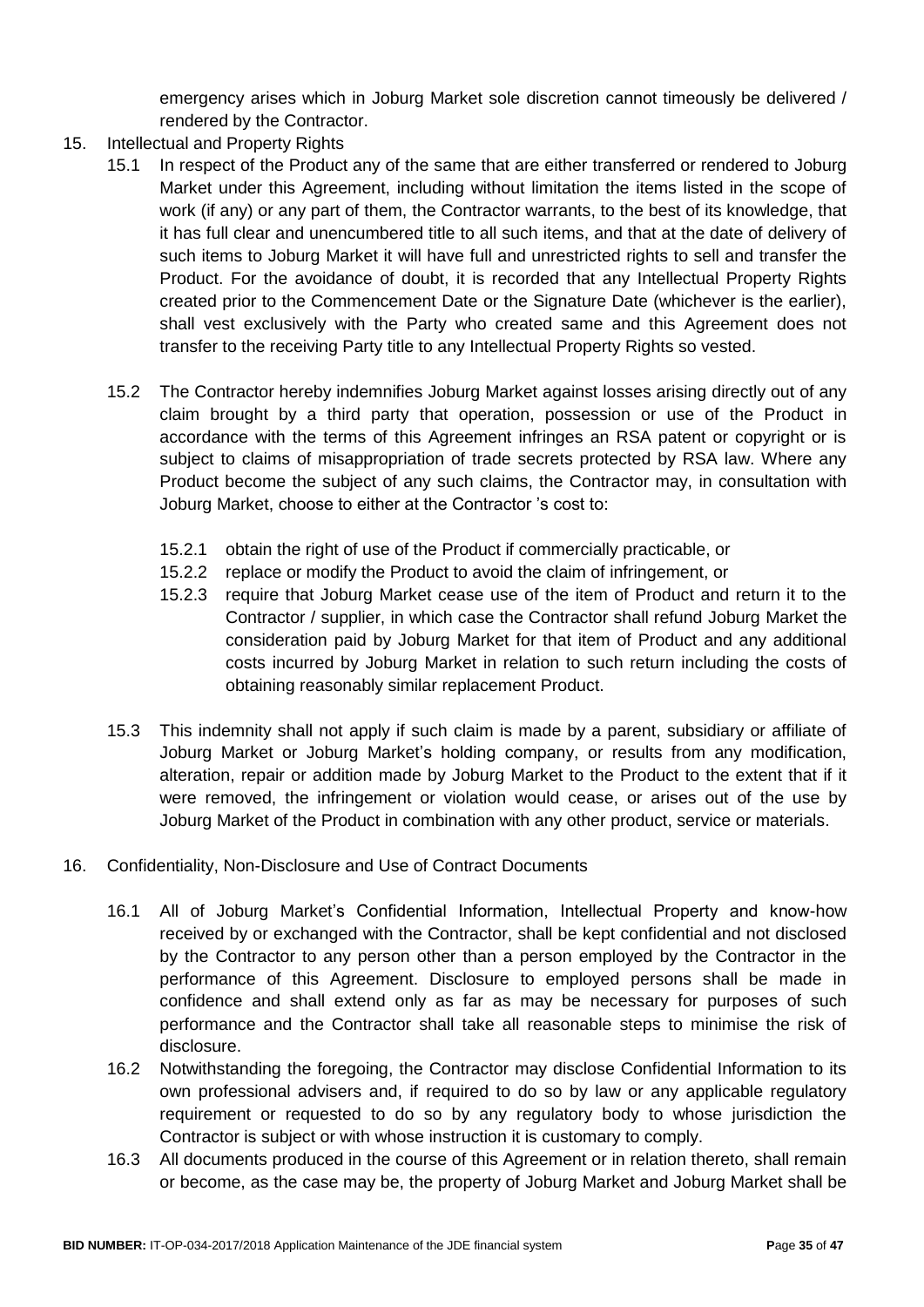emergency arises which in Joburg Market sole discretion cannot timeously be delivered / rendered by the Contractor.

15. Intellectual and Property Rights

    15.1 In respect of the Product any of the same that are either transferred or rendered to Joburg Market under this Agreement, including without limitation the items listed in the scope of work (if any) or any part of them, the Contractor warrants, to the best of its knowledge, that it has full clear and unencumbered title to all such items, and that at the date of delivery of such items to Joburg Market it will have full and unrestricted rights to sell and transfer the Product. For the avoidance of doubt, it is recorded that any Intellectual Property Rights created prior to the Commencement Date or the Signature Date (whichever is the earlier), shall vest exclusively with the Party who created same and this Agreement does not transfer to the receiving Party title to any Intellectual Property Rights so vested.

    15.2 The Contractor hereby indemnifies Joburg Market against losses arising directly out of any claim brought by a third party that operation, possession or use of the Product in accordance with the terms of this Agreement infringes an RSA patent or copyright or is subject to claims of misappropriation of trade secrets protected by RSA law. Where any Product become the subject of any such claims, the Contractor may, in consultation with Joburg Market, choose to either at the Contractor 's cost to:

        15.2.1 obtain the right of use of the Product if commercially practicable, or

        15.2.2 replace or modify the Product to avoid the claim of infringement, or

        15.2.3 require that Joburg Market cease use of the item of Product and return it to the Contractor / supplier, in which case the Contractor shall refund Joburg Market the consideration paid by Joburg Market for that item of Product and any additional costs incurred by Joburg Market in relation to such return including the costs of obtaining reasonably similar replacement Product.

    15.3 This indemnity shall not apply if such claim is made by a parent, subsidiary or affiliate of Joburg Market or Joburg Market's holding company, or results from any modification, alteration, repair or addition made by Joburg Market to the Product to the extent that if it were removed, the infringement or violation would cease, or arises out of the use by Joburg Market of the Product in combination with any other product, service or materials.

16. Confidentiality, Non-Disclosure and Use of Contract Documents

    16.1 All of Joburg Market's Confidential Information, Intellectual Property and know-how received by or exchanged with the Contractor, shall be kept confidential and not disclosed by the Contractor to any person other than a person employed by the Contractor in the performance of this Agreement. Disclosure to employed persons shall be made in confidence and shall extend only as far as may be necessary for purposes of such performance and the Contractor shall take all reasonable steps to minimise the risk of disclosure.

    16.2 Notwithstanding the foregoing, the Contractor may disclose Confidential Information to its own professional advisers and, if required to do so by law or any applicable regulatory requirement or requested to do so by any regulatory body to whose jurisdiction the Contractor is subject or with whose instruction it is customary to comply.

    16.3 All documents produced in the course of this Agreement or in relation thereto, shall remain or become, as the case may be, the property of Joburg Market and Joburg Market shall be

**BID NUMBER:** IT-OP-034-2017/2018 Application Maintenance of the JDE financial system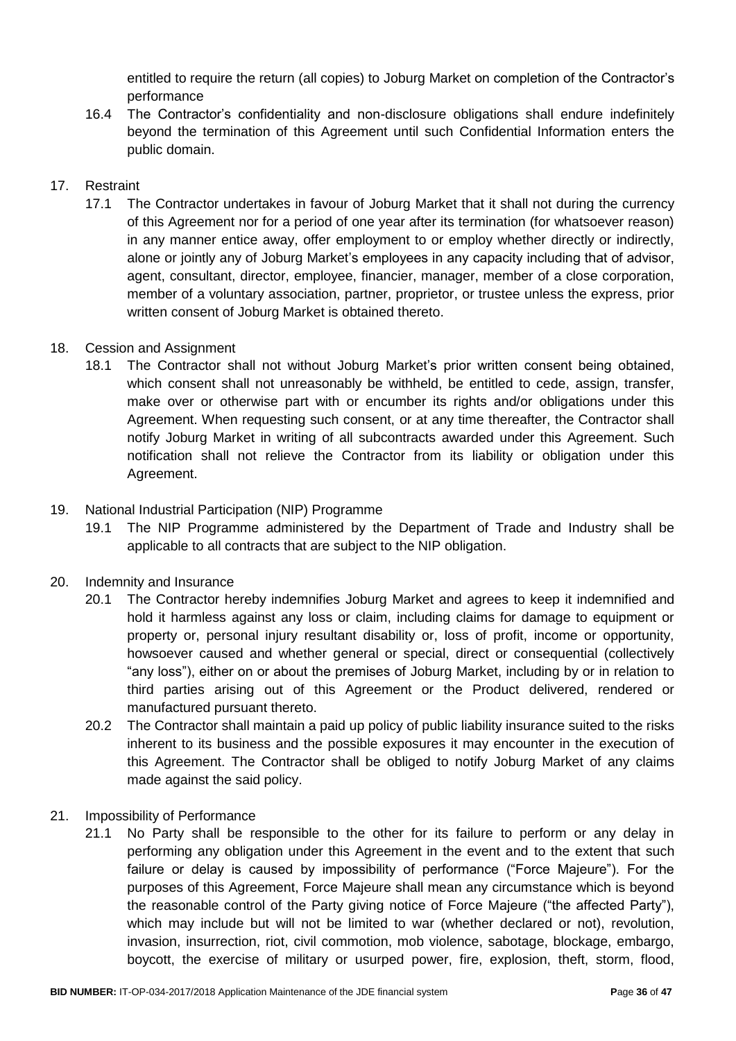entitled to require the return (all copies) to Joburg Market on completion of the Contractor's performance

16.4 The Contractor's confidentiality and non-disclosure obligations shall endure indefinitely beyond the termination of this Agreement until such Confidential Information enters the public domain.

17. Restraint

17.1 The Contractor undertakes in favour of Joburg Market that it shall not during the currency of this Agreement nor for a period of one year after its termination (for whatsoever reason) in any manner entice away, offer employment to or employ whether directly or indirectly, alone or jointly any of Joburg Market's employees in any capacity including that of advisor, agent, consultant, director, employee, financier, manager, member of a close corporation, member of a voluntary association, partner, proprietor, or trustee unless the express, prior written consent of Joburg Market is obtained thereto.

18. Cession and Assignment

18.1 The Contractor shall not without Joburg Market's prior written consent being obtained, which consent shall not unreasonably be withheld, be entitled to cede, assign, transfer, make over or otherwise part with or encumber its rights and/or obligations under this Agreement. When requesting such consent, or at any time thereafter, the Contractor shall notify Joburg Market in writing of all subcontracts awarded under this Agreement. Such notification shall not relieve the Contractor from its liability or obligation under this Agreement.

19. National Industrial Participation (NIP) Programme

19.1 The NIP Programme administered by the Department of Trade and Industry shall be applicable to all contracts that are subject to the NIP obligation.

20. Indemnity and Insurance

20.1 The Contractor hereby indemnifies Joburg Market and agrees to keep it indemnified and hold it harmless against any loss or claim, including claims for damage to equipment or property or, personal injury resultant disability or, loss of profit, income or opportunity, howsoever caused and whether general or special, direct or consequential (collectively "any loss"), either on or about the premises of Joburg Market, including by or in relation to third parties arising out of this Agreement or the Product delivered, rendered or manufactured pursuant thereto.

20.2 The Contractor shall maintain a paid up policy of public liability insurance suited to the risks inherent to its business and the possible exposures it may encounter in the execution of this Agreement. The Contractor shall be obliged to notify Joburg Market of any claims made against the said policy.

21. Impossibility of Performance

21.1 No Party shall be responsible to the other for its failure to perform or any delay in performing any obligation under this Agreement in the event and to the extent that such failure or delay is caused by impossibility of performance ("Force Majeure"). For the purposes of this Agreement, Force Majeure shall mean any circumstance which is beyond the reasonable control of the Party giving notice of Force Majeure ("the affected Party"), which may include but will not be limited to war (whether declared or not), revolution, invasion, insurrection, riot, civil commotion, mob violence, sabotage, blockage, embargo, boycott, the exercise of military or usurped power, fire, explosion, theft, storm, flood,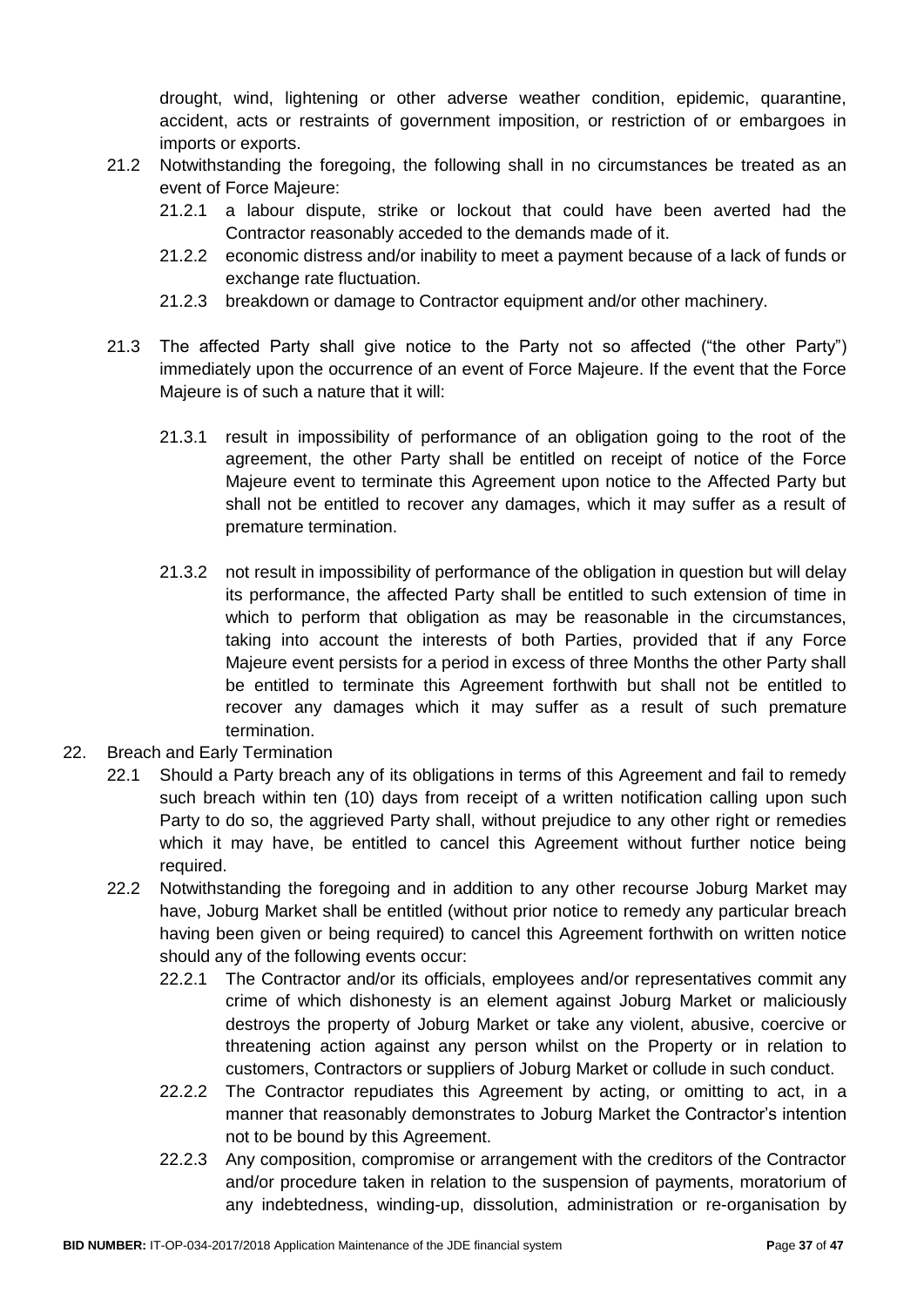drought, wind, lightening or other adverse weather condition, epidemic, quarantine, accident, acts or restraints of government imposition, or restriction of or embargoes in imports or exports.

21.2 Notwithstanding the foregoing, the following shall in no circumstances be treated as an event of Force Majeure:

21.2.1 a labour dispute, strike or lockout that could have been averted had the Contractor reasonably acceded to the demands made of it.

21.2.2 economic distress and/or inability to meet a payment because of a lack of funds or exchange rate fluctuation.

21.2.3 breakdown or damage to Contractor equipment and/or other machinery.

21.3 The affected Party shall give notice to the Party not so affected ("the other Party") immediately upon the occurrence of an event of Force Majeure. If the event that the Force Majeure is of such a nature that it will:

21.3.1 result in impossibility of performance of an obligation going to the root of the agreement, the other Party shall be entitled on receipt of notice of the Force Majeure event to terminate this Agreement upon notice to the Affected Party but shall not be entitled to recover any damages, which it may suffer as a result of premature termination.

21.3.2 not result in impossibility of performance of the obligation in question but will delay its performance, the affected Party shall be entitled to such extension of time in which to perform that obligation as may be reasonable in the circumstances, taking into account the interests of both Parties, provided that if any Force Majeure event persists for a period in excess of three Months the other Party shall be entitled to terminate this Agreement forthwith but shall not be entitled to recover any damages which it may suffer as a result of such premature termination.

22. Breach and Early Termination

22.1 Should a Party breach any of its obligations in terms of this Agreement and fail to remedy such breach within ten (10) days from receipt of a written notification calling upon such Party to do so, the aggrieved Party shall, without prejudice to any other right or remedies which it may have, be entitled to cancel this Agreement without further notice being required.

22.2 Notwithstanding the foregoing and in addition to any other recourse Joburg Market may have, Joburg Market shall be entitled (without prior notice to remedy any particular breach having been given or being required) to cancel this Agreement forthwith on written notice should any of the following events occur:

22.2.1 The Contractor and/or its officials, employees and/or representatives commit any crime of which dishonesty is an element against Joburg Market or maliciously destroys the property of Joburg Market or take any violent, abusive, coercive or threatening action against any person whilst on the Property or in relation to customers, Contractors or suppliers of Joburg Market or collude in such conduct.

22.2.2 The Contractor repudiates this Agreement by acting, or omitting to act, in a manner that reasonably demonstrates to Joburg Market the Contractor's intention not to be bound by this Agreement.

22.2.3 Any composition, compromise or arrangement with the creditors of the Contractor and/or procedure taken in relation to the suspension of payments, moratorium of any indebtedness, winding-up, dissolution, administration or re-organisation by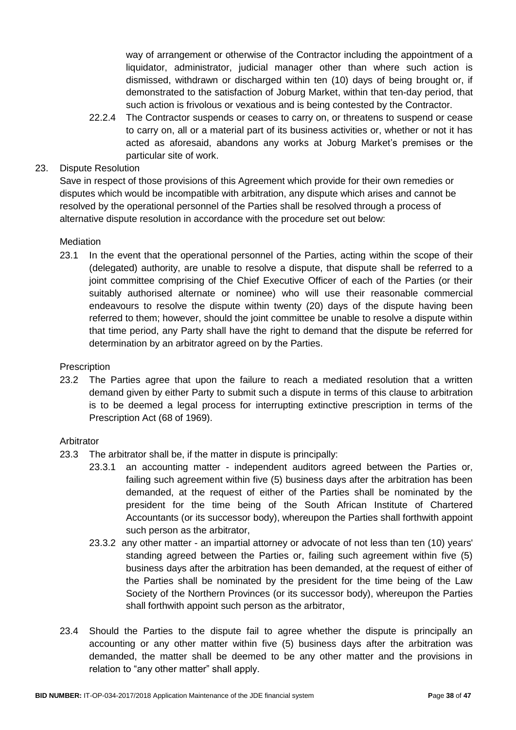way of arrangement or otherwise of the Contractor including the appointment of a liquidator, administrator, judicial manager other than where such action is dismissed, withdrawn or discharged within ten (10) days of being brought or, if demonstrated to the satisfaction of Joburg Market, within that ten-day period, that such action is frivolous or vexatious and is being contested by the Contractor.

22.2.4 The Contractor suspends or ceases to carry on, or threatens to suspend or cease to carry on, all or a material part of its business activities or, whether or not it has acted as aforesaid, abandons any works at Joburg Market's premises or the particular site of work.

23. Dispute Resolution

Save in respect of those provisions of this Agreement which provide for their own remedies or disputes which would be incompatible with arbitration, any dispute which arises and cannot be resolved by the operational personnel of the Parties shall be resolved through a process of alternative dispute resolution in accordance with the procedure set out below:

Mediation

23.1 In the event that the operational personnel of the Parties, acting within the scope of their (delegated) authority, are unable to resolve a dispute, that dispute shall be referred to a joint committee comprising of the Chief Executive Officer of each of the Parties (or their suitably authorised alternate or nominee) who will use their reasonable commercial endeavours to resolve the dispute within twenty (20) days of the dispute having been referred to them; however, should the joint committee be unable to resolve a dispute within that time period, any Party shall have the right to demand that the dispute be referred for determination by an arbitrator agreed on by the Parties.

Prescription

23.2 The Parties agree that upon the failure to reach a mediated resolution that a written demand given by either Party to submit such a dispute in terms of this clause to arbitration is to be deemed a legal process for interrupting extinctive prescription in terms of the Prescription Act (68 of 1969).

Arbitrator

23.3 The arbitrator shall be, if the matter in dispute is principally:

23.3.1 an accounting matter - independent auditors agreed between the Parties or, failing such agreement within five (5) business days after the arbitration has been demanded, at the request of either of the Parties shall be nominated by the president for the time being of the South African Institute of Chartered Accountants (or its successor body), whereupon the Parties shall forthwith appoint such person as the arbitrator,

23.3.2 any other matter - an impartial attorney or advocate of not less than ten (10) years' standing agreed between the Parties or, failing such agreement within five (5) business days after the arbitration has been demanded, at the request of either of the Parties shall be nominated by the president for the time being of the Law Society of the Northern Provinces (or its successor body), whereupon the Parties shall forthwith appoint such person as the arbitrator,

23.4 Should the Parties to the dispute fail to agree whether the dispute is principally an accounting or any other matter within five (5) business days after the arbitration was demanded, the matter shall be deemed to be any other matter and the provisions in relation to "any other matter" shall apply.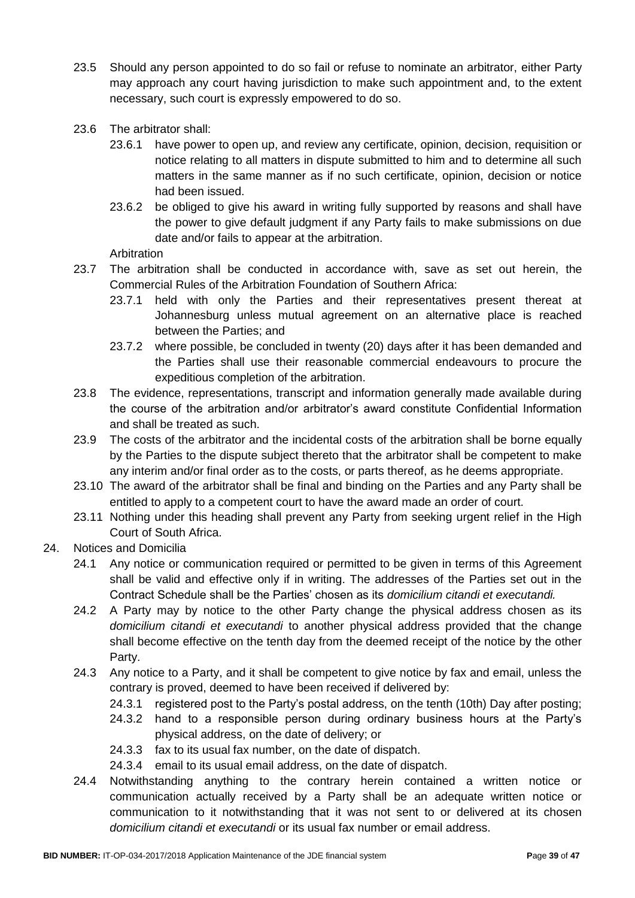23.5 Should any person appointed to do so fail or refuse to nominate an arbitrator, either Party may approach any court having jurisdiction to make such appointment and, to the extent necessary, such court is expressly empowered to do so.

23.6 The arbitrator shall:

23.6.1 have power to open up, and review any certificate, opinion, decision, requisition or notice relating to all matters in dispute submitted to him and to determine all such matters in the same manner as if no such certificate, opinion, decision or notice had been issued.

23.6.2 be obliged to give his award in writing fully supported by reasons and shall have the power to give default judgment if any Party fails to make submissions on due date and/or fails to appear at the arbitration.

Arbitration

23.7 The arbitration shall be conducted in accordance with, save as set out herein, the Commercial Rules of the Arbitration Foundation of Southern Africa:

23.7.1 held with only the Parties and their representatives present thereat at Johannesburg unless mutual agreement on an alternative place is reached between the Parties; and

23.7.2 where possible, be concluded in twenty (20) days after it has been demanded and the Parties shall use their reasonable commercial endeavours to procure the expeditious completion of the arbitration.

23.8 The evidence, representations, transcript and information generally made available during the course of the arbitration and/or arbitrator's award constitute Confidential Information and shall be treated as such.

23.9 The costs of the arbitrator and the incidental costs of the arbitration shall be borne equally by the Parties to the dispute subject thereto that the arbitrator shall be competent to make any interim and/or final order as to the costs, or parts thereof, as he deems appropriate.

23.10 The award of the arbitrator shall be final and binding on the Parties and any Party shall be entitled to apply to a competent court to have the award made an order of court.

23.11 Nothing under this heading shall prevent any Party from seeking urgent relief in the High Court of South Africa.

24. Notices and Domicilia

24.1 Any notice or communication required or permitted to be given in terms of this Agreement shall be valid and effective only if in writing. The addresses of the Parties set out in the Contract Schedule shall be the Parties' chosen as its *domicilium citandi et executandi.*

24.2 A Party may by notice to the other Party change the physical address chosen as its *domicilium citandi et executandi* to another physical address provided that the change shall become effective on the tenth day from the deemed receipt of the notice by the other Party.

24.3 Any notice to a Party, and it shall be competent to give notice by fax and email, unless the contrary is proved, deemed to have been received if delivered by:

24.3.1 registered post to the Party's postal address, on the tenth (10th) Day after posting;

24.3.2 hand to a responsible person during ordinary business hours at the Party's physical address, on the date of delivery; or

24.3.3 fax to its usual fax number, on the date of dispatch.

24.3.4 email to its usual email address, on the date of dispatch.

24.4 Notwithstanding anything to the contrary herein contained a written notice or communication actually received by a Party shall be an adequate written notice or communication to it notwithstanding that it was not sent to or delivered at its chosen *domicilium citandi et executandi* or its usual fax number or email address.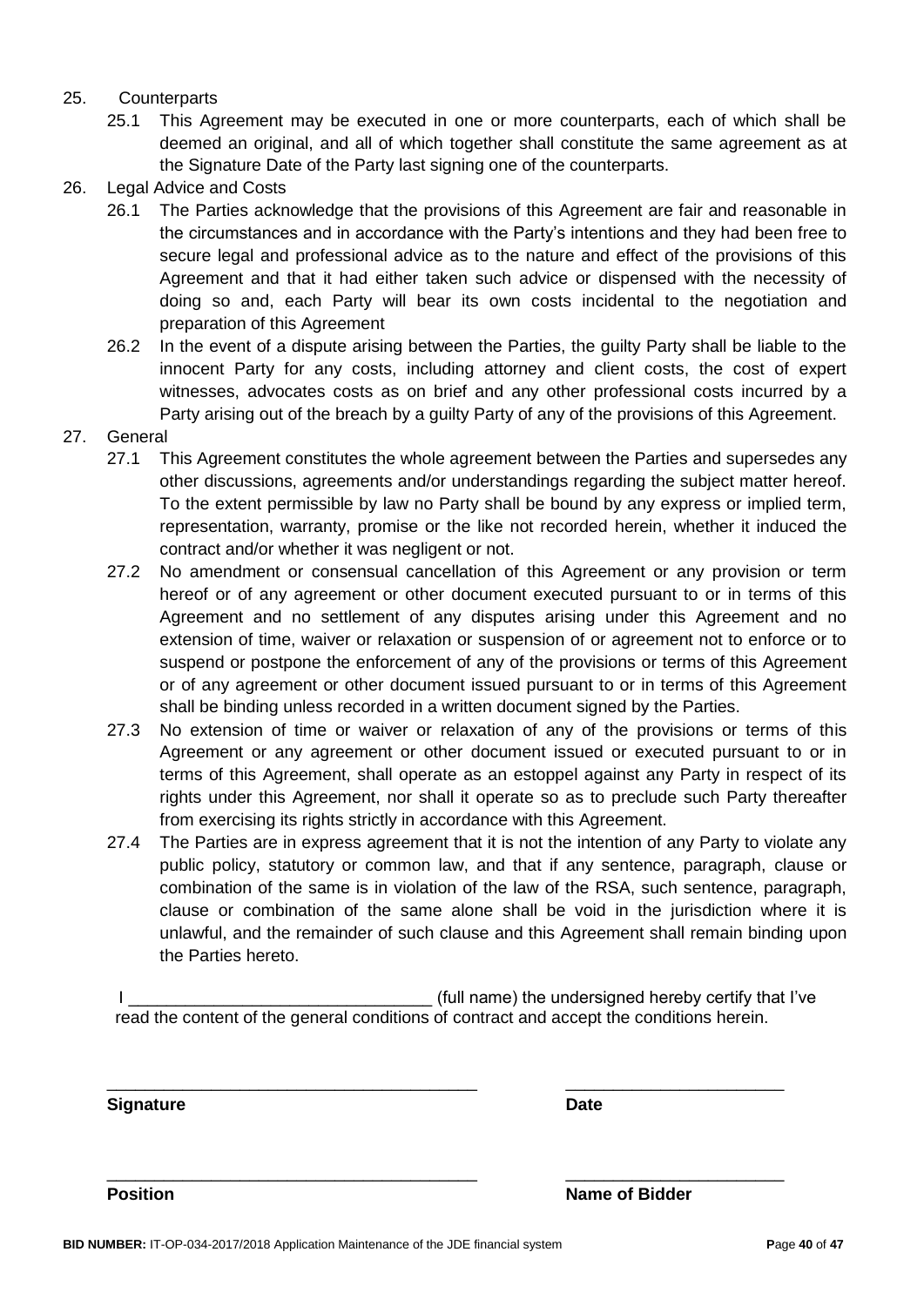25. Counterparts
    25.1 This Agreement may be executed in one or more counterparts, each of which shall be deemed an original, and all of which together shall constitute the same agreement as at the Signature Date of the Party last signing one of the counterparts.
26. Legal Advice and Costs
    26.1 The Parties acknowledge that the provisions of this Agreement are fair and reasonable in the circumstances and in accordance with the Party's intentions and they had been free to secure legal and professional advice as to the nature and effect of the provisions of this Agreement and that it had either taken such advice or dispensed with the necessity of doing so and, each Party will bear its own costs incidental to the negotiation and preparation of this Agreement
    26.2 In the event of a dispute arising between the Parties, the guilty Party shall be liable to the innocent Party for any costs, including attorney and client costs, the cost of expert witnesses, advocates costs as on brief and any other professional costs incurred by a Party arising out of the breach by a guilty Party of any of the provisions of this Agreement.
27. General
    27.1 This Agreement constitutes the whole agreement between the Parties and supersedes any other discussions, agreements and/or understandings regarding the subject matter hereof. To the extent permissible by law no Party shall be bound by any express or implied term, representation, warranty, promise or the like not recorded herein, whether it induced the contract and/or whether it was negligent or not.
    27.2 No amendment or consensual cancellation of this Agreement or any provision or term hereof or of any agreement or other document executed pursuant to or in terms of this Agreement and no settlement of any disputes arising under this Agreement and no extension of time, waiver or relaxation or suspension of or agreement not to enforce or to suspend or postpone the enforcement of any of the provisions or terms of this Agreement or of any agreement or other document issued pursuant to or in terms of this Agreement shall be binding unless recorded in a written document signed by the Parties.
    27.3 No extension of time or waiver or relaxation of any of the provisions or terms of this Agreement or any agreement or other document issued or executed pursuant to or in terms of this Agreement, shall operate as an estoppel against any Party in respect of its rights under this Agreement, nor shall it operate so as to preclude such Party thereafter from exercising its rights strictly in accordance with this Agreement.
    27.4 The Parties are in express agreement that it is not the intention of any Party to violate any public policy, statutory or common law, and that if any sentence, paragraph, clause or combination of the same is in violation of the law of the RSA, such sentence, paragraph, clause or combination of the same alone shall be void in the jurisdiction where it is unlawful, and the remainder of such clause and this Agreement shall remain binding upon the Parties hereto.

I ________________________________ (full name) the undersigned hereby certify that I've read the content of the general conditions of contract and accept the conditions herein.

________________________________________ ________________________

**Signature** **Date**

________________________________________ ________________________

**Position** **Name of Bidder**

**BID NUMBER:** IT-OP-034-2017/2018 Application Maintenance of the JDE financial system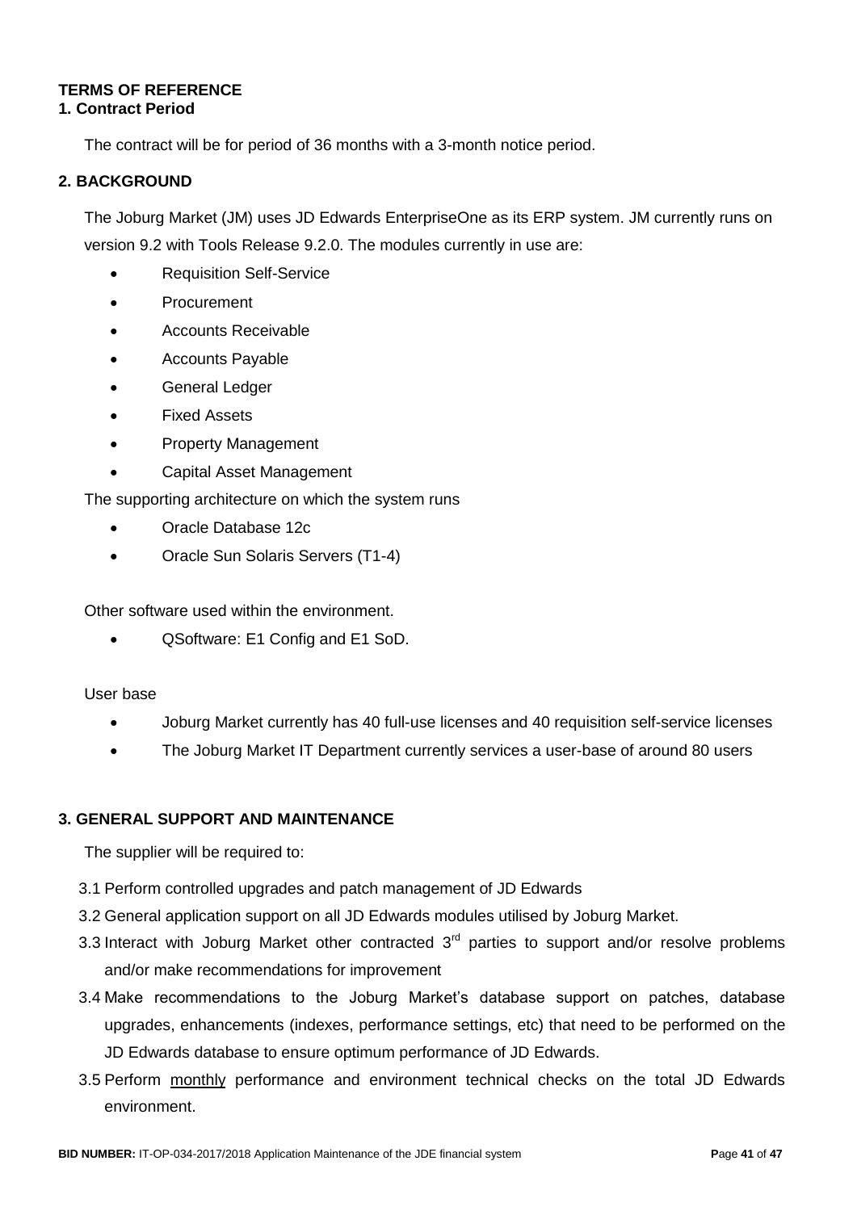**TERMS OF REFERENCE**

**1. Contract Period**

The contract will be for period of 36 months with a 3-month notice period.

**2. BACKGROUND**

The Joburg Market (JM) uses JD Edwards EnterpriseOne as its ERP system. JM currently runs on version 9.2 with Tools Release 9.2.0. The modules currently in use are:

- Requisition Self-Service
- Procurement
- Accounts Receivable
- Accounts Payable
- General Ledger
- Fixed Assets
- Property Management
- Capital Asset Management

The supporting architecture on which the system runs

- Oracle Database 12c
- Oracle Sun Solaris Servers (T1-4)

Other software used within the environment.

- QSoftware: E1 Config and E1 SoD.

User base

- Joburg Market currently has 40 full-use licenses and 40 requisition self-service licenses
- The Joburg Market IT Department currently services a user-base of around 80 users

**3. GENERAL SUPPORT AND MAINTENANCE**

The supplier will be required to:

3.1 Perform controlled upgrades and patch management of JD Edwards

3.2 General application support on all JD Edwards modules utilised by Joburg Market.

3.3 Interact with Joburg Market other contracted 3rd parties to support and/or resolve problems and/or make recommendations for improvement

3.4 Make recommendations to the Joburg Market's database support on patches, database upgrades, enhancements (indexes, performance settings, etc) that need to be performed on the JD Edwards database to ensure optimum performance of JD Edwards.

3.5 Perform <u>monthly</u> performance and environment technical checks on the total JD Edwards environment.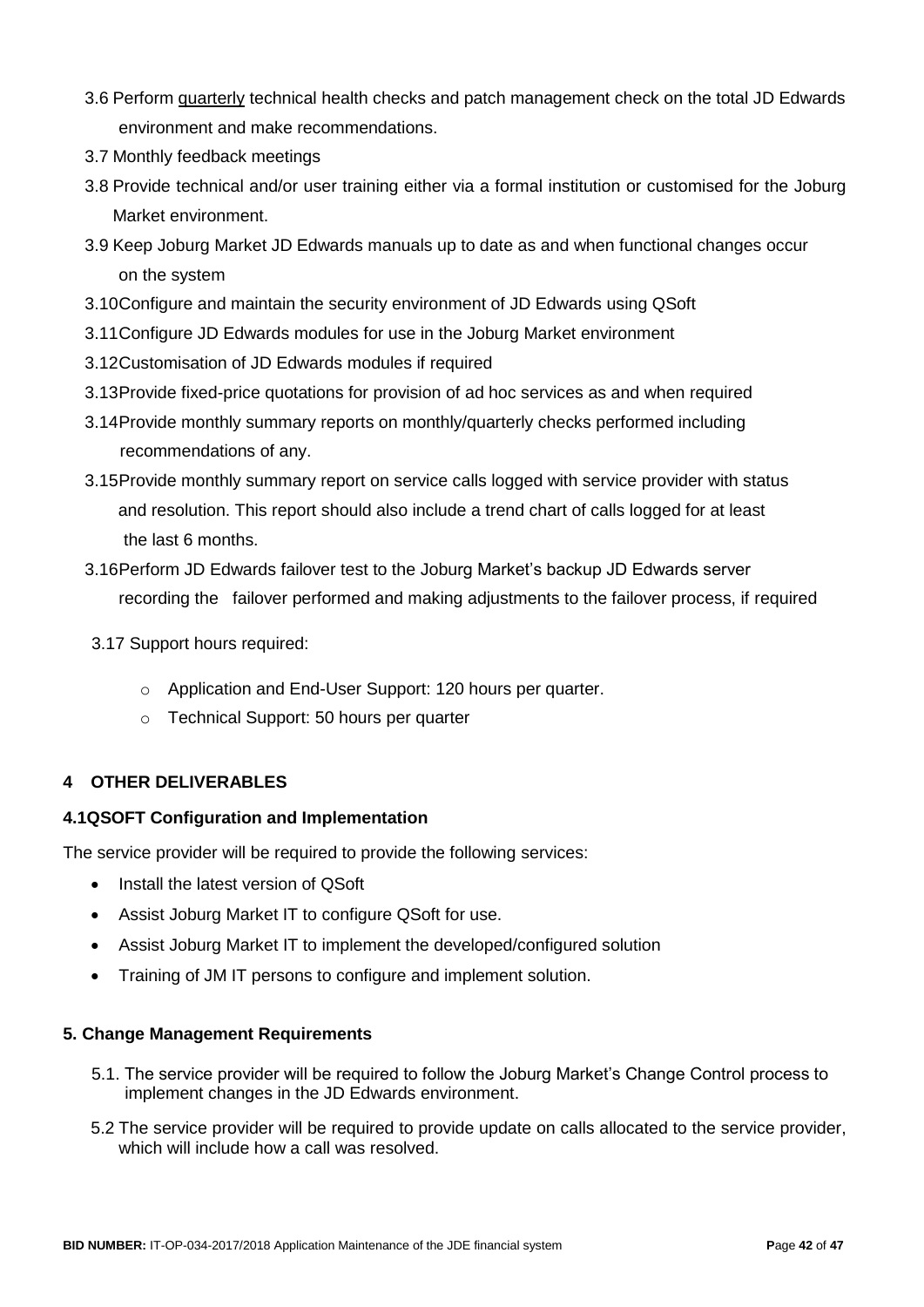3.6 Perform quarterly technical health checks and patch management check on the total JD Edwards environment and make recommendations.

3.7 Monthly feedback meetings

3.8 Provide technical and/or user training either via a formal institution or customised for the Joburg Market environment.

3.9 Keep Joburg Market JD Edwards manuals up to date as and when functional changes occur on the system

3.10 Configure and maintain the security environment of JD Edwards using QSoft

3.11 Configure JD Edwards modules for use in the Joburg Market environment

3.12 Customisation of JD Edwards modules if required

3.13 Provide fixed-price quotations for provision of ad hoc services as and when required

3.14 Provide monthly summary reports on monthly/quarterly checks performed including recommendations of any.

3.15 Provide monthly summary report on service calls logged with service provider with status and resolution. This report should also include a trend chart of calls logged for at least the last 6 months.

3.16 Perform JD Edwards failover test to the Joburg Market's backup JD Edwards server recording the failover performed and making adjustments to the failover process, if required

3.17 Support hours required:

- Application and End-User Support: 120 hours per quarter.
- Technical Support: 50 hours per quarter

## 4 OTHER DELIVERABLES

### 4.1 QSOFT Configuration and Implementation

The service provider will be required to provide the following services:

- Install the latest version of QSoft
- Assist Joburg Market IT to configure QSoft for use.
- Assist Joburg Market IT to implement the developed/configured solution
- Training of JM IT persons to configure and implement solution.

## 5. Change Management Requirements

5.1. The service provider will be required to follow the Joburg Market's Change Control process to implement changes in the JD Edwards environment.

5.2 The service provider will be required to provide update on calls allocated to the service provider, which will include how a call was resolved.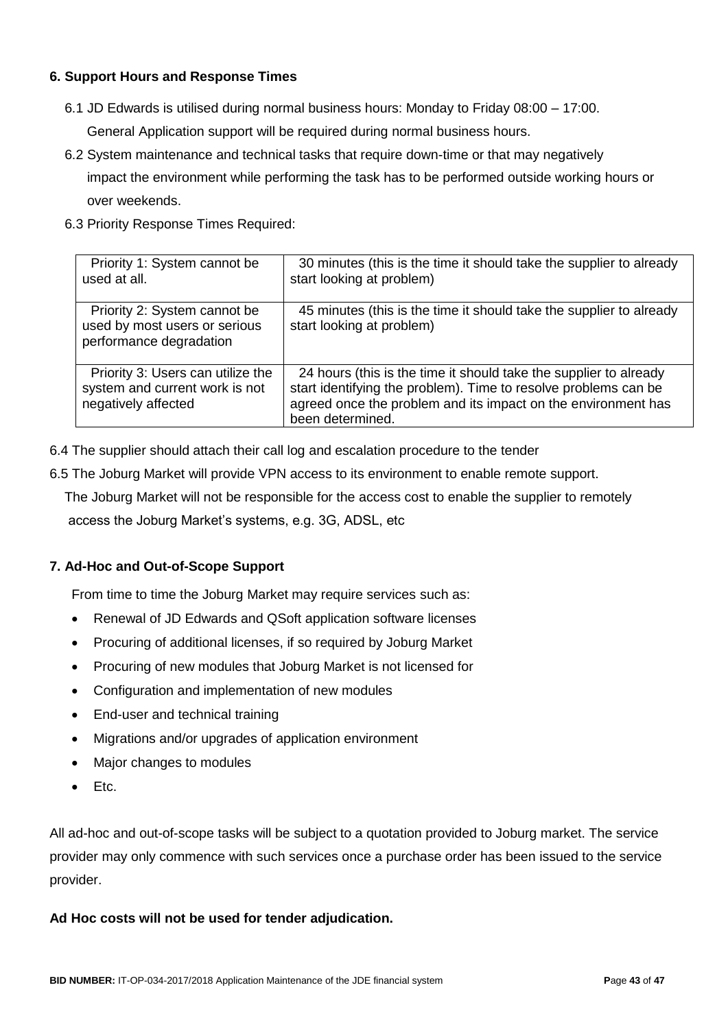**6. Support Hours and Response Times**

6.1 JD Edwards is utilised during normal business hours: Monday to Friday 08:00 – 17:00. General Application support will be required during normal business hours.

6.2 System maintenance and technical tasks that require down-time or that may negatively impact the environment while performing the task has to be performed outside working hours or over weekends.

6.3 Priority Response Times Required:

| | |
|---|---|
| Priority 1: System cannot be used at all. | 30 minutes (this is the time it should take the supplier to already start looking at problem) |
| Priority 2: System cannot be used by most users or serious performance degradation | 45 minutes (this is the time it should take the supplier to already start looking at problem) |
| Priority 3: Users can utilize the system and current work is not negatively affected | 24 hours (this is the time it should take the supplier to already start identifying the problem). Time to resolve problems can be agreed once the problem and its impact on the environment has been determined. |

6.4 The supplier should attach their call log and escalation procedure to the tender

6.5 The Joburg Market will provide VPN access to its environment to enable remote support. The Joburg Market will not be responsible for the access cost to enable the supplier to remotely access the Joburg Market's systems, e.g. 3G, ADSL, etc

**7. Ad-Hoc and Out-of-Scope Support**

From time to time the Joburg Market may require services such as:

- Renewal of JD Edwards and QSoft application software licenses
- Procuring of additional licenses, if so required by Joburg Market
- Procuring of new modules that Joburg Market is not licensed for
- Configuration and implementation of new modules
- End-user and technical training
- Migrations and/or upgrades of application environment
- Major changes to modules
- Etc.

All ad-hoc and out-of-scope tasks will be subject to a quotation provided to Joburg market. The service provider may only commence with such services once a purchase order has been issued to the service provider.

**Ad Hoc costs will not be used for tender adjudication.**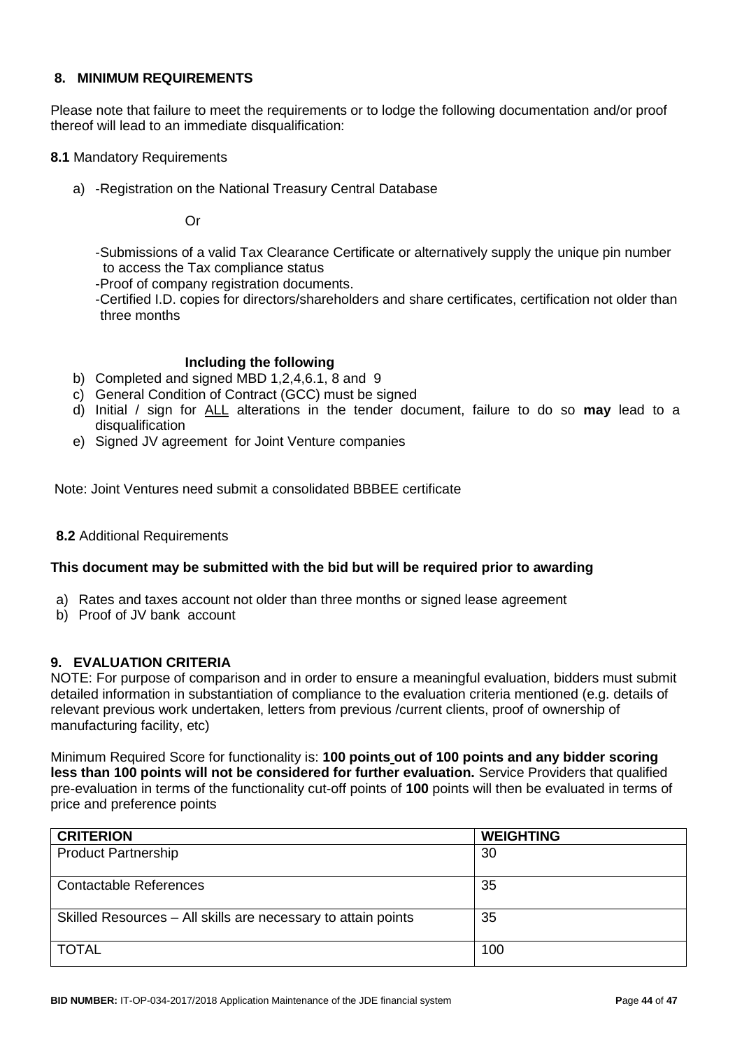## 8. MINIMUM REQUIREMENTS

Please note that failure to meet the requirements or to lodge the following documentation and/or proof thereof will lead to an immediate disqualification:

**8.1** Mandatory Requirements

a) -Registration on the National Treasury Central Database

Or

-Submissions of a valid Tax Clearance Certificate or alternatively supply the unique pin number to access the Tax compliance status

-Proof of company registration documents.

-Certified I.D. copies for directors/shareholders and share certificates, certification not older than three months

**Including the following**

b) Completed and signed MBD 1,2,4,6.1, 8 and 9

c) General Condition of Contract (GCC) must be signed

d) Initial / sign for ALL alterations in the tender document, failure to do so **may** lead to a disqualification

e) Signed JV agreement for Joint Venture companies

Note: Joint Ventures need submit a consolidated BBBEE certificate

**8.2** Additional Requirements

**This document may be submitted with the bid but will be required prior to awarding**

a) Rates and taxes account not older than three months or signed lease agreement

b) Proof of JV bank account

## 9. EVALUATION CRITERIA

NOTE: For purpose of comparison and in order to ensure a meaningful evaluation, bidders must submit detailed information in substantiation of compliance to the evaluation criteria mentioned (e.g. details of relevant previous work undertaken, letters from previous /current clients, proof of ownership of manufacturing facility, etc)

Minimum Required Score for functionality is: **100 points out of 100 points and any bidder scoring less than 100 points will not be considered for further evaluation.** Service Providers that qualified pre-evaluation in terms of the functionality cut-off points of **100** points will then be evaluated in terms of price and preference points

| CRITERION | WEIGHTING |
| --- | --- |
| Product Partnership | 30 |
| Contactable References | 35 |
| Skilled Resources – All skills are necessary to attain points | 35 |
| TOTAL | 100 |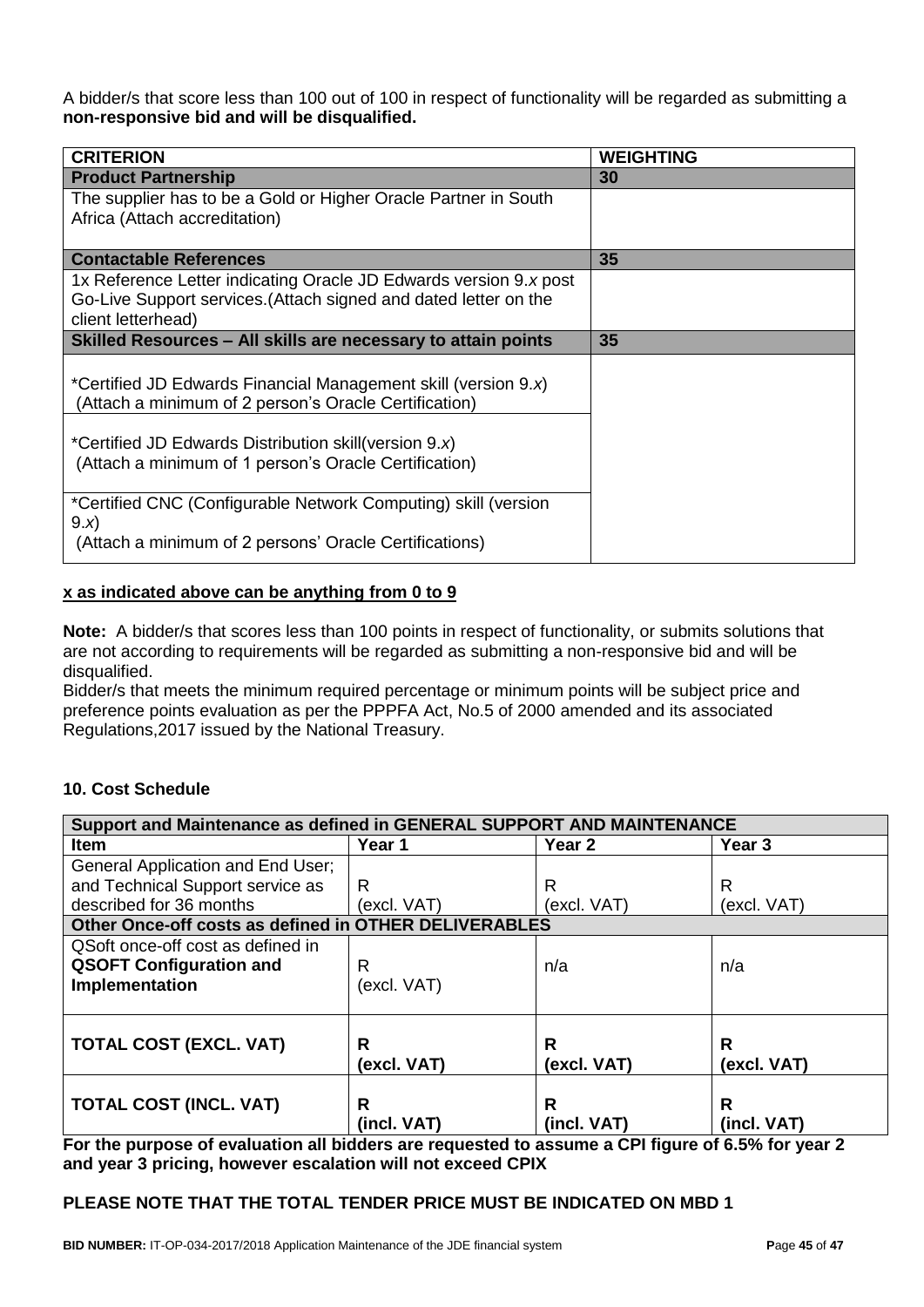A bidder/s that score less than 100 out of 100 in respect of functionality will be regarded as submitting a **non-responsive bid and will be disqualified.**

| CRITERION | WEIGHTING |
|---|---|
| **Product Partnership** | **30** |
| The supplier has to be a Gold or Higher Oracle Partner in South Africa (Attach accreditation) | |
| **Contactable References** | **35** |
| 1x Reference Letter indicating Oracle JD Edwards version 9.*x* post Go-Live Support services.(Attach signed and dated letter on the client letterhead) | |
| **Skilled Resources – All skills are necessary to attain points** | **35** |
| *Certified JD Edwards Financial Management skill (version 9.*x*) (Attach a minimum of 2 person's Oracle Certification) | |
| *Certified JD Edwards Distribution skill(version 9.*x*) (Attach a minimum of 1 person's Oracle Certification) | |
| *Certified CNC (Configurable Network Computing) skill (version 9.*x*) (Attach a minimum of 2 persons' Oracle Certifications) | |

**x as indicated above can be anything from 0 to 9**

**Note:** A bidder/s that scores less than 100 points in respect of functionality, or submits solutions that are not according to requirements will be regarded as submitting a non-responsive bid and will be disqualified.

Bidder/s that meets the minimum required percentage or minimum points will be subject price and preference points evaluation as per the PPPFA Act, No.5 of 2000 amended and its associated Regulations,2017 issued by the National Treasury.

### 10. Cost Schedule

| Support and Maintenance as defined in GENERAL SUPPORT AND MAINTENANCE | | | |
|---|---|---|---|
| **Item** | **Year 1** | **Year 2** | **Year 3** |
| General Application and End User; and Technical Support service as described for 36 months | R (excl. VAT) | R (excl. VAT) | R (excl. VAT) |
| **Other Once-off costs as defined in OTHER DELIVERABLES** | | | |
| QSoft once-off cost as defined in **QSOFT Configuration and Implementation** | R (excl. VAT) | n/a | n/a |
| **TOTAL COST (EXCL. VAT)** | **R (excl. VAT)** | **R (excl. VAT)** | **R (excl. VAT)** |
| **TOTAL COST (INCL. VAT)** | **R (incl. VAT)** | **R (incl. VAT)** | **R (incl. VAT)** |

**For the purpose of evaluation all bidders are requested to assume a CPI figure of 6.5% for year 2 and year 3 pricing, however escalation will not exceed CPIX**

**PLEASE NOTE THAT THE TOTAL TENDER PRICE MUST BE INDICATED ON MBD 1**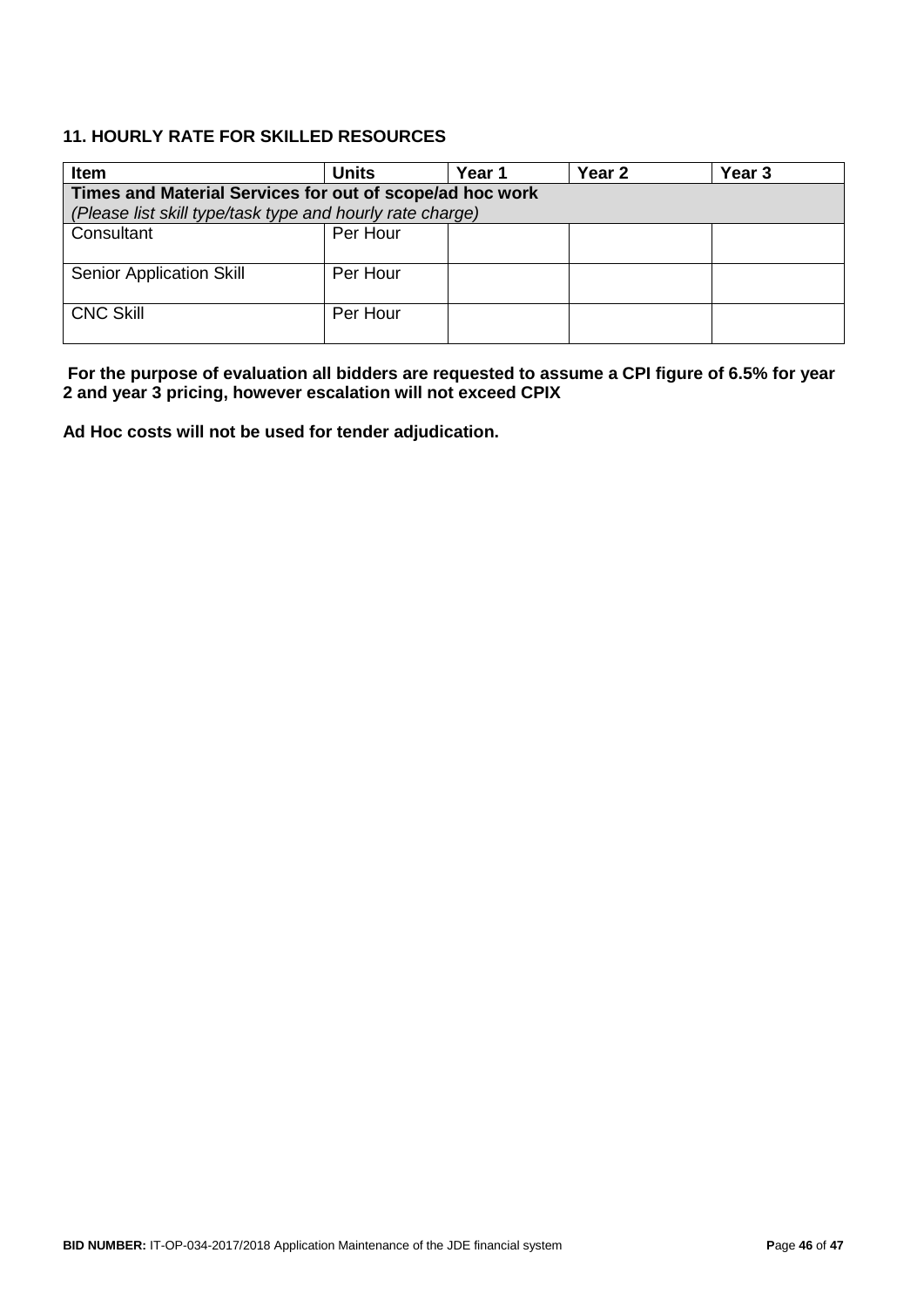### 11. HOURLY RATE FOR SKILLED RESOURCES

| Item | Units | Year 1 | Year 2 | Year 3 |
|---|---|---|---|---|
| **Times and Material Services for out of scope/ad hoc work** *(Please list skill type/task type and hourly rate charge)* | | | | |
| Consultant | Per Hour | | | |
| Senior Application Skill | Per Hour | | | |
| CNC Skill | Per Hour | | | |

**For the purpose of evaluation all bidders are requested to assume a CPI figure of 6.5% for year 2 and year 3 pricing, however escalation will not exceed CPIX**

**Ad Hoc costs will not be used for tender adjudication.**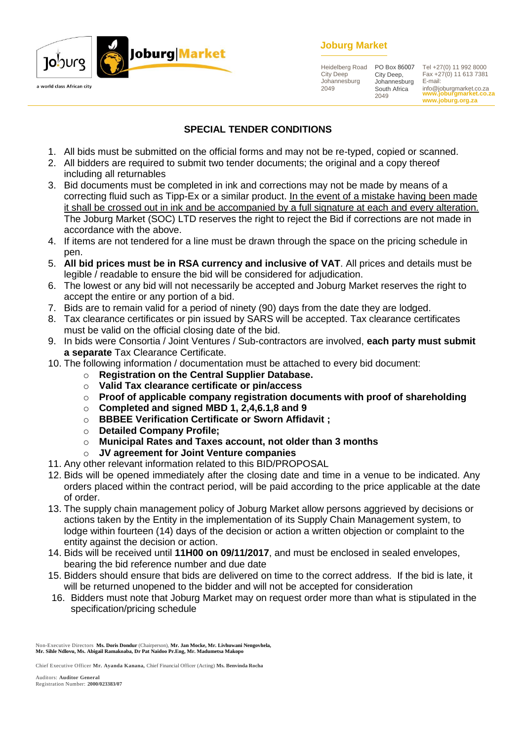Joburg Market

Heidelberg Road
City Deep
Johannesburg
2049

PO Box 86007
City Deep,
Johannesburg
South Africa
2049

Tel +27(0) 11 992 8000
Fax +27(0) 11 613 7381
E-mail:
info@joburgmarket.co.za
www.joburgmarket.co.za
www.joburg.org.za

## SPECIAL TENDER CONDITIONS

1. All bids must be submitted on the official forms and may not be re-typed, copied or scanned.
2. All bidders are required to submit two tender documents; the original and a copy thereof including all returnables
3. Bid documents must be completed in ink and corrections may not be made by means of a correcting fluid such as Tipp-Ex or a similar product. In the event of a mistake having been made it shall be crossed out in ink and be accompanied by a full signature at each and every alteration. The Joburg Market (SOC) LTD reserves the right to reject the Bid if corrections are not made in accordance with the above.
4. If items are not tendered for a line must be drawn through the space on the pricing schedule in pen.
5. **All bid prices must be in RSA currency and inclusive of VAT**. All prices and details must be legible / readable to ensure the bid will be considered for adjudication.
6. The lowest or any bid will not necessarily be accepted and Joburg Market reserves the right to accept the entire or any portion of a bid.
7. Bids are to remain valid for a period of ninety (90) days from the date they are lodged.
8. Tax clearance certificates or pin issued by SARS will be accepted. Tax clearance certificates must be valid on the official closing date of the bid.
9. In bids were Consortia / Joint Ventures / Sub-contractors are involved, **each party must submit a separate** Tax Clearance Certificate.
10. The following information / documentation must be attached to every bid document:
    - **Registration on the Central Supplier Database.**
    - **Valid Tax clearance certificate or pin/access**
    - **Proof of applicable company registration documents with proof of shareholding**
    - **Completed and signed MBD 1, 2,4,6.1,8 and 9**
    - **BBBEE Verification Certificate or Sworn Affidavit ;**
    - **Detailed Company Profile;**
    - **Municipal Rates and Taxes account, not older than 3 months**
    - **JV agreement for Joint Venture companies**
11. Any other relevant information related to this BID/PROPOSAL
12. Bids will be opened immediately after the closing date and time in a venue to be indicated. Any orders placed within the contract period, will be paid according to the price applicable at the date of order.
13. The supply chain management policy of Joburg Market allow persons aggrieved by decisions or actions taken by the Entity in the implementation of its Supply Chain Management system, to lodge within fourteen (14) days of the decision or action a written objection or complaint to the entity against the decision or action.
14. Bids will be received until **11H00 on 09/11/2017**, and must be enclosed in sealed envelopes, bearing the bid reference number and due date
15. Bidders should ensure that bids are delivered on time to the correct address. If the bid is late, it will be returned unopened to the bidder and will not be accepted for consideration
16. Bidders must note that Joburg Market may on request order more than what is stipulated in the specification/pricing schedule

Non-Executive Directors **Ms. Doris Dondur** (Chairperson), **Mr. Jan Mocke, Mr. Livhuwani Nengovhela, Mr. Sihle Ndlovu, Ms. Abigail Ramakoaba, Dr Pat Naidoo Pr.Eng, Mr. Madumetsa Makopo**

Chief Executive Officer **Mr. Ayanda Kanana,** Chief Financial Officer (Acting) **Ms. Benvinda Rocha**

Auditors: **Auditor General**
Registration Number: **2000/023383/07**